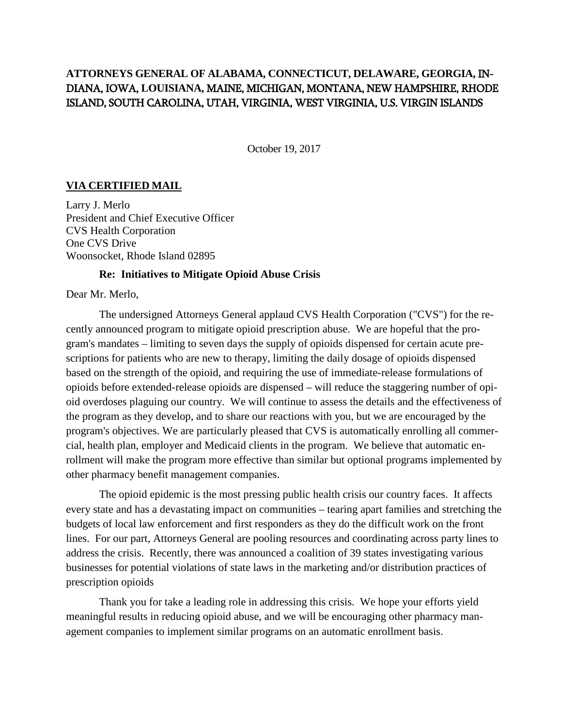**ATTORNEYS GENERAL OF ALABAMA, CONNECTICUT, DELAWARE, GEORGIA, INDIANA, IOWA, LOUISIANA, MAINE, MICHIGAN, MONTANA, NEW HAMPSHIRE, RHODE ISLAND, SOUTH CAROLINA, UTAH, VIRGINIA, WEST VIRGINIA, U.S. VIRGIN ISLANDS**

October 19, 2017

**VIA CERTIFIED MAIL**

Larry J. Merlo
President and Chief Executive Officer
CVS Health Corporation
One CVS Drive
Woonsocket, Rhode Island 02895

**Re: Initiatives to Mitigate Opioid Abuse Crisis**

Dear Mr. Merlo,

The undersigned Attorneys General applaud CVS Health Corporation ("CVS") for the recently announced program to mitigate opioid prescription abuse. We are hopeful that the program's mandates – limiting to seven days the supply of opioids dispensed for certain acute prescriptions for patients who are new to therapy, limiting the daily dosage of opioids dispensed based on the strength of the opioid, and requiring the use of immediate-release formulations of opioids before extended-release opioids are dispensed – will reduce the staggering number of opioid overdoses plaguing our country. We will continue to assess the details and the effectiveness of the program as they develop, and to share our reactions with you, but we are encouraged by the program's objectives. We are particularly pleased that CVS is automatically enrolling all commercial, health plan, employer and Medicaid clients in the program. We believe that automatic enrollment will make the program more effective than similar but optional programs implemented by other pharmacy benefit management companies.

The opioid epidemic is the most pressing public health crisis our country faces. It affects every state and has a devastating impact on communities – tearing apart families and stretching the budgets of local law enforcement and first responders as they do the difficult work on the front lines. For our part, Attorneys General are pooling resources and coordinating across party lines to address the crisis. Recently, there was announced a coalition of 39 states investigating various businesses for potential violations of state laws in the marketing and/or distribution practices of prescription opioids

Thank you for take a leading role in addressing this crisis. We hope your efforts yield meaningful results in reducing opioid abuse, and we will be encouraging other pharmacy management companies to implement similar programs on an automatic enrollment basis.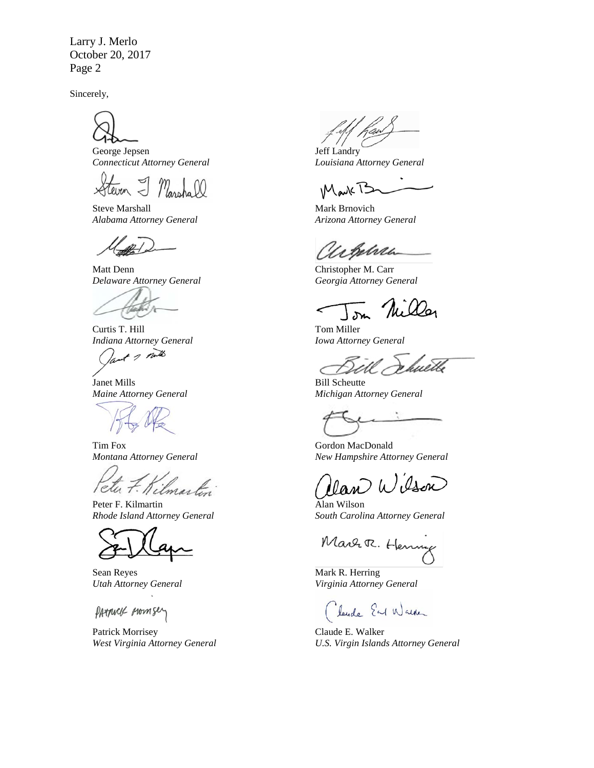Larry J. Merlo
October 20, 2017
Page 2

Sincerely,

George Jepsen
*Connecticut Attorney General*

Jeff Landry
*Louisiana Attorney General*

Steve Marshall
*Alabama Attorney General*

Mark Brnovich
*Arizona Attorney General*

Matt Denn
*Delaware Attorney General*

Christopher M. Carr
*Georgia Attorney General*

Curtis T. Hill
*Indiana Attorney General*

Tom Miller
*Iowa Attorney General*

Janet Mills
*Maine Attorney General*

Bill Scheutte
*Michigan Attorney General*

Tim Fox
*Montana Attorney General*

Gordon MacDonald
*New Hampshire Attorney General*

Peter F. Kilmartin
*Rhode Island Attorney General*

Alan Wilson
*South Carolina Attorney General*

Sean Reyes
*Utah Attorney General*

Mark R. Herring
*Virginia Attorney General*

Patrick Morrisey
*West Virginia Attorney General*

Claude E. Walker
*U.S. Virgin Islands Attorney General*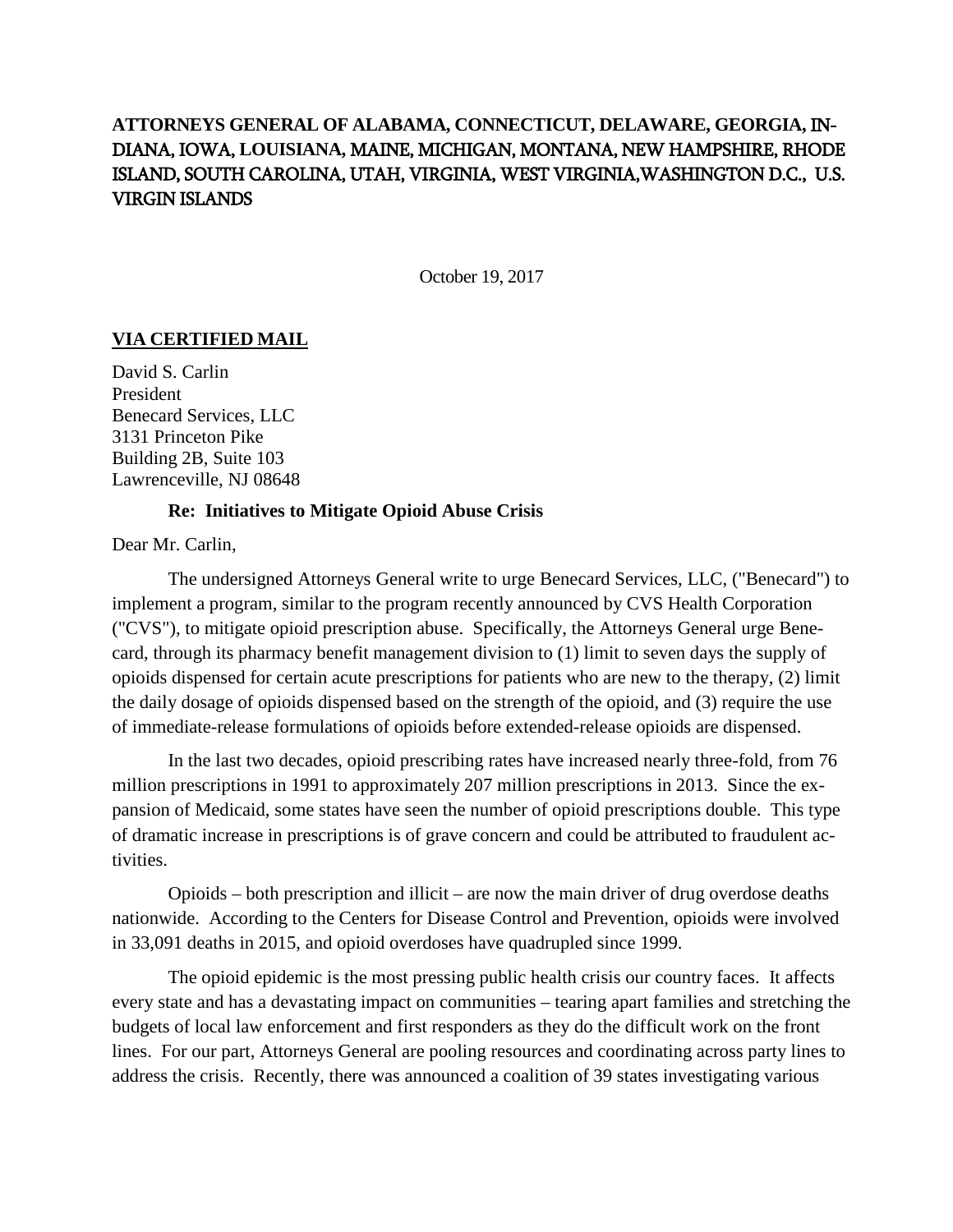**ATTORNEYS GENERAL OF ALABAMA, CONNECTICUT, DELAWARE, GEORGIA, INDIANA, IOWA, LOUISIANA, MAINE, MICHIGAN, MONTANA, NEW HAMPSHIRE, RHODE ISLAND, SOUTH CAROLINA, UTAH, VIRGINIA, WEST VIRGINIA, WASHINGTON D.C., U.S. VIRGIN ISLANDS**

October 19, 2017

**VIA CERTIFIED MAIL**

David S. Carlin
President
Benecard Services, LLC
3131 Princeton Pike
Building 2B, Suite 103
Lawrenceville, NJ 08648

**Re: Initiatives to Mitigate Opioid Abuse Crisis**

Dear Mr. Carlin,

The undersigned Attorneys General write to urge Benecard Services, LLC, ("Benecard") to implement a program, similar to the program recently announced by CVS Health Corporation ("CVS"), to mitigate opioid prescription abuse. Specifically, the Attorneys General urge Benecard, through its pharmacy benefit management division to (1) limit to seven days the supply of opioids dispensed for certain acute prescriptions for patients who are new to the therapy, (2) limit the daily dosage of opioids dispensed based on the strength of the opioid, and (3) require the use of immediate-release formulations of opioids before extended-release opioids are dispensed.

In the last two decades, opioid prescribing rates have increased nearly three-fold, from 76 million prescriptions in 1991 to approximately 207 million prescriptions in 2013. Since the expansion of Medicaid, some states have seen the number of opioid prescriptions double. This type of dramatic increase in prescriptions is of grave concern and could be attributed to fraudulent activities.

Opioids – both prescription and illicit – are now the main driver of drug overdose deaths nationwide. According to the Centers for Disease Control and Prevention, opioids were involved in 33,091 deaths in 2015, and opioid overdoses have quadrupled since 1999.

The opioid epidemic is the most pressing public health crisis our country faces. It affects every state and has a devastating impact on communities – tearing apart families and stretching the budgets of local law enforcement and first responders as they do the difficult work on the front lines. For our part, Attorneys General are pooling resources and coordinating across party lines to address the crisis. Recently, there was announced a coalition of 39 states investigating various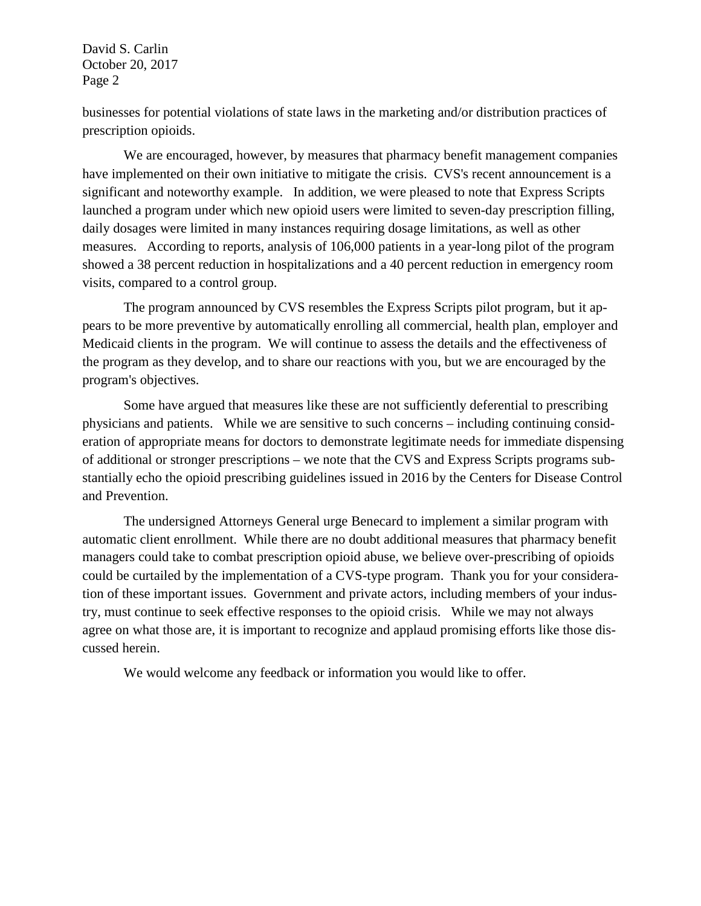businesses for potential violations of state laws in the marketing and/or distribution practices of prescription opioids.

We are encouraged, however, by measures that pharmacy benefit management companies have implemented on their own initiative to mitigate the crisis. CVS's recent announcement is a significant and noteworthy example. In addition, we were pleased to note that Express Scripts launched a program under which new opioid users were limited to seven-day prescription filling, daily dosages were limited in many instances requiring dosage limitations, as well as other measures. According to reports, analysis of 106,000 patients in a year-long pilot of the program showed a 38 percent reduction in hospitalizations and a 40 percent reduction in emergency room visits, compared to a control group.

The program announced by CVS resembles the Express Scripts pilot program, but it appears to be more preventive by automatically enrolling all commercial, health plan, employer and Medicaid clients in the program. We will continue to assess the details and the effectiveness of the program as they develop, and to share our reactions with you, but we are encouraged by the program's objectives.

Some have argued that measures like these are not sufficiently deferential to prescribing physicians and patients. While we are sensitive to such concerns – including continuing consideration of appropriate means for doctors to demonstrate legitimate needs for immediate dispensing of additional or stronger prescriptions – we note that the CVS and Express Scripts programs substantially echo the opioid prescribing guidelines issued in 2016 by the Centers for Disease Control and Prevention.

The undersigned Attorneys General urge Benecard to implement a similar program with automatic client enrollment. While there are no doubt additional measures that pharmacy benefit managers could take to combat prescription opioid abuse, we believe over-prescribing of opioids could be curtailed by the implementation of a CVS-type program. Thank you for your consideration of these important issues. Government and private actors, including members of your industry, must continue to seek effective responses to the opioid crisis. While we may not always agree on what those are, it is important to recognize and applaud promising efforts like those discussed herein.

We would welcome any feedback or information you would like to offer.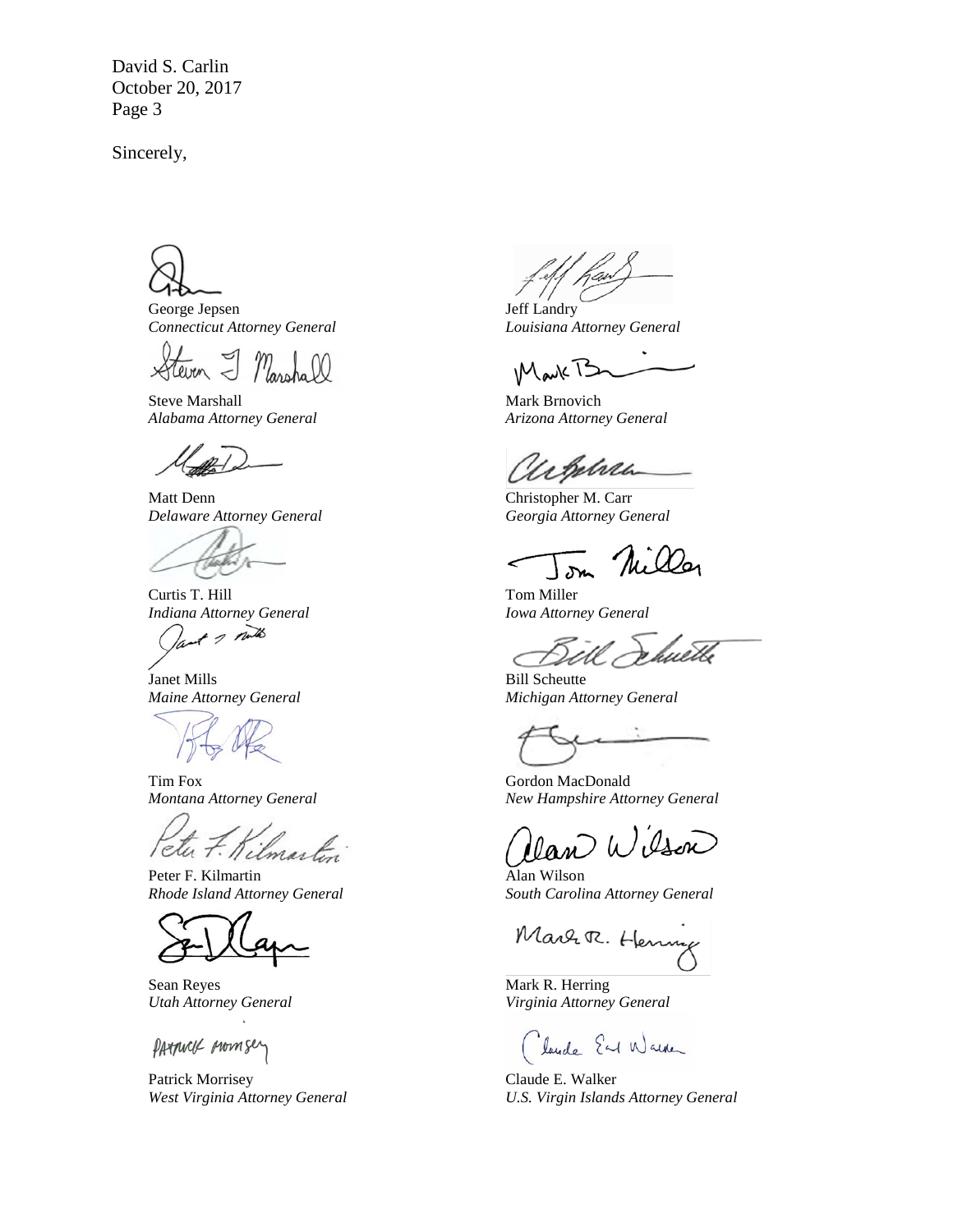David S. Carlin
October 20, 2017
Page 3

Sincerely,

George Jepsen
*Connecticut Attorney General*

Steve Marshall
*Alabama Attorney General*

Matt Denn
*Delaware Attorney General*

Curtis T. Hill
*Indiana Attorney General*

Janet Mills
*Maine Attorney General*

Tim Fox
*Montana Attorney General*

Peter F. Kilmartin
*Rhode Island Attorney General*

Sean Reyes
*Utah Attorney General*

Patrick Morrisey
*West Virginia Attorney General*

Jeff Landry
*Louisiana Attorney General*

Mark Brnovich
*Arizona Attorney General*

Christopher M. Carr
*Georgia Attorney General*

Tom Miller
*Iowa Attorney General*

Bill Scheutte
*Michigan Attorney General*

Gordon MacDonald
*New Hampshire Attorney General*

Alan Wilson
*South Carolina Attorney General*

Mark R. Herring
*Virginia Attorney General*

Claude E. Walker
*U.S. Virgin Islands Attorney General*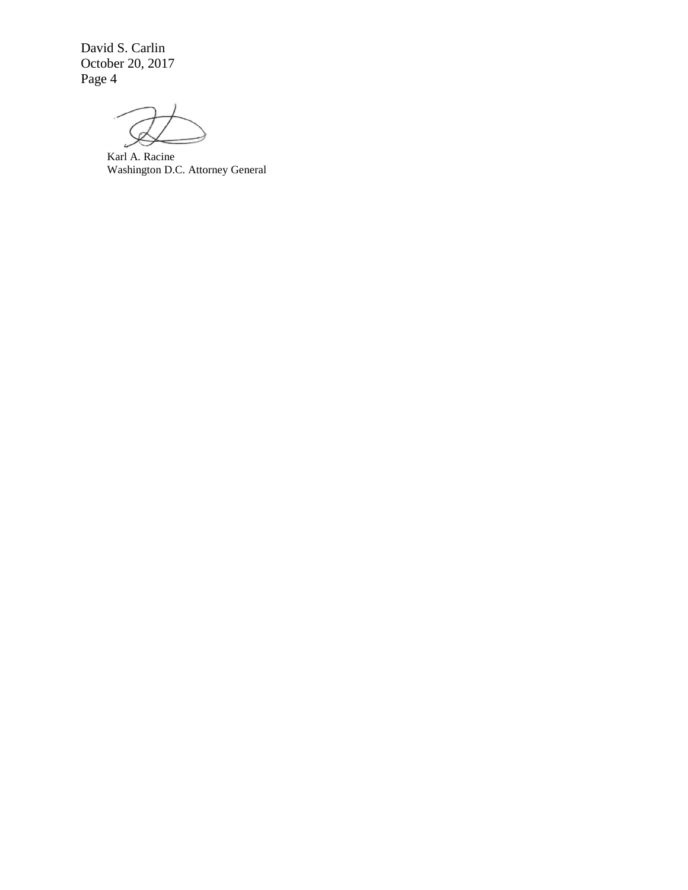Karl A. Racine
Washington D.C. Attorney General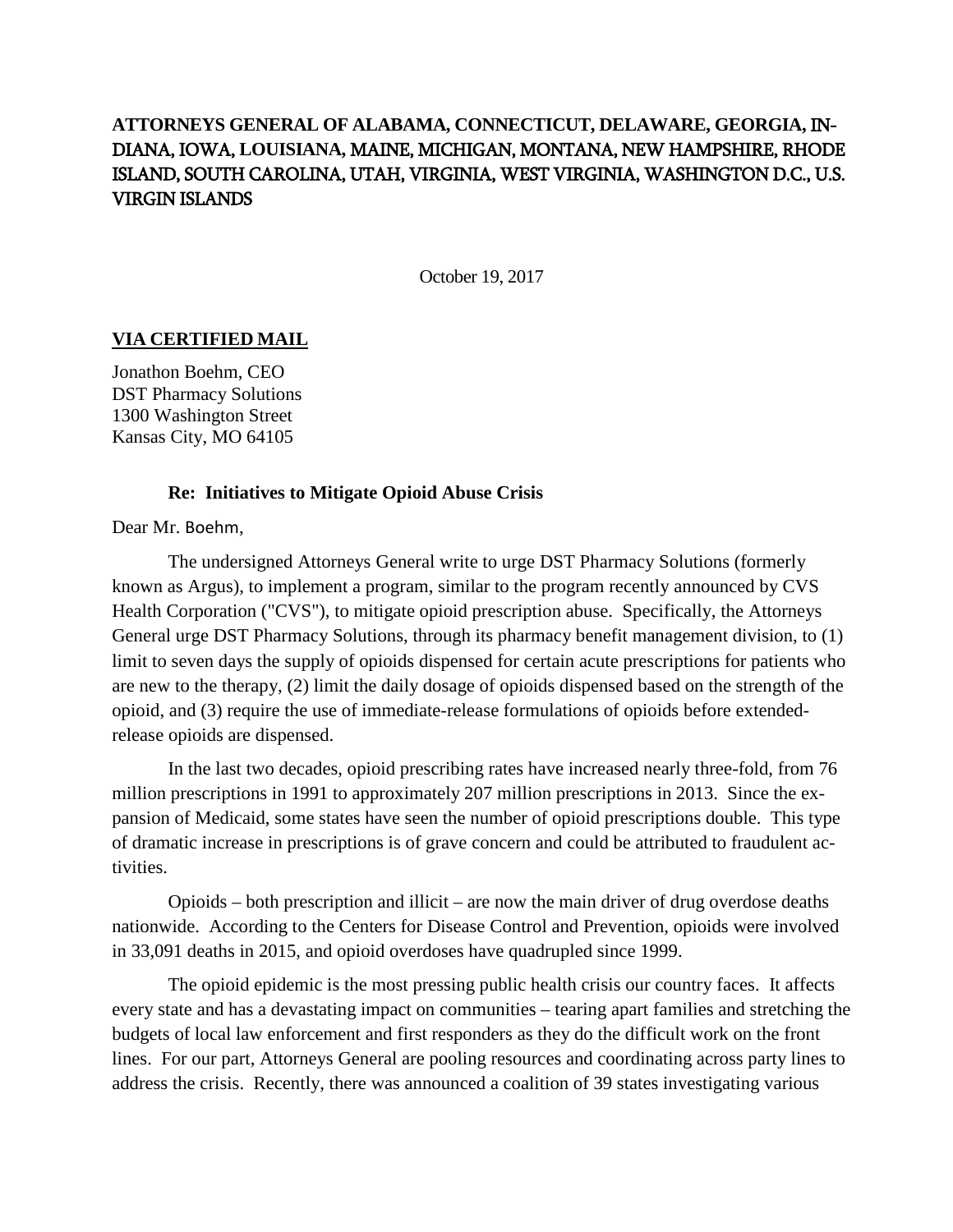**ATTORNEYS GENERAL OF ALABAMA, CONNECTICUT, DELAWARE, GEORGIA, INDIANA, IOWA, LOUISIANA, MAINE, MICHIGAN, MONTANA, NEW HAMPSHIRE, RHODE ISLAND, SOUTH CAROLINA, UTAH, VIRGINIA, WEST VIRGINIA, WASHINGTON D.C., U.S. VIRGIN ISLANDS**

October 19, 2017

**VIA CERTIFIED MAIL**

Jonathon Boehm, CEO
DST Pharmacy Solutions
1300 Washington Street
Kansas City, MO 64105

**Re: Initiatives to Mitigate Opioid Abuse Crisis**

Dear Mr. Boehm,

The undersigned Attorneys General write to urge DST Pharmacy Solutions (formerly known as Argus), to implement a program, similar to the program recently announced by CVS Health Corporation ("CVS"), to mitigate opioid prescription abuse. Specifically, the Attorneys General urge DST Pharmacy Solutions, through its pharmacy benefit management division, to (1) limit to seven days the supply of opioids dispensed for certain acute prescriptions for patients who are new to the therapy, (2) limit the daily dosage of opioids dispensed based on the strength of the opioid, and (3) require the use of immediate-release formulations of opioids before extended-release opioids are dispensed.

In the last two decades, opioid prescribing rates have increased nearly three-fold, from 76 million prescriptions in 1991 to approximately 207 million prescriptions in 2013. Since the expansion of Medicaid, some states have seen the number of opioid prescriptions double. This type of dramatic increase in prescriptions is of grave concern and could be attributed to fraudulent activities.

Opioids – both prescription and illicit – are now the main driver of drug overdose deaths nationwide. According to the Centers for Disease Control and Prevention, opioids were involved in 33,091 deaths in 2015, and opioid overdoses have quadrupled since 1999.

The opioid epidemic is the most pressing public health crisis our country faces. It affects every state and has a devastating impact on communities – tearing apart families and stretching the budgets of local law enforcement and first responders as they do the difficult work on the front lines. For our part, Attorneys General are pooling resources and coordinating across party lines to address the crisis. Recently, there was announced a coalition of 39 states investigating various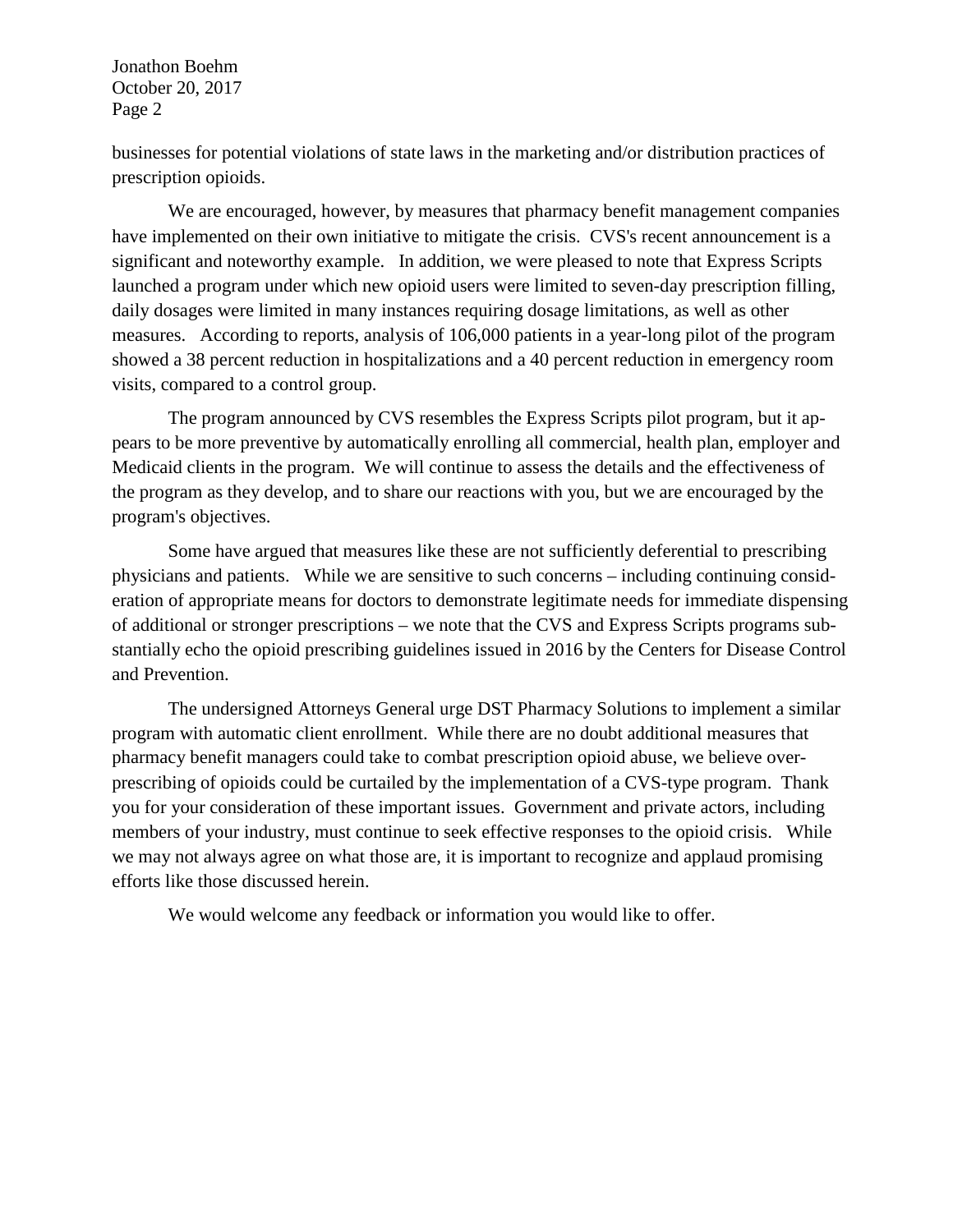businesses for potential violations of state laws in the marketing and/or distribution practices of prescription opioids.

We are encouraged, however, by measures that pharmacy benefit management companies have implemented on their own initiative to mitigate the crisis. CVS's recent announcement is a significant and noteworthy example. In addition, we were pleased to note that Express Scripts launched a program under which new opioid users were limited to seven-day prescription filling, daily dosages were limited in many instances requiring dosage limitations, as well as other measures. According to reports, analysis of 106,000 patients in a year-long pilot of the program showed a 38 percent reduction in hospitalizations and a 40 percent reduction in emergency room visits, compared to a control group.

The program announced by CVS resembles the Express Scripts pilot program, but it appears to be more preventive by automatically enrolling all commercial, health plan, employer and Medicaid clients in the program. We will continue to assess the details and the effectiveness of the program as they develop, and to share our reactions with you, but we are encouraged by the program's objectives.

Some have argued that measures like these are not sufficiently deferential to prescribing physicians and patients. While we are sensitive to such concerns – including continuing consideration of appropriate means for doctors to demonstrate legitimate needs for immediate dispensing of additional or stronger prescriptions – we note that the CVS and Express Scripts programs substantially echo the opioid prescribing guidelines issued in 2016 by the Centers for Disease Control and Prevention.

The undersigned Attorneys General urge DST Pharmacy Solutions to implement a similar program with automatic client enrollment. While there are no doubt additional measures that pharmacy benefit managers could take to combat prescription opioid abuse, we believe over-prescribing of opioids could be curtailed by the implementation of a CVS-type program. Thank you for your consideration of these important issues. Government and private actors, including members of your industry, must continue to seek effective responses to the opioid crisis. While we may not always agree on what those are, it is important to recognize and applaud promising efforts like those discussed herein.

We would welcome any feedback or information you would like to offer.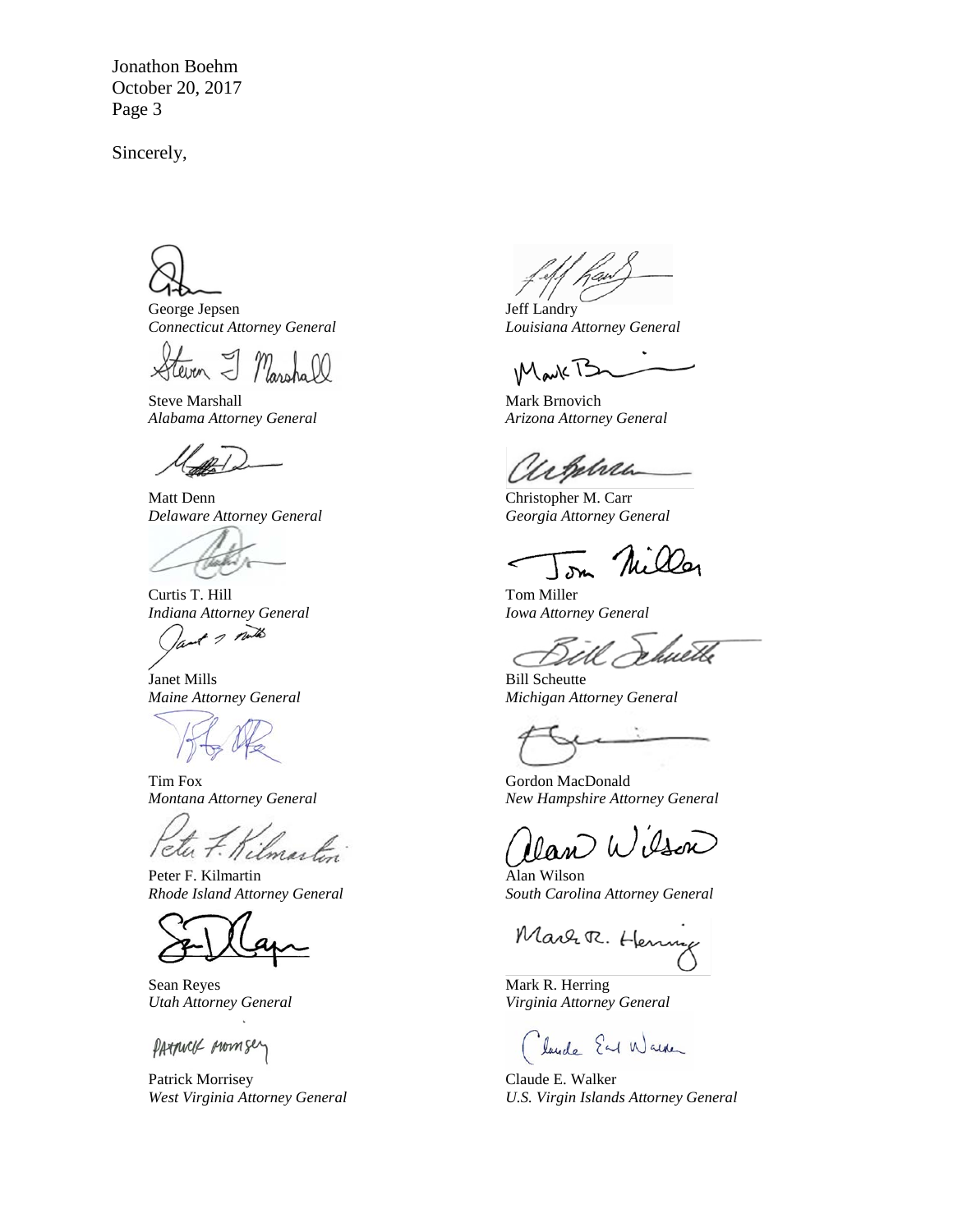Sincerely,

George Jepsen
*Connecticut Attorney General*

Jeff Landry
*Louisiana Attorney General*

Steve Marshall
*Alabama Attorney General*

Mark Brnovich
*Arizona Attorney General*

Matt Denn
*Delaware Attorney General*

Christopher M. Carr
*Georgia Attorney General*

Curtis T. Hill
*Indiana Attorney General*

Tom Miller
*Iowa Attorney General*

Janet Mills
*Maine Attorney General*

Bill Scheutte
*Michigan Attorney General*

Tim Fox
*Montana Attorney General*

Gordon MacDonald
*New Hampshire Attorney General*

Peter F. Kilmartin
*Rhode Island Attorney General*

Alan Wilson
*South Carolina Attorney General*

Sean Reyes
*Utah Attorney General*

Mark R. Herring
*Virginia Attorney General*

Patrick Morrisey
*West Virginia Attorney General*

Claude E. Walker
*U.S. Virgin Islands Attorney General*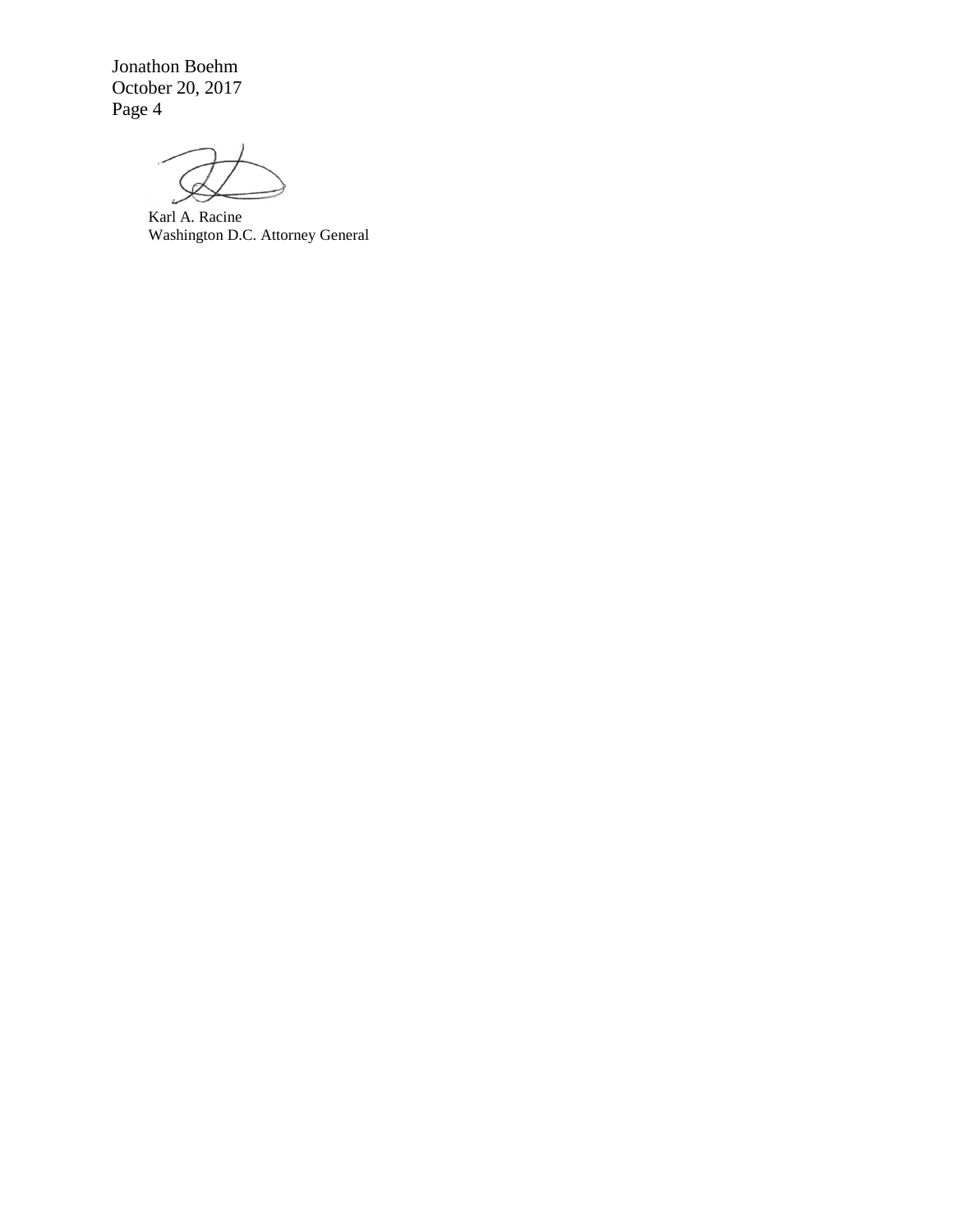Karl A. Racine
Washington D.C. Attorney General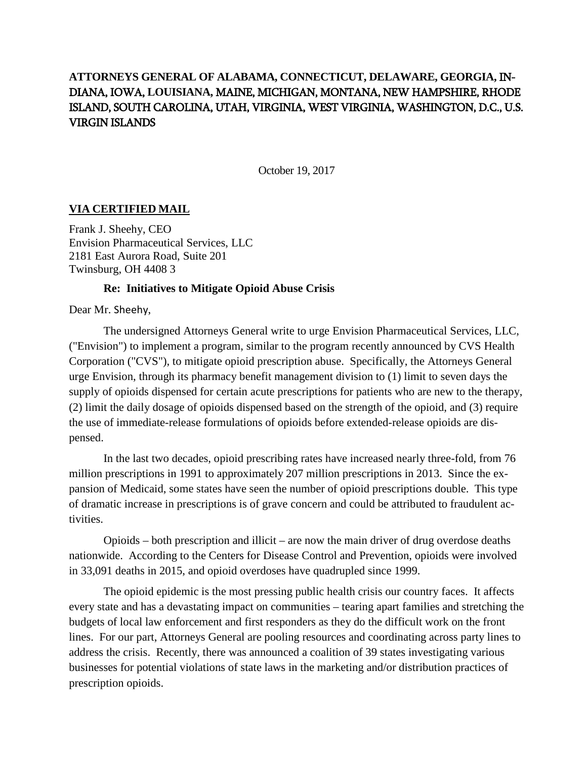**ATTORNEYS GENERAL OF ALABAMA, CONNECTICUT, DELAWARE, GEORGIA, INDIANA, IOWA, LOUISIANA, MAINE, MICHIGAN, MONTANA, NEW HAMPSHIRE, RHODE ISLAND, SOUTH CAROLINA, UTAH, VIRGINIA, WEST VIRGINIA, WASHINGTON, D.C., U.S. VIRGIN ISLANDS**

October 19, 2017

**VIA CERTIFIED MAIL**

Frank J. Sheehy, CEO
Envision Pharmaceutical Services, LLC
2181 East Aurora Road, Suite 201
Twinsburg, OH 4408 3

**Re: Initiatives to Mitigate Opioid Abuse Crisis**

Dear Mr. Sheehy,

The undersigned Attorneys General write to urge Envision Pharmaceutical Services, LLC, ("Envision") to implement a program, similar to the program recently announced by CVS Health Corporation ("CVS"), to mitigate opioid prescription abuse. Specifically, the Attorneys General urge Envision, through its pharmacy benefit management division to (1) limit to seven days the supply of opioids dispensed for certain acute prescriptions for patients who are new to the therapy, (2) limit the daily dosage of opioids dispensed based on the strength of the opioid, and (3) require the use of immediate-release formulations of opioids before extended-release opioids are dispensed.

In the last two decades, opioid prescribing rates have increased nearly three-fold, from 76 million prescriptions in 1991 to approximately 207 million prescriptions in 2013. Since the expansion of Medicaid, some states have seen the number of opioid prescriptions double. This type of dramatic increase in prescriptions is of grave concern and could be attributed to fraudulent activities.

Opioids – both prescription and illicit – are now the main driver of drug overdose deaths nationwide. According to the Centers for Disease Control and Prevention, opioids were involved in 33,091 deaths in 2015, and opioid overdoses have quadrupled since 1999.

The opioid epidemic is the most pressing public health crisis our country faces. It affects every state and has a devastating impact on communities – tearing apart families and stretching the budgets of local law enforcement and first responders as they do the difficult work on the front lines. For our part, Attorneys General are pooling resources and coordinating across party lines to address the crisis. Recently, there was announced a coalition of 39 states investigating various businesses for potential violations of state laws in the marketing and/or distribution practices of prescription opioids.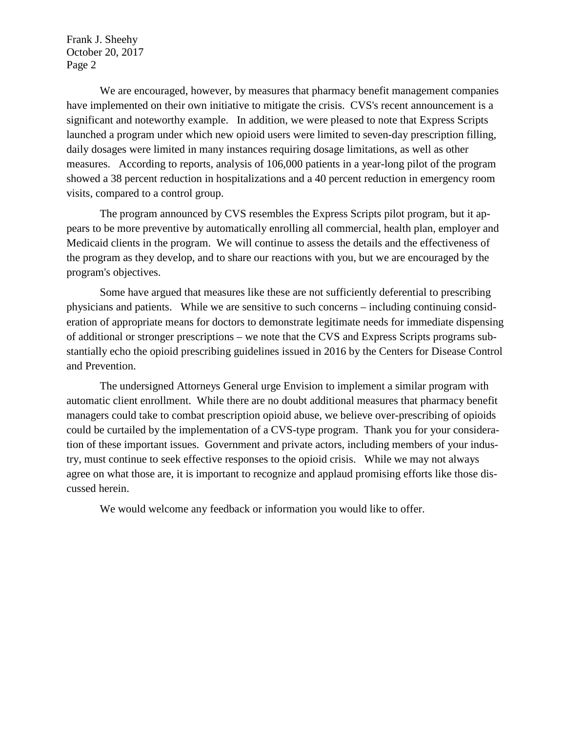We are encouraged, however, by measures that pharmacy benefit management companies have implemented on their own initiative to mitigate the crisis. CVS's recent announcement is a significant and noteworthy example. In addition, we were pleased to note that Express Scripts launched a program under which new opioid users were limited to seven-day prescription filling, daily dosages were limited in many instances requiring dosage limitations, as well as other measures. According to reports, analysis of 106,000 patients in a year-long pilot of the program showed a 38 percent reduction in hospitalizations and a 40 percent reduction in emergency room visits, compared to a control group.

The program announced by CVS resembles the Express Scripts pilot program, but it appears to be more preventive by automatically enrolling all commercial, health plan, employer and Medicaid clients in the program. We will continue to assess the details and the effectiveness of the program as they develop, and to share our reactions with you, but we are encouraged by the program's objectives.

Some have argued that measures like these are not sufficiently deferential to prescribing physicians and patients. While we are sensitive to such concerns – including continuing consideration of appropriate means for doctors to demonstrate legitimate needs for immediate dispensing of additional or stronger prescriptions – we note that the CVS and Express Scripts programs substantially echo the opioid prescribing guidelines issued in 2016 by the Centers for Disease Control and Prevention.

The undersigned Attorneys General urge Envision to implement a similar program with automatic client enrollment. While there are no doubt additional measures that pharmacy benefit managers could take to combat prescription opioid abuse, we believe over-prescribing of opioids could be curtailed by the implementation of a CVS-type program. Thank you for your consideration of these important issues. Government and private actors, including members of your industry, must continue to seek effective responses to the opioid crisis. While we may not always agree on what those are, it is important to recognize and applaud promising efforts like those discussed herein.

We would welcome any feedback or information you would like to offer.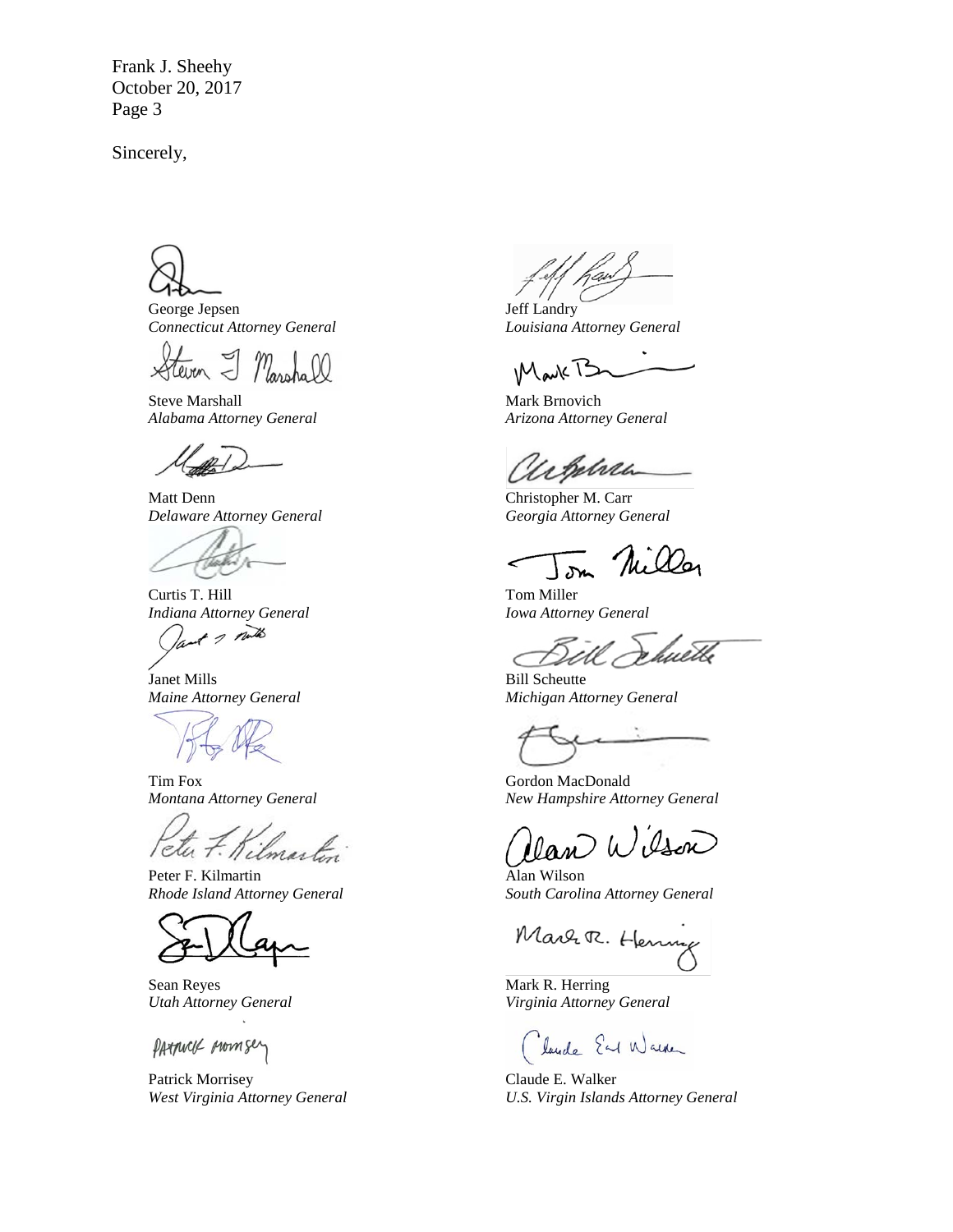Sincerely,

George Jepsen
*Connecticut Attorney General*

Jeff Landry
*Louisiana Attorney General*

Steve Marshall
*Alabama Attorney General*

Mark Brnovich
*Arizona Attorney General*

Matt Denn
*Delaware Attorney General*

Christopher M. Carr
*Georgia Attorney General*

Curtis T. Hill
*Indiana Attorney General*

Tom Miller
*Iowa Attorney General*

Janet Mills
*Maine Attorney General*

Bill Scheutte
*Michigan Attorney General*

Tim Fox
*Montana Attorney General*

Gordon MacDonald
*New Hampshire Attorney General*

Peter F. Kilmartin
*Rhode Island Attorney General*

Alan Wilson
*South Carolina Attorney General*

Sean Reyes
*Utah Attorney General*

Mark R. Herring
*Virginia Attorney General*

Patrick Morrisey
*West Virginia Attorney General*

Claude E. Walker
*U.S. Virgin Islands Attorney General*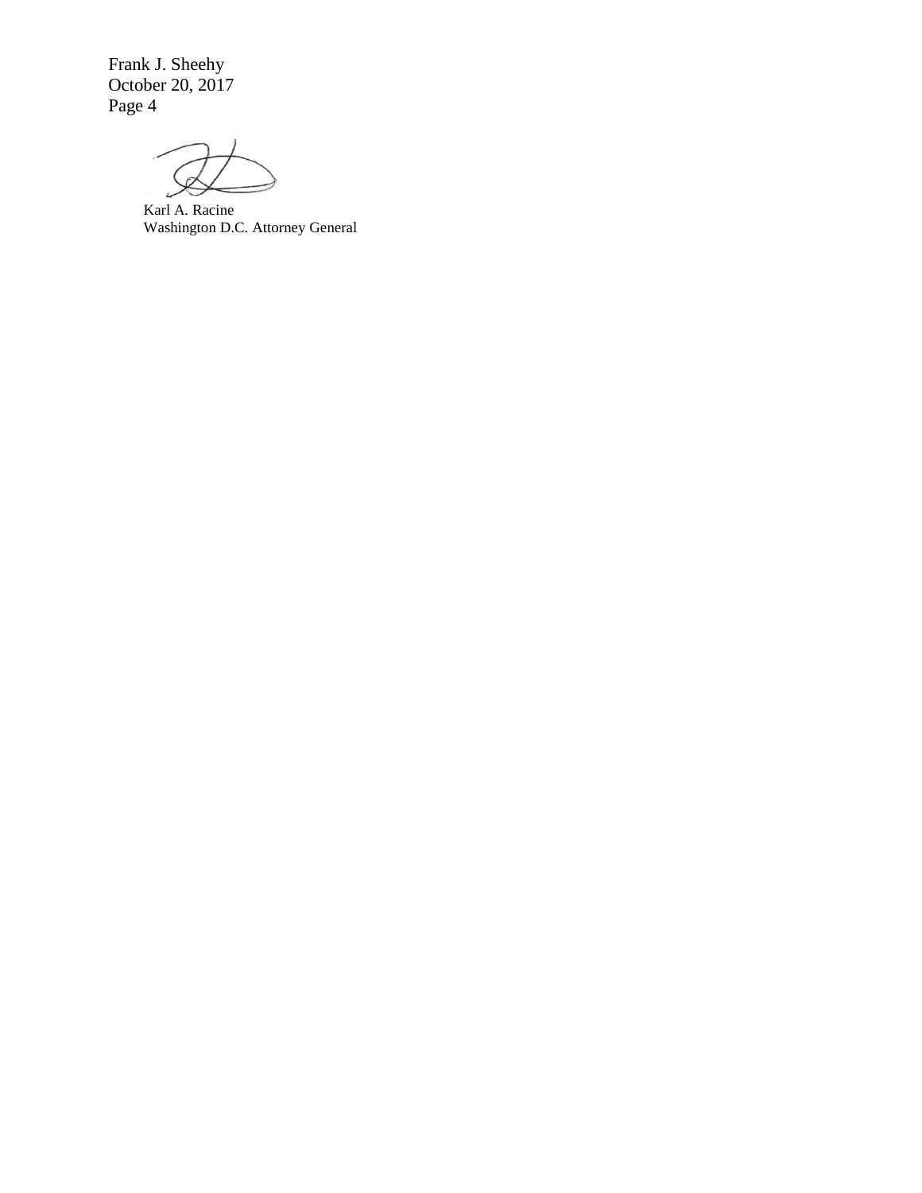Karl A. Racine
Washington D.C. Attorney General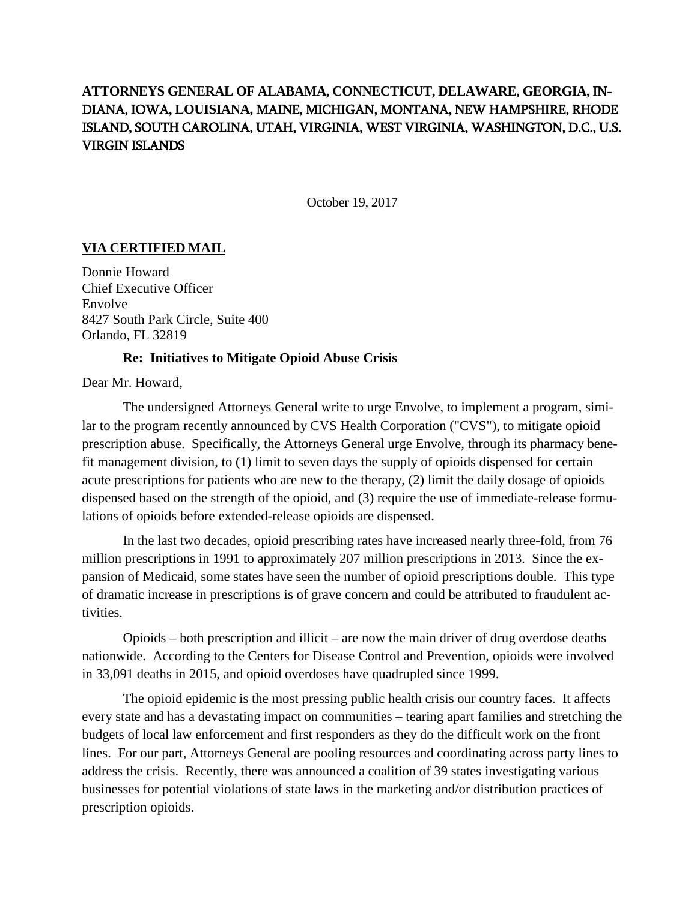**ATTORNEYS GENERAL OF ALABAMA, CONNECTICUT, DELAWARE, GEORGIA, INDIANA, IOWA, LOUISIANA, MAINE, MICHIGAN, MONTANA, NEW HAMPSHIRE, RHODE ISLAND, SOUTH CAROLINA, UTAH, VIRGINIA, WEST VIRGINIA, WASHINGTON, D.C., U.S. VIRGIN ISLANDS**

October 19, 2017

**VIA CERTIFIED MAIL**

Donnie Howard
Chief Executive Officer
Envolve
8427 South Park Circle, Suite 400
Orlando, FL 32819

**Re: Initiatives to Mitigate Opioid Abuse Crisis**

Dear Mr. Howard,

The undersigned Attorneys General write to urge Envolve, to implement a program, similar to the program recently announced by CVS Health Corporation ("CVS"), to mitigate opioid prescription abuse. Specifically, the Attorneys General urge Envolve, through its pharmacy benefit management division, to (1) limit to seven days the supply of opioids dispensed for certain acute prescriptions for patients who are new to the therapy, (2) limit the daily dosage of opioids dispensed based on the strength of the opioid, and (3) require the use of immediate-release formulations of opioids before extended-release opioids are dispensed.

In the last two decades, opioid prescribing rates have increased nearly three-fold, from 76 million prescriptions in 1991 to approximately 207 million prescriptions in 2013. Since the expansion of Medicaid, some states have seen the number of opioid prescriptions double. This type of dramatic increase in prescriptions is of grave concern and could be attributed to fraudulent activities.

Opioids – both prescription and illicit – are now the main driver of drug overdose deaths nationwide. According to the Centers for Disease Control and Prevention, opioids were involved in 33,091 deaths in 2015, and opioid overdoses have quadrupled since 1999.

The opioid epidemic is the most pressing public health crisis our country faces. It affects every state and has a devastating impact on communities – tearing apart families and stretching the budgets of local law enforcement and first responders as they do the difficult work on the front lines. For our part, Attorneys General are pooling resources and coordinating across party lines to address the crisis. Recently, there was announced a coalition of 39 states investigating various businesses for potential violations of state laws in the marketing and/or distribution practices of prescription opioids.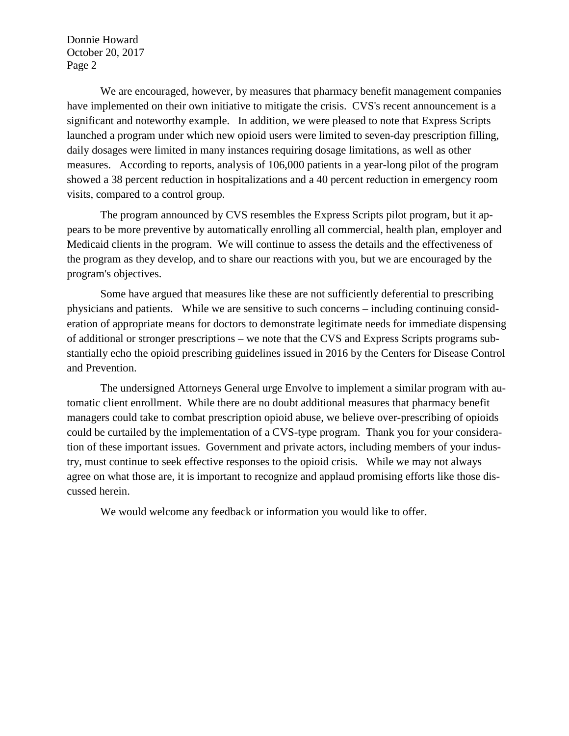We are encouraged, however, by measures that pharmacy benefit management companies have implemented on their own initiative to mitigate the crisis. CVS's recent announcement is a significant and noteworthy example. In addition, we were pleased to note that Express Scripts launched a program under which new opioid users were limited to seven-day prescription filling, daily dosages were limited in many instances requiring dosage limitations, as well as other measures. According to reports, analysis of 106,000 patients in a year-long pilot of the program showed a 38 percent reduction in hospitalizations and a 40 percent reduction in emergency room visits, compared to a control group.

The program announced by CVS resembles the Express Scripts pilot program, but it appears to be more preventive by automatically enrolling all commercial, health plan, employer and Medicaid clients in the program. We will continue to assess the details and the effectiveness of the program as they develop, and to share our reactions with you, but we are encouraged by the program's objectives.

Some have argued that measures like these are not sufficiently deferential to prescribing physicians and patients. While we are sensitive to such concerns – including continuing consideration of appropriate means for doctors to demonstrate legitimate needs for immediate dispensing of additional or stronger prescriptions – we note that the CVS and Express Scripts programs substantially echo the opioid prescribing guidelines issued in 2016 by the Centers for Disease Control and Prevention.

The undersigned Attorneys General urge Envolve to implement a similar program with automatic client enrollment. While there are no doubt additional measures that pharmacy benefit managers could take to combat prescription opioid abuse, we believe over-prescribing of opioids could be curtailed by the implementation of a CVS-type program. Thank you for your consideration of these important issues. Government and private actors, including members of your industry, must continue to seek effective responses to the opioid crisis. While we may not always agree on what those are, it is important to recognize and applaud promising efforts like those discussed herein.

We would welcome any feedback or information you would like to offer.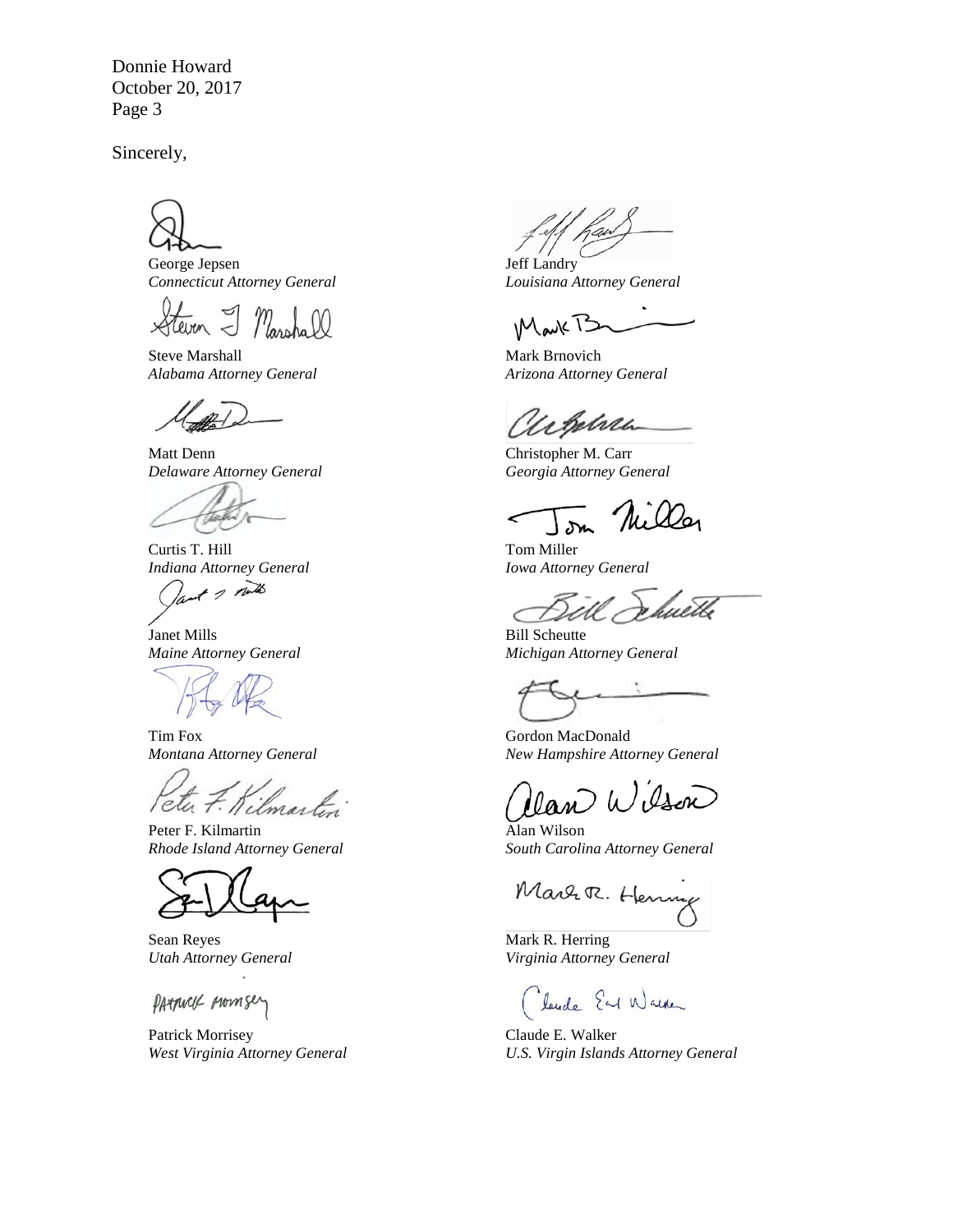Sincerely,

George Jepsen
*Connecticut Attorney General*

Jeff Landry
*Louisiana Attorney General*

Steve Marshall
*Alabama Attorney General*

Mark Brnovich
*Arizona Attorney General*

Matt Denn
*Delaware Attorney General*

Christopher M. Carr
*Georgia Attorney General*

Curtis T. Hill
*Indiana Attorney General*

Tom Miller
*Iowa Attorney General*

Janet Mills
*Maine Attorney General*

Bill Scheutte
*Michigan Attorney General*

Tim Fox
*Montana Attorney General*

Gordon MacDonald
*New Hampshire Attorney General*

Peter F. Kilmartin
*Rhode Island Attorney General*

Alan Wilson
*South Carolina Attorney General*

Sean Reyes
*Utah Attorney General*

Mark R. Herring
*Virginia Attorney General*

Patrick Morrisey
*West Virginia Attorney General*

Claude E. Walker
*U.S. Virgin Islands Attorney General*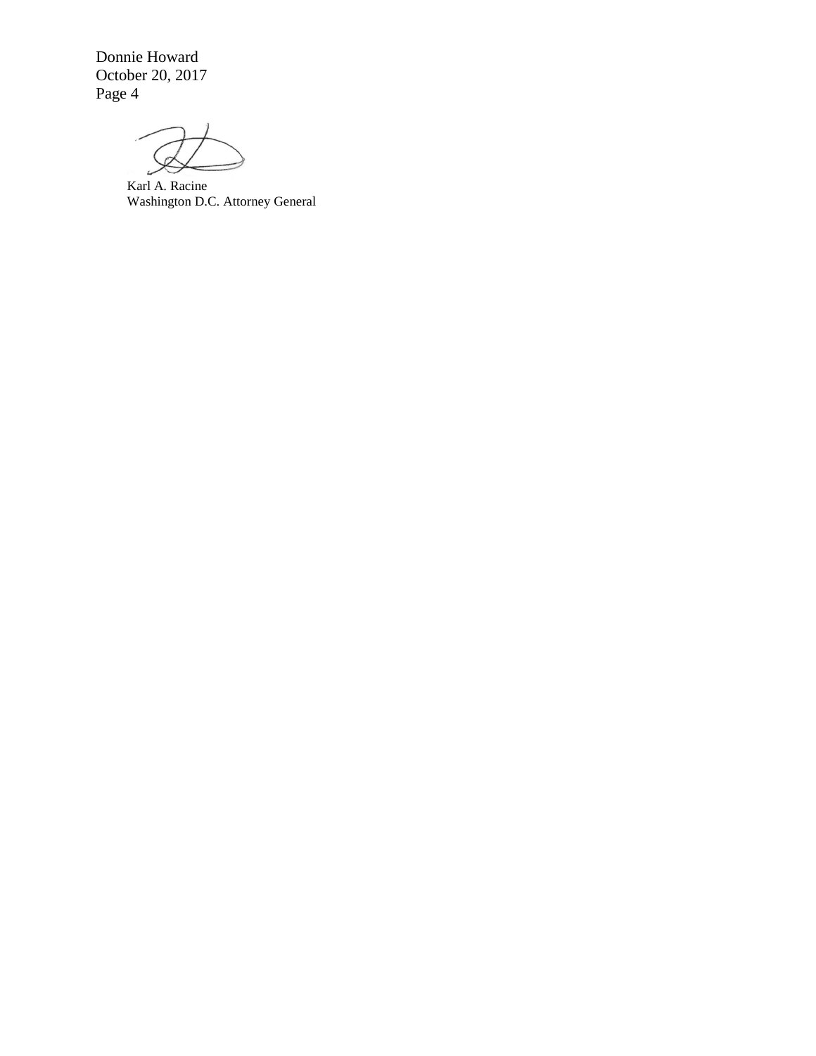Karl A. Racine
Washington D.C. Attorney General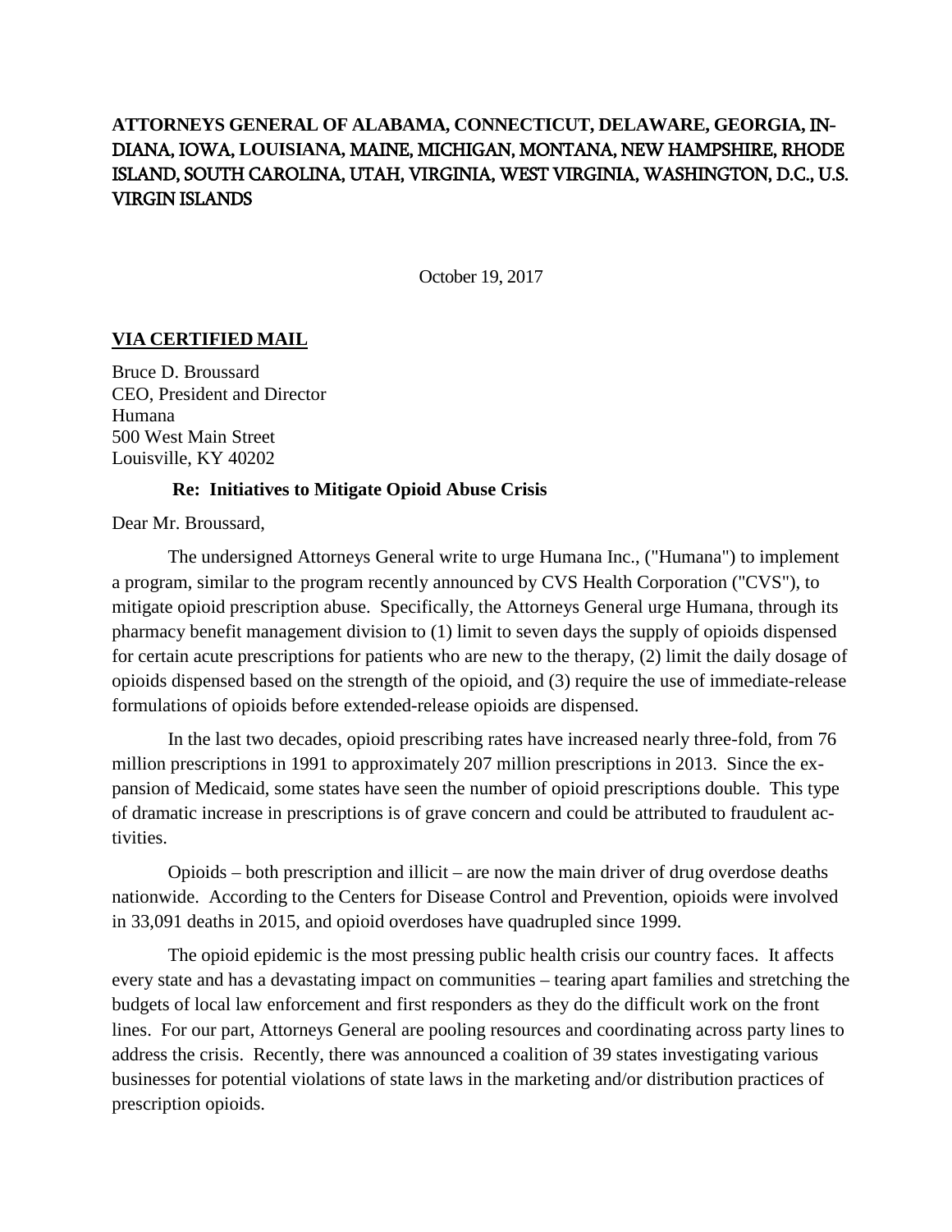**ATTORNEYS GENERAL OF ALABAMA, CONNECTICUT, DELAWARE, GEORGIA, INDIANA, IOWA, LOUISIANA, MAINE, MICHIGAN, MONTANA, NEW HAMPSHIRE, RHODE ISLAND, SOUTH CAROLINA, UTAH, VIRGINIA, WEST VIRGINIA, WASHINGTON, D.C., U.S. VIRGIN ISLANDS**

October 19, 2017

**VIA CERTIFIED MAIL**

Bruce D. Broussard
CEO, President and Director
Humana
500 West Main Street
Louisville, KY 40202

**Re: Initiatives to Mitigate Opioid Abuse Crisis**

Dear Mr. Broussard,

The undersigned Attorneys General write to urge Humana Inc., ("Humana") to implement a program, similar to the program recently announced by CVS Health Corporation ("CVS"), to mitigate opioid prescription abuse. Specifically, the Attorneys General urge Humana, through its pharmacy benefit management division to (1) limit to seven days the supply of opioids dispensed for certain acute prescriptions for patients who are new to the therapy, (2) limit the daily dosage of opioids dispensed based on the strength of the opioid, and (3) require the use of immediate-release formulations of opioids before extended-release opioids are dispensed.

In the last two decades, opioid prescribing rates have increased nearly three-fold, from 76 million prescriptions in 1991 to approximately 207 million prescriptions in 2013. Since the expansion of Medicaid, some states have seen the number of opioid prescriptions double. This type of dramatic increase in prescriptions is of grave concern and could be attributed to fraudulent activities.

Opioids – both prescription and illicit – are now the main driver of drug overdose deaths nationwide. According to the Centers for Disease Control and Prevention, opioids were involved in 33,091 deaths in 2015, and opioid overdoses have quadrupled since 1999.

The opioid epidemic is the most pressing public health crisis our country faces. It affects every state and has a devastating impact on communities – tearing apart families and stretching the budgets of local law enforcement and first responders as they do the difficult work on the front lines. For our part, Attorneys General are pooling resources and coordinating across party lines to address the crisis. Recently, there was announced a coalition of 39 states investigating various businesses for potential violations of state laws in the marketing and/or distribution practices of prescription opioids.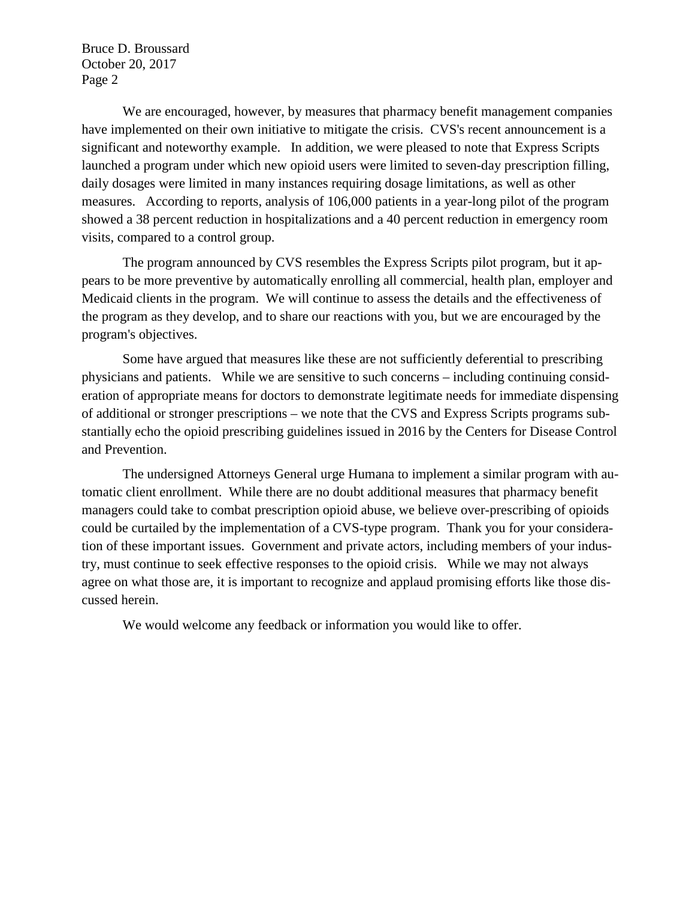We are encouraged, however, by measures that pharmacy benefit management companies have implemented on their own initiative to mitigate the crisis. CVS's recent announcement is a significant and noteworthy example. In addition, we were pleased to note that Express Scripts launched a program under which new opioid users were limited to seven-day prescription filling, daily dosages were limited in many instances requiring dosage limitations, as well as other measures. According to reports, analysis of 106,000 patients in a year-long pilot of the program showed a 38 percent reduction in hospitalizations and a 40 percent reduction in emergency room visits, compared to a control group.

The program announced by CVS resembles the Express Scripts pilot program, but it appears to be more preventive by automatically enrolling all commercial, health plan, employer and Medicaid clients in the program. We will continue to assess the details and the effectiveness of the program as they develop, and to share our reactions with you, but we are encouraged by the program's objectives.

Some have argued that measures like these are not sufficiently deferential to prescribing physicians and patients. While we are sensitive to such concerns – including continuing consideration of appropriate means for doctors to demonstrate legitimate needs for immediate dispensing of additional or stronger prescriptions – we note that the CVS and Express Scripts programs substantially echo the opioid prescribing guidelines issued in 2016 by the Centers for Disease Control and Prevention.

The undersigned Attorneys General urge Humana to implement a similar program with automatic client enrollment. While there are no doubt additional measures that pharmacy benefit managers could take to combat prescription opioid abuse, we believe over-prescribing of opioids could be curtailed by the implementation of a CVS-type program. Thank you for your consideration of these important issues. Government and private actors, including members of your industry, must continue to seek effective responses to the opioid crisis. While we may not always agree on what those are, it is important to recognize and applaud promising efforts like those discussed herein.

We would welcome any feedback or information you would like to offer.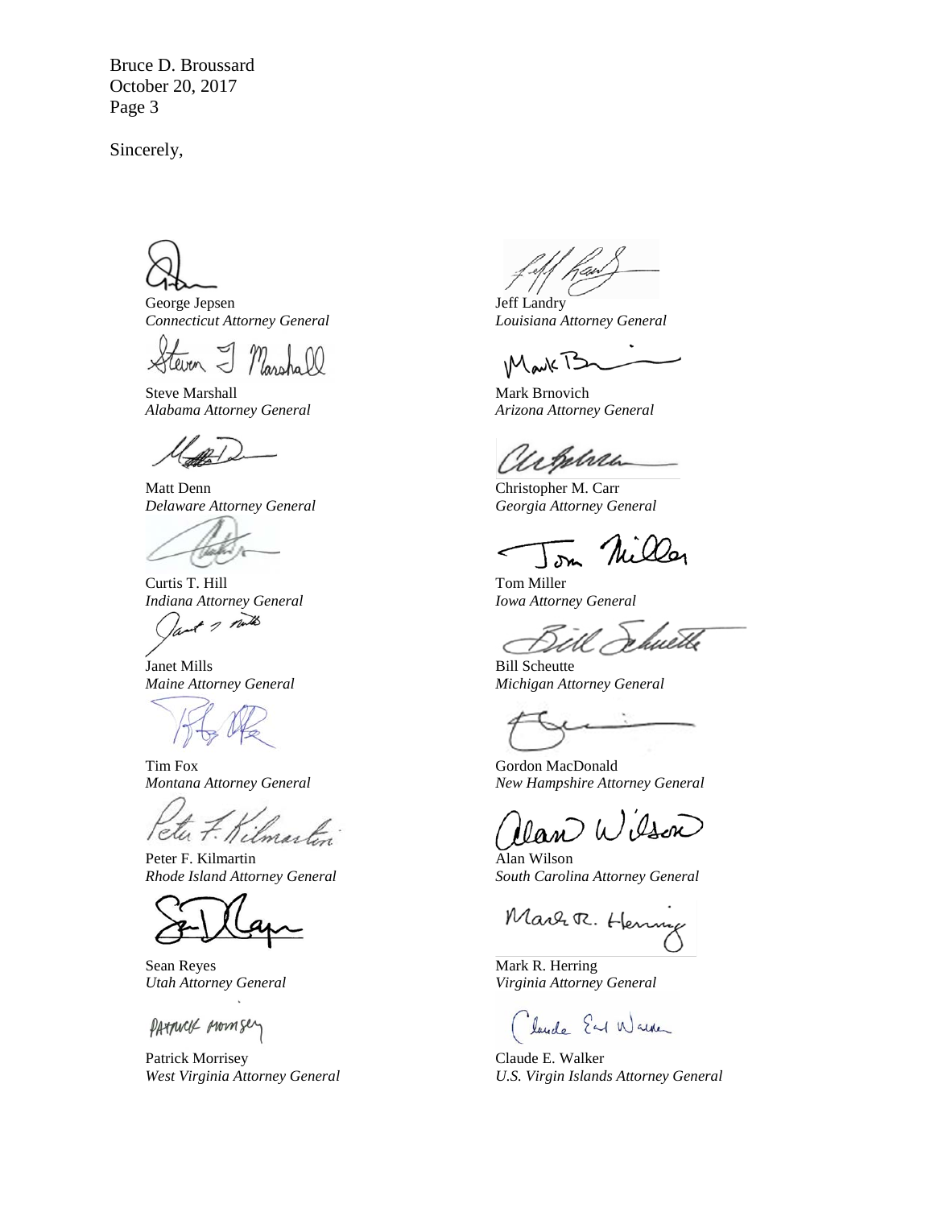Bruce D. Broussard
October 20, 2017
Page 3

Sincerely,

George Jepsen
*Connecticut Attorney General*

Jeff Landry
*Louisiana Attorney General*

Steve Marshall
*Alabama Attorney General*

Mark Brnovich
*Arizona Attorney General*

Matt Denn
*Delaware Attorney General*

Christopher M. Carr
*Georgia Attorney General*

Curtis T. Hill
*Indiana Attorney General*

Tom Miller
*Iowa Attorney General*

Janet Mills
*Maine Attorney General*

Bill Scheutte
*Michigan Attorney General*

Tim Fox
*Montana Attorney General*

Gordon MacDonald
*New Hampshire Attorney General*

Peter F. Kilmartin
*Rhode Island Attorney General*

Alan Wilson
*South Carolina Attorney General*

Sean Reyes
*Utah Attorney General*

Mark R. Herring
*Virginia Attorney General*

Patrick Morrisey
*West Virginia Attorney General*

Claude E. Walker
*U.S. Virgin Islands Attorney General*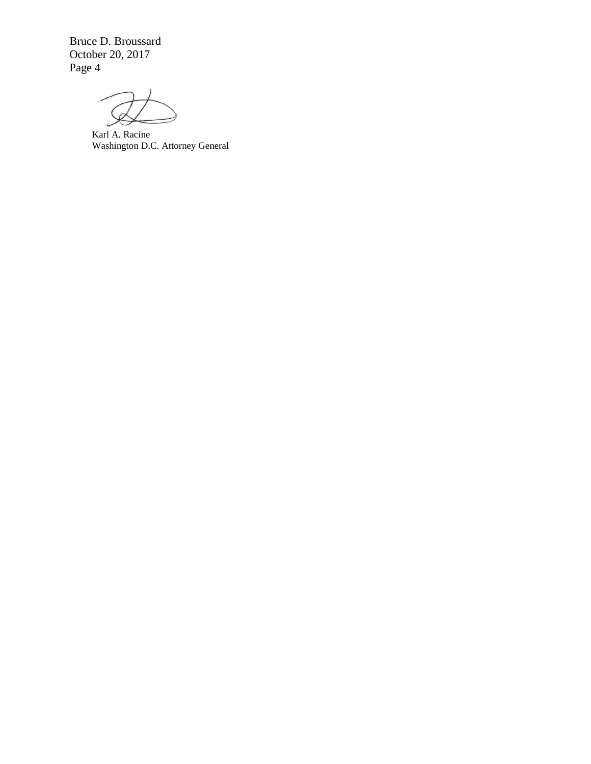Karl A. Racine
Washington D.C. Attorney General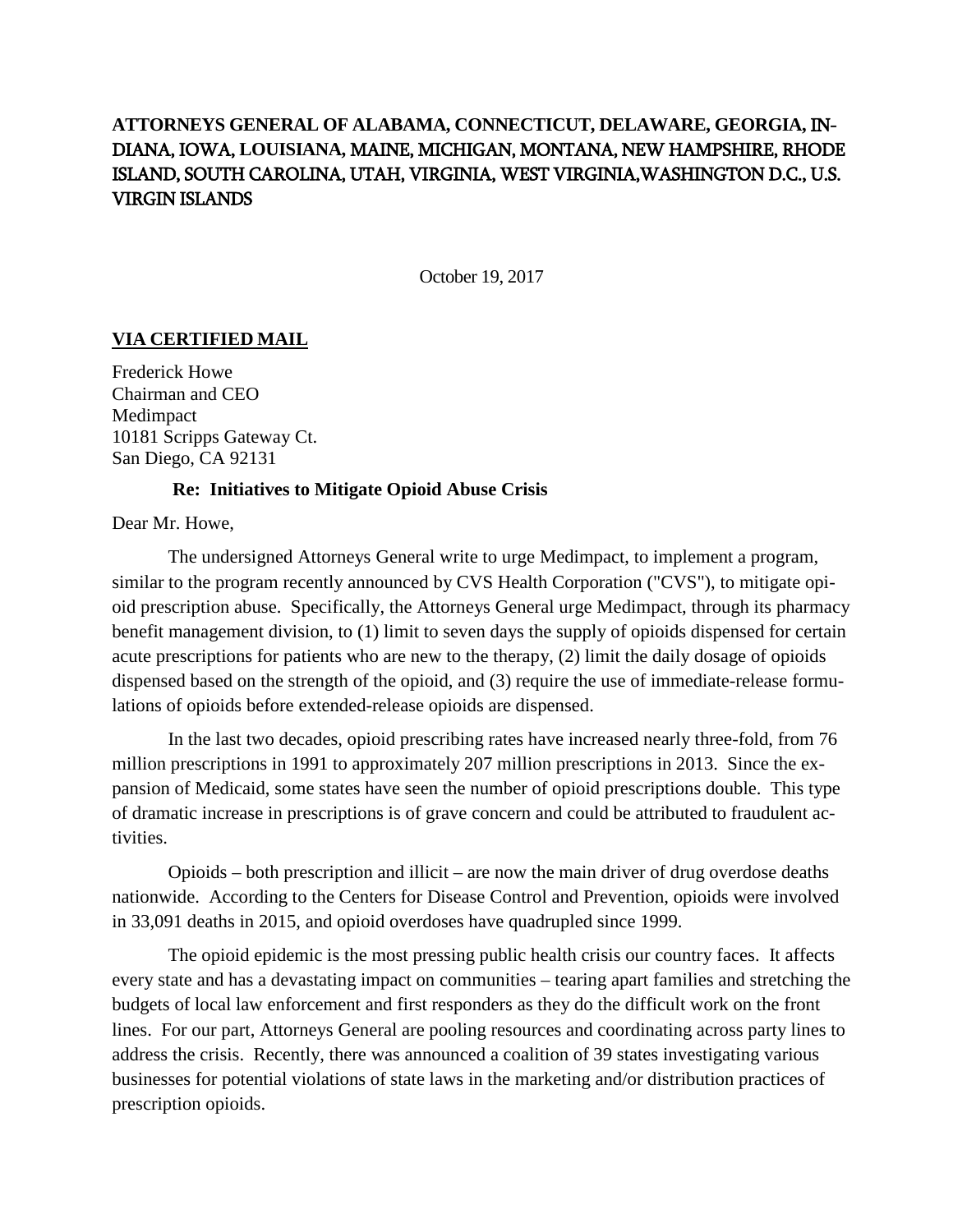**ATTORNEYS GENERAL OF ALABAMA, CONNECTICUT, DELAWARE, GEORGIA, INDIANA, IOWA, LOUISIANA, MAINE, MICHIGAN, MONTANA, NEW HAMPSHIRE, RHODE ISLAND, SOUTH CAROLINA, UTAH, VIRGINIA, WEST VIRGINIA, WASHINGTON D.C., U.S. VIRGIN ISLANDS**

October 19, 2017

**VIA CERTIFIED MAIL**

Frederick Howe
Chairman and CEO
Medimpact
10181 Scripps Gateway Ct.
San Diego, CA 92131

**Re: Initiatives to Mitigate Opioid Abuse Crisis**

Dear Mr. Howe,

The undersigned Attorneys General write to urge Medimpact, to implement a program, similar to the program recently announced by CVS Health Corporation ("CVS"), to mitigate opioid prescription abuse. Specifically, the Attorneys General urge Medimpact, through its pharmacy benefit management division, to (1) limit to seven days the supply of opioids dispensed for certain acute prescriptions for patients who are new to the therapy, (2) limit the daily dosage of opioids dispensed based on the strength of the opioid, and (3) require the use of immediate-release formulations of opioids before extended-release opioids are dispensed.

In the last two decades, opioid prescribing rates have increased nearly three-fold, from 76 million prescriptions in 1991 to approximately 207 million prescriptions in 2013. Since the expansion of Medicaid, some states have seen the number of opioid prescriptions double. This type of dramatic increase in prescriptions is of grave concern and could be attributed to fraudulent activities.

Opioids – both prescription and illicit – are now the main driver of drug overdose deaths nationwide. According to the Centers for Disease Control and Prevention, opioids were involved in 33,091 deaths in 2015, and opioid overdoses have quadrupled since 1999.

The opioid epidemic is the most pressing public health crisis our country faces. It affects every state and has a devastating impact on communities – tearing apart families and stretching the budgets of local law enforcement and first responders as they do the difficult work on the front lines. For our part, Attorneys General are pooling resources and coordinating across party lines to address the crisis. Recently, there was announced a coalition of 39 states investigating various businesses for potential violations of state laws in the marketing and/or distribution practices of prescription opioids.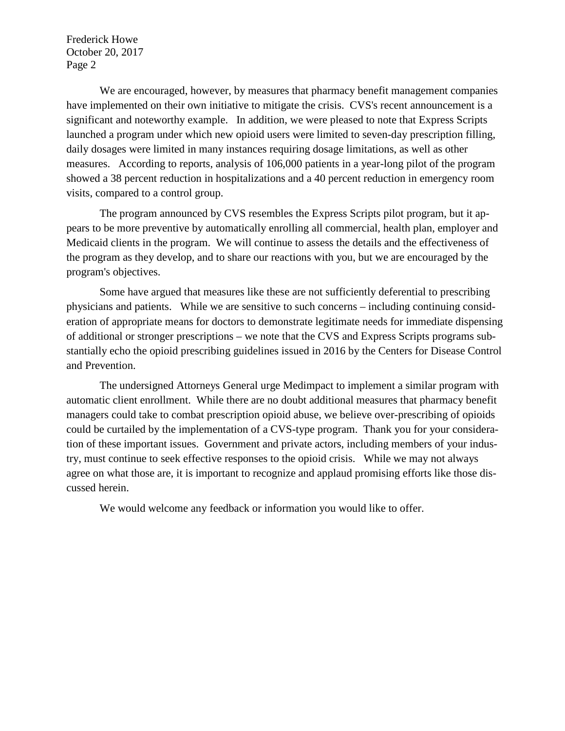We are encouraged, however, by measures that pharmacy benefit management companies have implemented on their own initiative to mitigate the crisis. CVS's recent announcement is a significant and noteworthy example. In addition, we were pleased to note that Express Scripts launched a program under which new opioid users were limited to seven-day prescription filling, daily dosages were limited in many instances requiring dosage limitations, as well as other measures. According to reports, analysis of 106,000 patients in a year-long pilot of the program showed a 38 percent reduction in hospitalizations and a 40 percent reduction in emergency room visits, compared to a control group.

The program announced by CVS resembles the Express Scripts pilot program, but it appears to be more preventive by automatically enrolling all commercial, health plan, employer and Medicaid clients in the program. We will continue to assess the details and the effectiveness of the program as they develop, and to share our reactions with you, but we are encouraged by the program's objectives.

Some have argued that measures like these are not sufficiently deferential to prescribing physicians and patients. While we are sensitive to such concerns – including continuing consideration of appropriate means for doctors to demonstrate legitimate needs for immediate dispensing of additional or stronger prescriptions – we note that the CVS and Express Scripts programs substantially echo the opioid prescribing guidelines issued in 2016 by the Centers for Disease Control and Prevention.

The undersigned Attorneys General urge Medimpact to implement a similar program with automatic client enrollment. While there are no doubt additional measures that pharmacy benefit managers could take to combat prescription opioid abuse, we believe over-prescribing of opioids could be curtailed by the implementation of a CVS-type program. Thank you for your consideration of these important issues. Government and private actors, including members of your industry, must continue to seek effective responses to the opioid crisis. While we may not always agree on what those are, it is important to recognize and applaud promising efforts like those discussed herein.

We would welcome any feedback or information you would like to offer.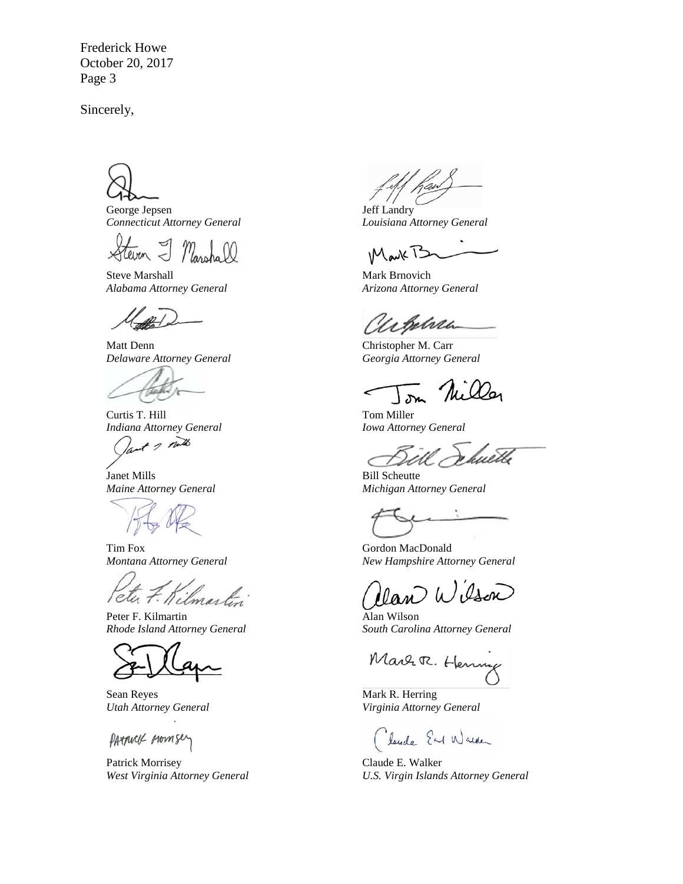Frederick Howe
October 20, 2017
Page 3

Sincerely,

George Jepsen
*Connecticut Attorney General*

Jeff Landry
*Louisiana Attorney General*

Steve Marshall
*Alabama Attorney General*

Mark Brnovich
*Arizona Attorney General*

Matt Denn
*Delaware Attorney General*

Christopher M. Carr
*Georgia Attorney General*

Curtis T. Hill
*Indiana Attorney General*

Tom Miller
*Iowa Attorney General*

Janet Mills
*Maine Attorney General*

Bill Scheutte
*Michigan Attorney General*

Tim Fox
*Montana Attorney General*

Gordon MacDonald
*New Hampshire Attorney General*

Peter F. Kilmartin
*Rhode Island Attorney General*

Alan Wilson
*South Carolina Attorney General*

Sean Reyes
*Utah Attorney General*

Mark R. Herring
*Virginia Attorney General*

Patrick Morrisey
*West Virginia Attorney General*

Claude E. Walker
*U.S. Virgin Islands Attorney General*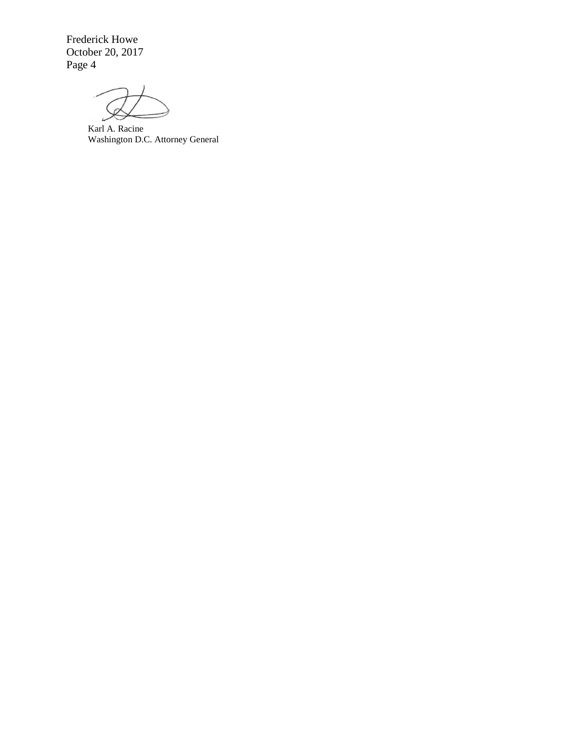Karl A. Racine
Washington D.C. Attorney General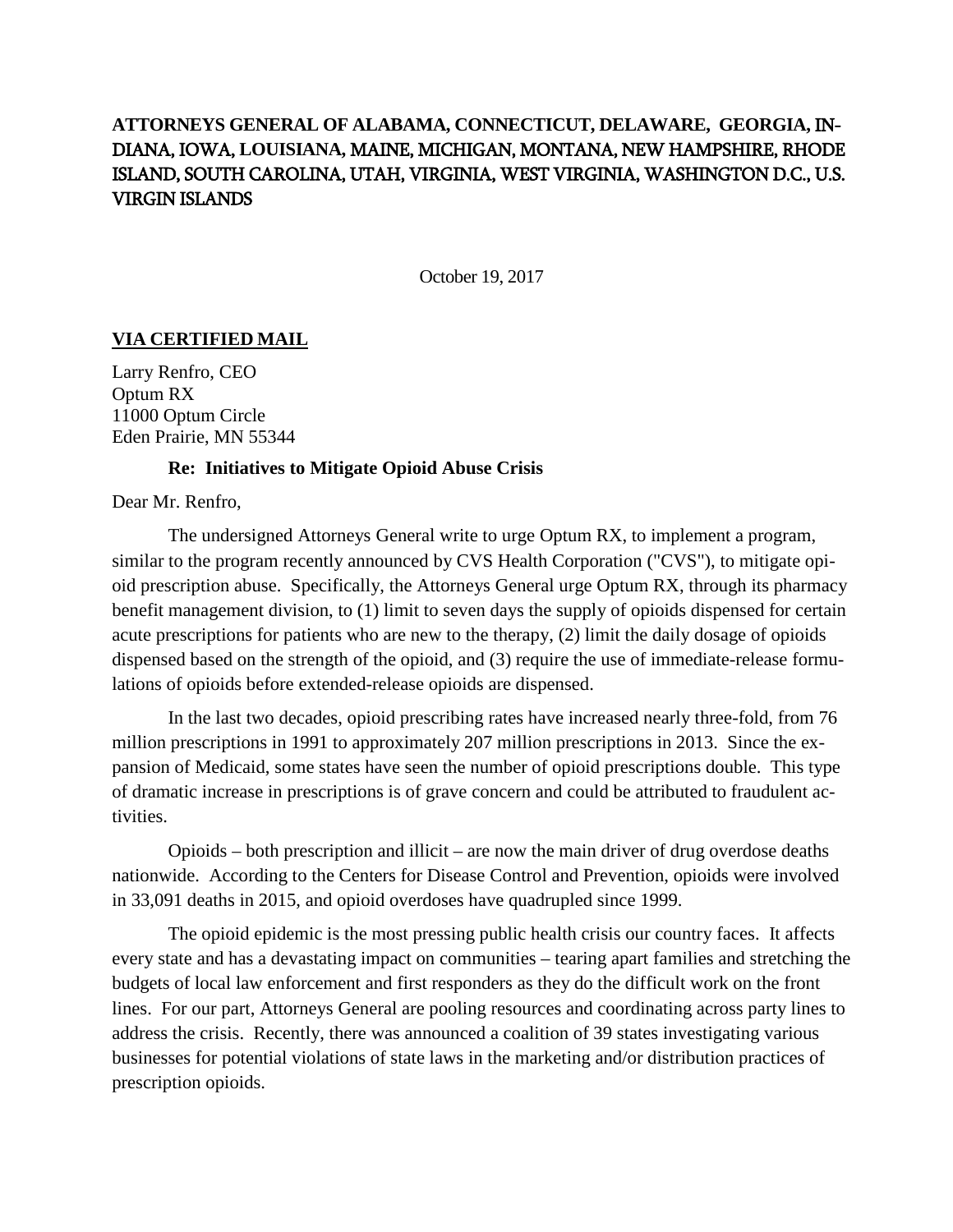**ATTORNEYS GENERAL OF ALABAMA, CONNECTICUT, DELAWARE, GEORGIA, INDIANA, IOWA, LOUISIANA, MAINE, MICHIGAN, MONTANA, NEW HAMPSHIRE, RHODE ISLAND, SOUTH CAROLINA, UTAH, VIRGINIA, WEST VIRGINIA, WASHINGTON D.C., U.S. VIRGIN ISLANDS**

October 19, 2017

**VIA CERTIFIED MAIL**

Larry Renfro, CEO
Optum RX
11000 Optum Circle
Eden Prairie, MN 55344

**Re: Initiatives to Mitigate Opioid Abuse Crisis**

Dear Mr. Renfro,

The undersigned Attorneys General write to urge Optum RX, to implement a program, similar to the program recently announced by CVS Health Corporation ("CVS"), to mitigate opioid prescription abuse. Specifically, the Attorneys General urge Optum RX, through its pharmacy benefit management division, to (1) limit to seven days the supply of opioids dispensed for certain acute prescriptions for patients who are new to the therapy, (2) limit the daily dosage of opioids dispensed based on the strength of the opioid, and (3) require the use of immediate-release formulations of opioids before extended-release opioids are dispensed.

In the last two decades, opioid prescribing rates have increased nearly three-fold, from 76 million prescriptions in 1991 to approximately 207 million prescriptions in 2013. Since the expansion of Medicaid, some states have seen the number of opioid prescriptions double. This type of dramatic increase in prescriptions is of grave concern and could be attributed to fraudulent activities.

Opioids – both prescription and illicit – are now the main driver of drug overdose deaths nationwide. According to the Centers for Disease Control and Prevention, opioids were involved in 33,091 deaths in 2015, and opioid overdoses have quadrupled since 1999.

The opioid epidemic is the most pressing public health crisis our country faces. It affects every state and has a devastating impact on communities – tearing apart families and stretching the budgets of local law enforcement and first responders as they do the difficult work on the front lines. For our part, Attorneys General are pooling resources and coordinating across party lines to address the crisis. Recently, there was announced a coalition of 39 states investigating various businesses for potential violations of state laws in the marketing and/or distribution practices of prescription opioids.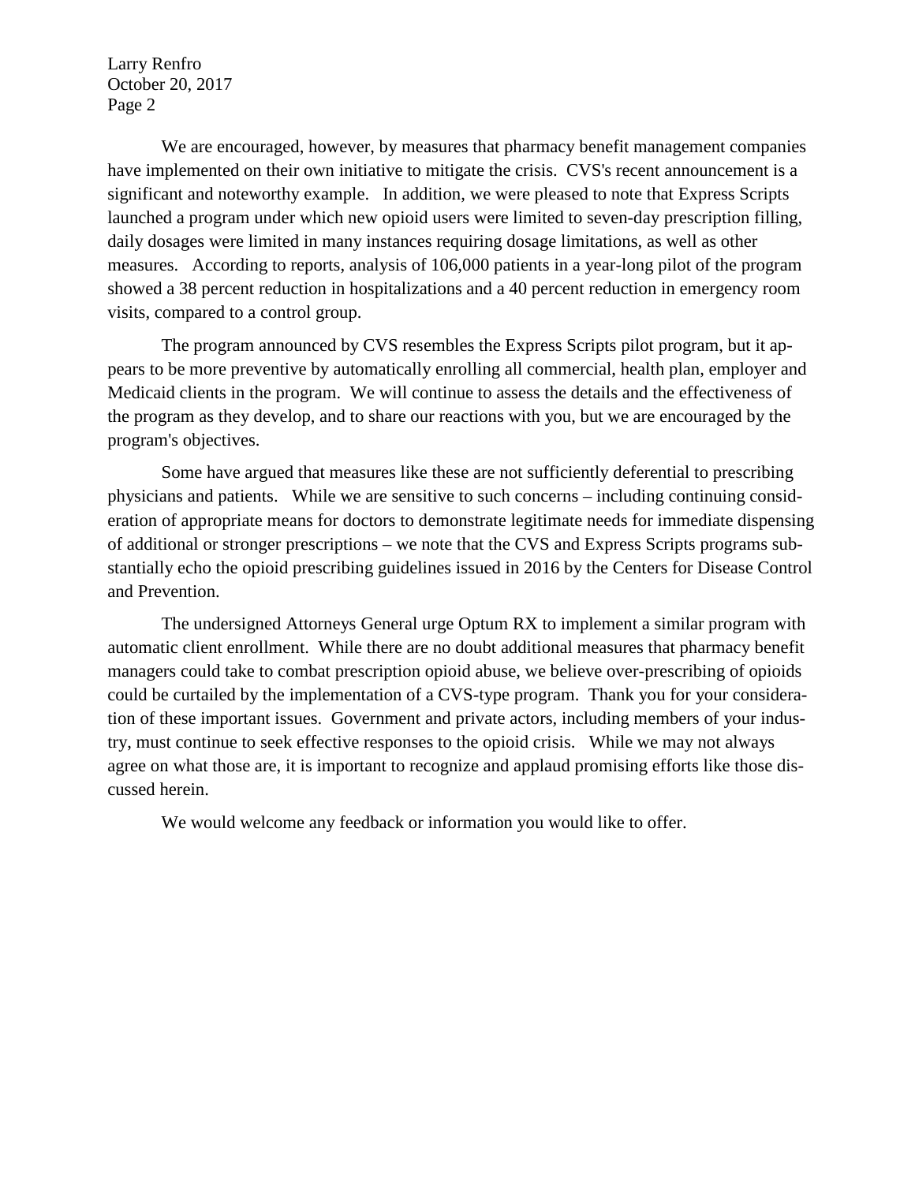We are encouraged, however, by measures that pharmacy benefit management companies have implemented on their own initiative to mitigate the crisis. CVS's recent announcement is a significant and noteworthy example. In addition, we were pleased to note that Express Scripts launched a program under which new opioid users were limited to seven-day prescription filling, daily dosages were limited in many instances requiring dosage limitations, as well as other measures. According to reports, analysis of 106,000 patients in a year-long pilot of the program showed a 38 percent reduction in hospitalizations and a 40 percent reduction in emergency room visits, compared to a control group.

The program announced by CVS resembles the Express Scripts pilot program, but it appears to be more preventive by automatically enrolling all commercial, health plan, employer and Medicaid clients in the program. We will continue to assess the details and the effectiveness of the program as they develop, and to share our reactions with you, but we are encouraged by the program's objectives.

Some have argued that measures like these are not sufficiently deferential to prescribing physicians and patients. While we are sensitive to such concerns – including continuing consideration of appropriate means for doctors to demonstrate legitimate needs for immediate dispensing of additional or stronger prescriptions – we note that the CVS and Express Scripts programs substantially echo the opioid prescribing guidelines issued in 2016 by the Centers for Disease Control and Prevention.

The undersigned Attorneys General urge Optum RX to implement a similar program with automatic client enrollment. While there are no doubt additional measures that pharmacy benefit managers could take to combat prescription opioid abuse, we believe over-prescribing of opioids could be curtailed by the implementation of a CVS-type program. Thank you for your consideration of these important issues. Government and private actors, including members of your industry, must continue to seek effective responses to the opioid crisis. While we may not always agree on what those are, it is important to recognize and applaud promising efforts like those discussed herein.

We would welcome any feedback or information you would like to offer.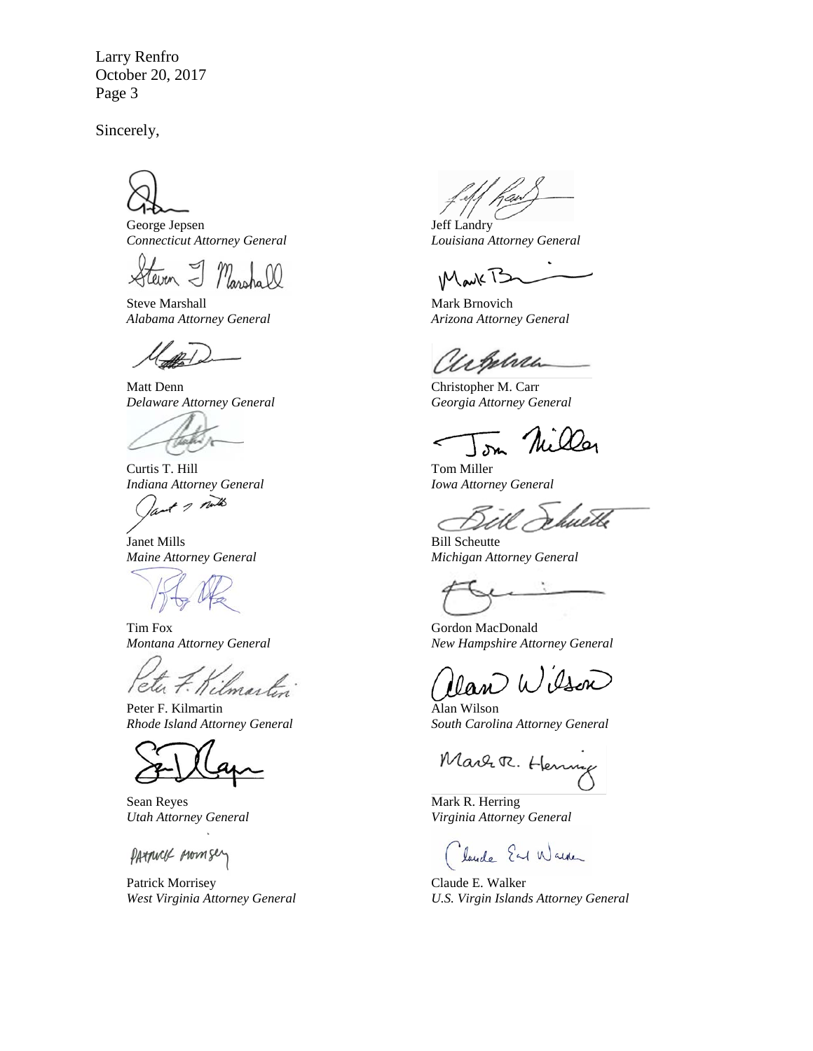Larry Renfro
October 20, 2017
Page 3

Sincerely,

George Jepsen
*Connecticut Attorney General*

Jeff Landry
*Louisiana Attorney General*

Steve Marshall
*Alabama Attorney General*

Mark Brnovich
*Arizona Attorney General*

Matt Denn
*Delaware Attorney General*

Christopher M. Carr
*Georgia Attorney General*

Curtis T. Hill
*Indiana Attorney General*

Tom Miller
*Iowa Attorney General*

Janet Mills
*Maine Attorney General*

Bill Scheutte
*Michigan Attorney General*

Tim Fox
*Montana Attorney General*

Gordon MacDonald
*New Hampshire Attorney General*

Peter F. Kilmartin
*Rhode Island Attorney General*

Alan Wilson
*South Carolina Attorney General*

Sean Reyes
*Utah Attorney General*

Mark R. Herring
*Virginia Attorney General*

Patrick Morrisey
*West Virginia Attorney General*

Claude E. Walker
*U.S. Virgin Islands Attorney General*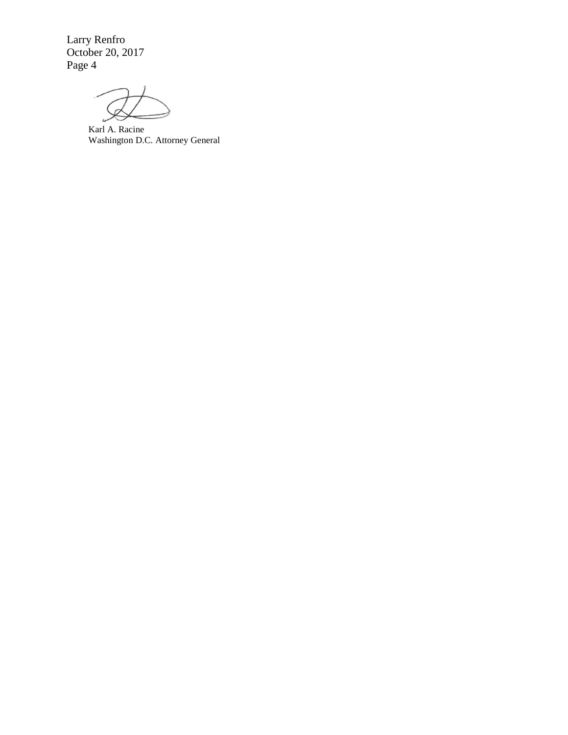Karl A. Racine
Washington D.C. Attorney General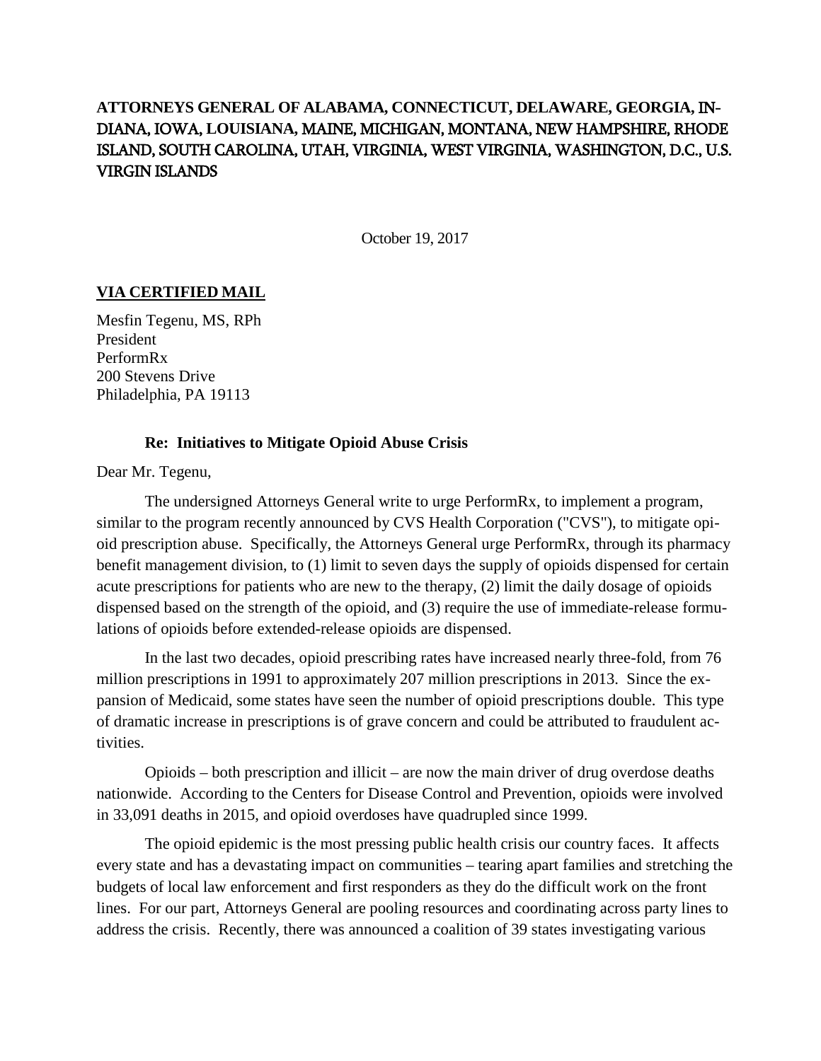**ATTORNEYS GENERAL OF ALABAMA, CONNECTICUT, DELAWARE, GEORGIA, INDIANA, IOWA, LOUISIANA, MAINE, MICHIGAN, MONTANA, NEW HAMPSHIRE, RHODE ISLAND, SOUTH CAROLINA, UTAH, VIRGINIA, WEST VIRGINIA, WASHINGTON, D.C., U.S. VIRGIN ISLANDS**

October 19, 2017

**VIA CERTIFIED MAIL**

Mesfin Tegenu, MS, RPh
President
PerformRx
200 Stevens Drive
Philadelphia, PA 19113

**Re: Initiatives to Mitigate Opioid Abuse Crisis**

Dear Mr. Tegenu,

The undersigned Attorneys General write to urge PerformRx, to implement a program, similar to the program recently announced by CVS Health Corporation ("CVS"), to mitigate opioid prescription abuse. Specifically, the Attorneys General urge PerformRx, through its pharmacy benefit management division, to (1) limit to seven days the supply of opioids dispensed for certain acute prescriptions for patients who are new to the therapy, (2) limit the daily dosage of opioids dispensed based on the strength of the opioid, and (3) require the use of immediate-release formulations of opioids before extended-release opioids are dispensed.

In the last two decades, opioid prescribing rates have increased nearly three-fold, from 76 million prescriptions in 1991 to approximately 207 million prescriptions in 2013. Since the expansion of Medicaid, some states have seen the number of opioid prescriptions double. This type of dramatic increase in prescriptions is of grave concern and could be attributed to fraudulent activities.

Opioids – both prescription and illicit – are now the main driver of drug overdose deaths nationwide. According to the Centers for Disease Control and Prevention, opioids were involved in 33,091 deaths in 2015, and opioid overdoses have quadrupled since 1999.

The opioid epidemic is the most pressing public health crisis our country faces. It affects every state and has a devastating impact on communities – tearing apart families and stretching the budgets of local law enforcement and first responders as they do the difficult work on the front lines. For our part, Attorneys General are pooling resources and coordinating across party lines to address the crisis. Recently, there was announced a coalition of 39 states investigating various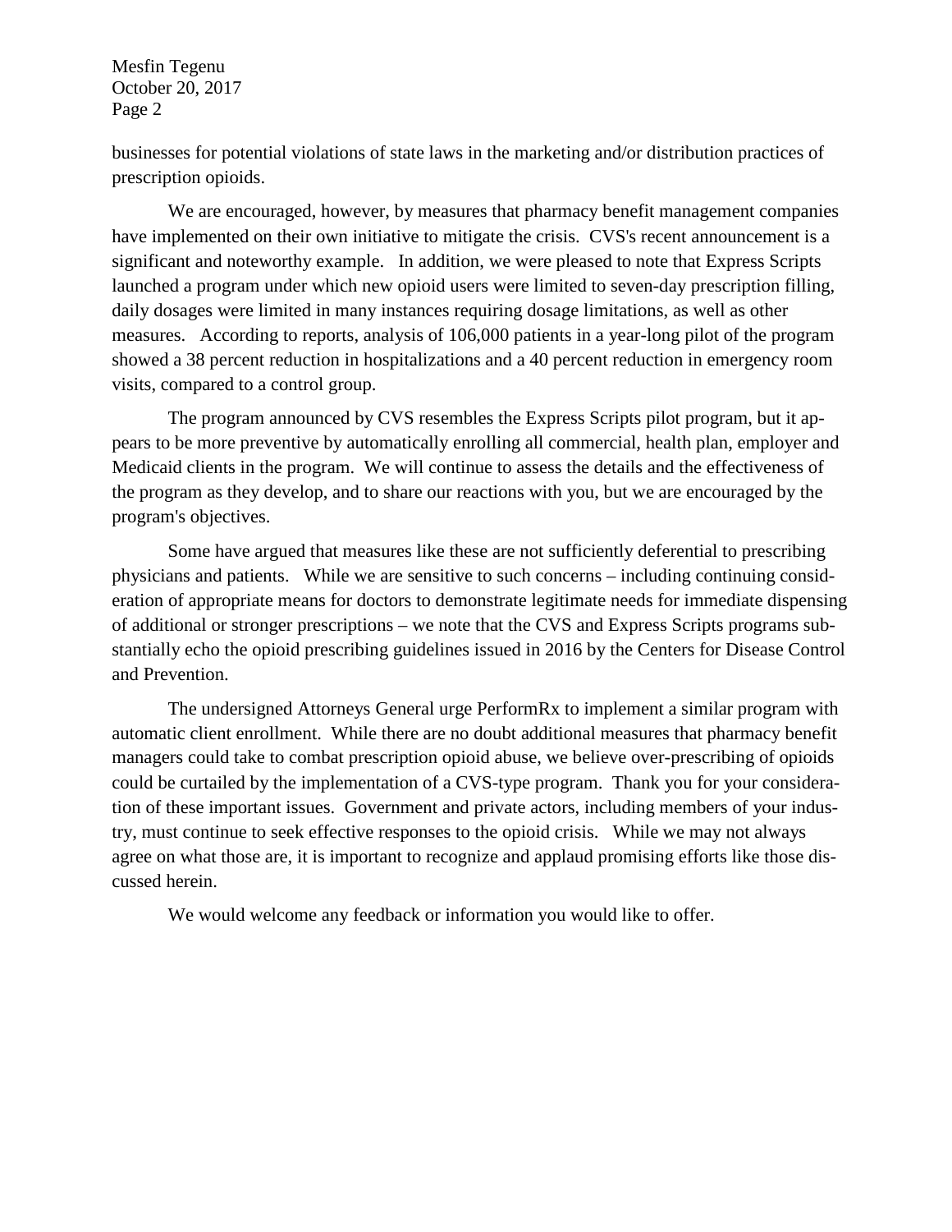businesses for potential violations of state laws in the marketing and/or distribution practices of prescription opioids.

We are encouraged, however, by measures that pharmacy benefit management companies have implemented on their own initiative to mitigate the crisis. CVS's recent announcement is a significant and noteworthy example. In addition, we were pleased to note that Express Scripts launched a program under which new opioid users were limited to seven-day prescription filling, daily dosages were limited in many instances requiring dosage limitations, as well as other measures. According to reports, analysis of 106,000 patients in a year-long pilot of the program showed a 38 percent reduction in hospitalizations and a 40 percent reduction in emergency room visits, compared to a control group.

The program announced by CVS resembles the Express Scripts pilot program, but it appears to be more preventive by automatically enrolling all commercial, health plan, employer and Medicaid clients in the program. We will continue to assess the details and the effectiveness of the program as they develop, and to share our reactions with you, but we are encouraged by the program's objectives.

Some have argued that measures like these are not sufficiently deferential to prescribing physicians and patients. While we are sensitive to such concerns – including continuing consideration of appropriate means for doctors to demonstrate legitimate needs for immediate dispensing of additional or stronger prescriptions – we note that the CVS and Express Scripts programs substantially echo the opioid prescribing guidelines issued in 2016 by the Centers for Disease Control and Prevention.

The undersigned Attorneys General urge PerformRx to implement a similar program with automatic client enrollment. While there are no doubt additional measures that pharmacy benefit managers could take to combat prescription opioid abuse, we believe over-prescribing of opioids could be curtailed by the implementation of a CVS-type program. Thank you for your consideration of these important issues. Government and private actors, including members of your industry, must continue to seek effective responses to the opioid crisis. While we may not always agree on what those are, it is important to recognize and applaud promising efforts like those discussed herein.

We would welcome any feedback or information you would like to offer.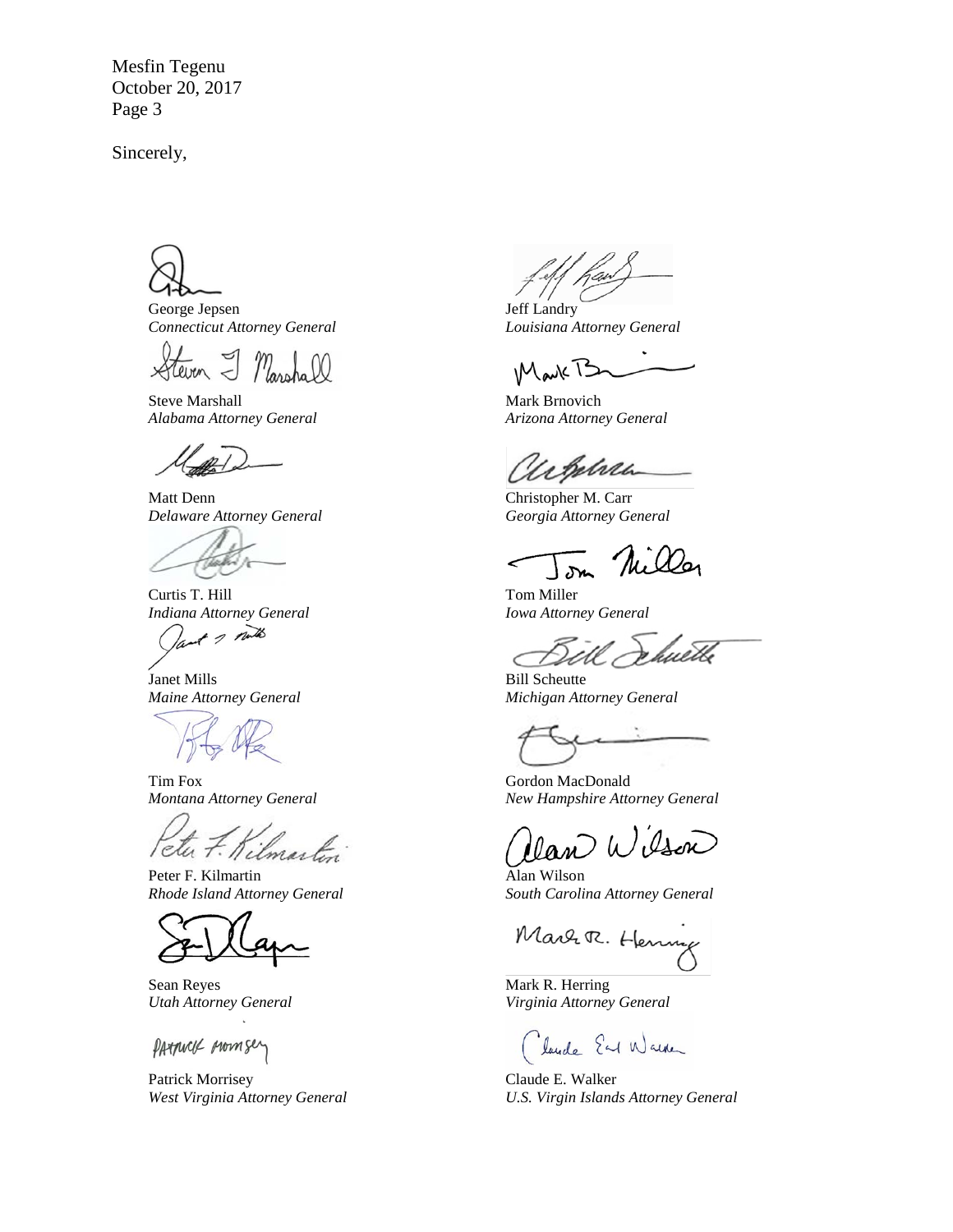Mesfin Tegenu
October 20, 2017
Page 3

Sincerely,

George Jepsen
*Connecticut Attorney General*

Jeff Landry
*Louisiana Attorney General*

Steve Marshall
*Alabama Attorney General*

Mark Brnovich
*Arizona Attorney General*

Matt Denn
*Delaware Attorney General*

Christopher M. Carr
*Georgia Attorney General*

Curtis T. Hill
*Indiana Attorney General*

Tom Miller
*Iowa Attorney General*

Janet Mills
*Maine Attorney General*

Bill Scheutte
*Michigan Attorney General*

Tim Fox
*Montana Attorney General*

Gordon MacDonald
*New Hampshire Attorney General*

Peter F. Kilmartin
*Rhode Island Attorney General*

Alan Wilson
*South Carolina Attorney General*

Sean Reyes
*Utah Attorney General*

Mark R. Herring
*Virginia Attorney General*

Patrick Morrisey
*West Virginia Attorney General*

Claude E. Walker
*U.S. Virgin Islands Attorney General*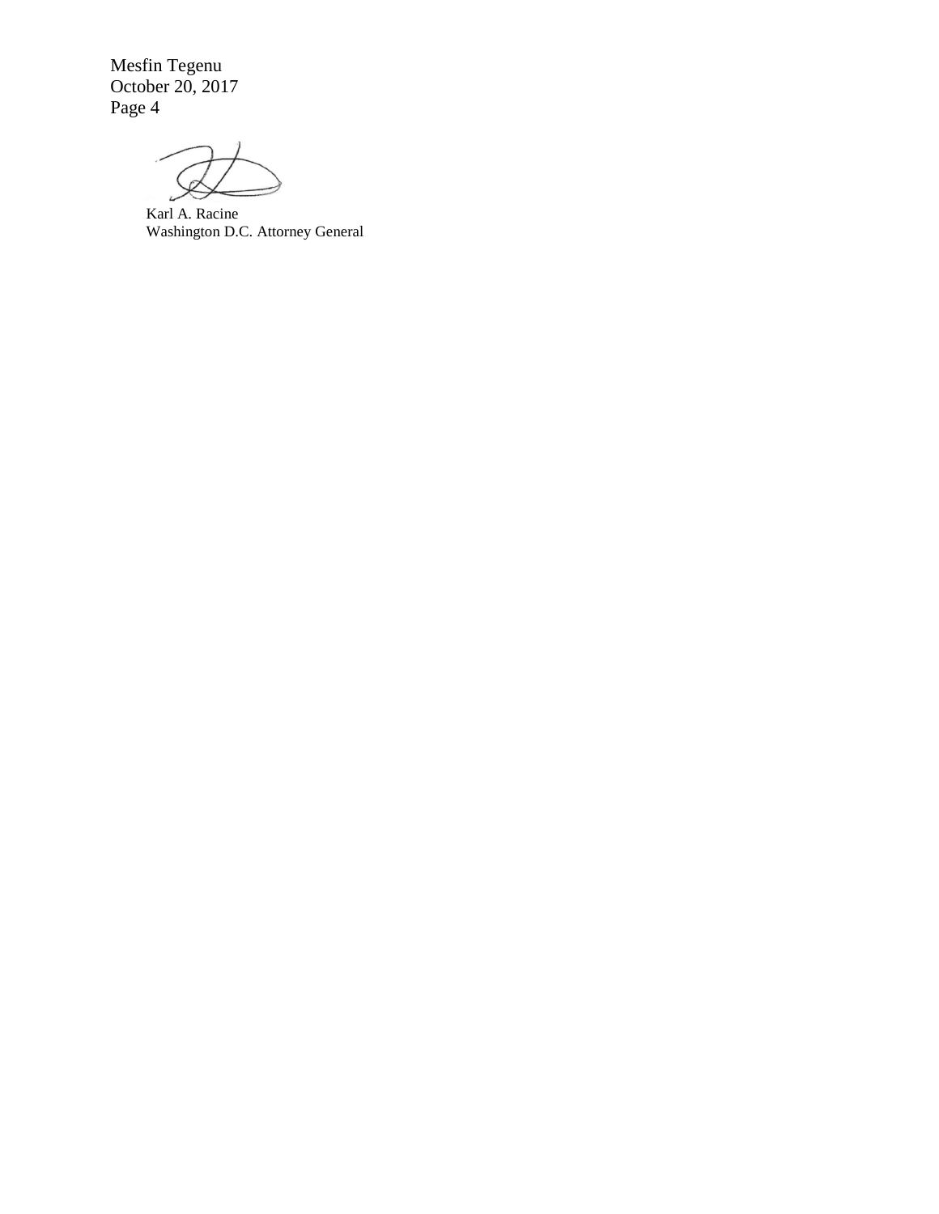Karl A. Racine
Washington D.C. Attorney General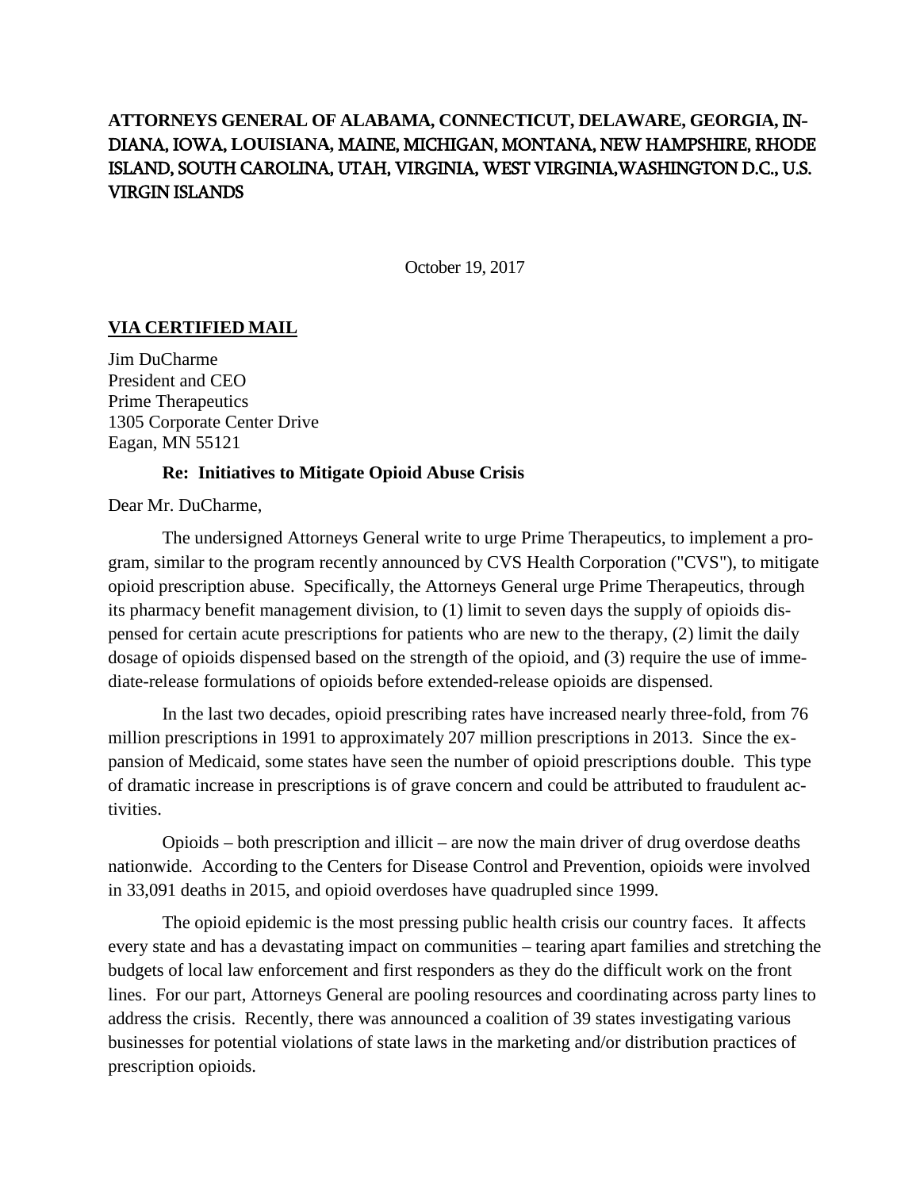**ATTORNEYS GENERAL OF ALABAMA, CONNECTICUT, DELAWARE, GEORGIA, INDIANA, IOWA, LOUISIANA, MAINE, MICHIGAN, MONTANA, NEW HAMPSHIRE, RHODE ISLAND, SOUTH CAROLINA, UTAH, VIRGINIA, WEST VIRGINIA, WASHINGTON D.C., U.S. VIRGIN ISLANDS**

October 19, 2017

**VIA CERTIFIED MAIL**

Jim DuCharme
President and CEO
Prime Therapeutics
1305 Corporate Center Drive
Eagan, MN 55121

**Re: Initiatives to Mitigate Opioid Abuse Crisis**

Dear Mr. DuCharme,

The undersigned Attorneys General write to urge Prime Therapeutics, to implement a program, similar to the program recently announced by CVS Health Corporation ("CVS"), to mitigate opioid prescription abuse. Specifically, the Attorneys General urge Prime Therapeutics, through its pharmacy benefit management division, to (1) limit to seven days the supply of opioids dispensed for certain acute prescriptions for patients who are new to the therapy, (2) limit the daily dosage of opioids dispensed based on the strength of the opioid, and (3) require the use of immediate-release formulations of opioids before extended-release opioids are dispensed.

In the last two decades, opioid prescribing rates have increased nearly three-fold, from 76 million prescriptions in 1991 to approximately 207 million prescriptions in 2013. Since the expansion of Medicaid, some states have seen the number of opioid prescriptions double. This type of dramatic increase in prescriptions is of grave concern and could be attributed to fraudulent activities.

Opioids – both prescription and illicit – are now the main driver of drug overdose deaths nationwide. According to the Centers for Disease Control and Prevention, opioids were involved in 33,091 deaths in 2015, and opioid overdoses have quadrupled since 1999.

The opioid epidemic is the most pressing public health crisis our country faces. It affects every state and has a devastating impact on communities – tearing apart families and stretching the budgets of local law enforcement and first responders as they do the difficult work on the front lines. For our part, Attorneys General are pooling resources and coordinating across party lines to address the crisis. Recently, there was announced a coalition of 39 states investigating various businesses for potential violations of state laws in the marketing and/or distribution practices of prescription opioids.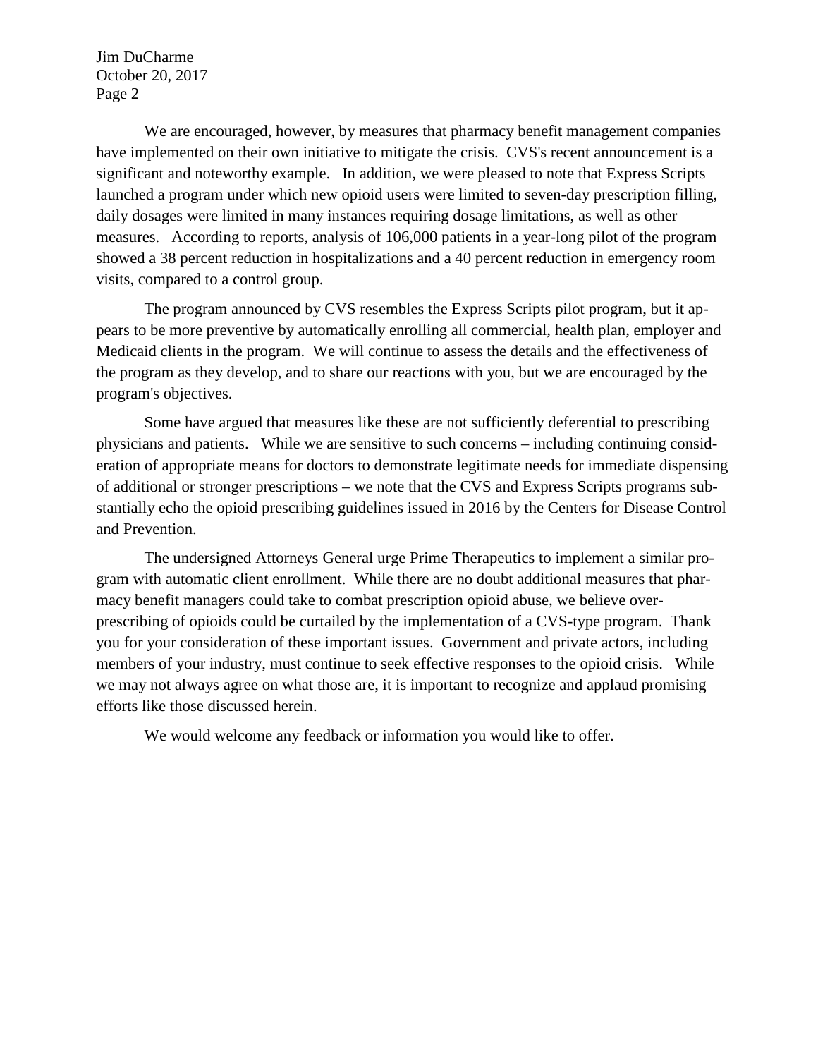We are encouraged, however, by measures that pharmacy benefit management companies have implemented on their own initiative to mitigate the crisis. CVS's recent announcement is a significant and noteworthy example. In addition, we were pleased to note that Express Scripts launched a program under which new opioid users were limited to seven-day prescription filling, daily dosages were limited in many instances requiring dosage limitations, as well as other measures. According to reports, analysis of 106,000 patients in a year-long pilot of the program showed a 38 percent reduction in hospitalizations and a 40 percent reduction in emergency room visits, compared to a control group.

The program announced by CVS resembles the Express Scripts pilot program, but it appears to be more preventive by automatically enrolling all commercial, health plan, employer and Medicaid clients in the program. We will continue to assess the details and the effectiveness of the program as they develop, and to share our reactions with you, but we are encouraged by the program's objectives.

Some have argued that measures like these are not sufficiently deferential to prescribing physicians and patients. While we are sensitive to such concerns – including continuing consideration of appropriate means for doctors to demonstrate legitimate needs for immediate dispensing of additional or stronger prescriptions – we note that the CVS and Express Scripts programs substantially echo the opioid prescribing guidelines issued in 2016 by the Centers for Disease Control and Prevention.

The undersigned Attorneys General urge Prime Therapeutics to implement a similar program with automatic client enrollment. While there are no doubt additional measures that pharmacy benefit managers could take to combat prescription opioid abuse, we believe over-prescribing of opioids could be curtailed by the implementation of a CVS-type program. Thank you for your consideration of these important issues. Government and private actors, including members of your industry, must continue to seek effective responses to the opioid crisis. While we may not always agree on what those are, it is important to recognize and applaud promising efforts like those discussed herein.

We would welcome any feedback or information you would like to offer.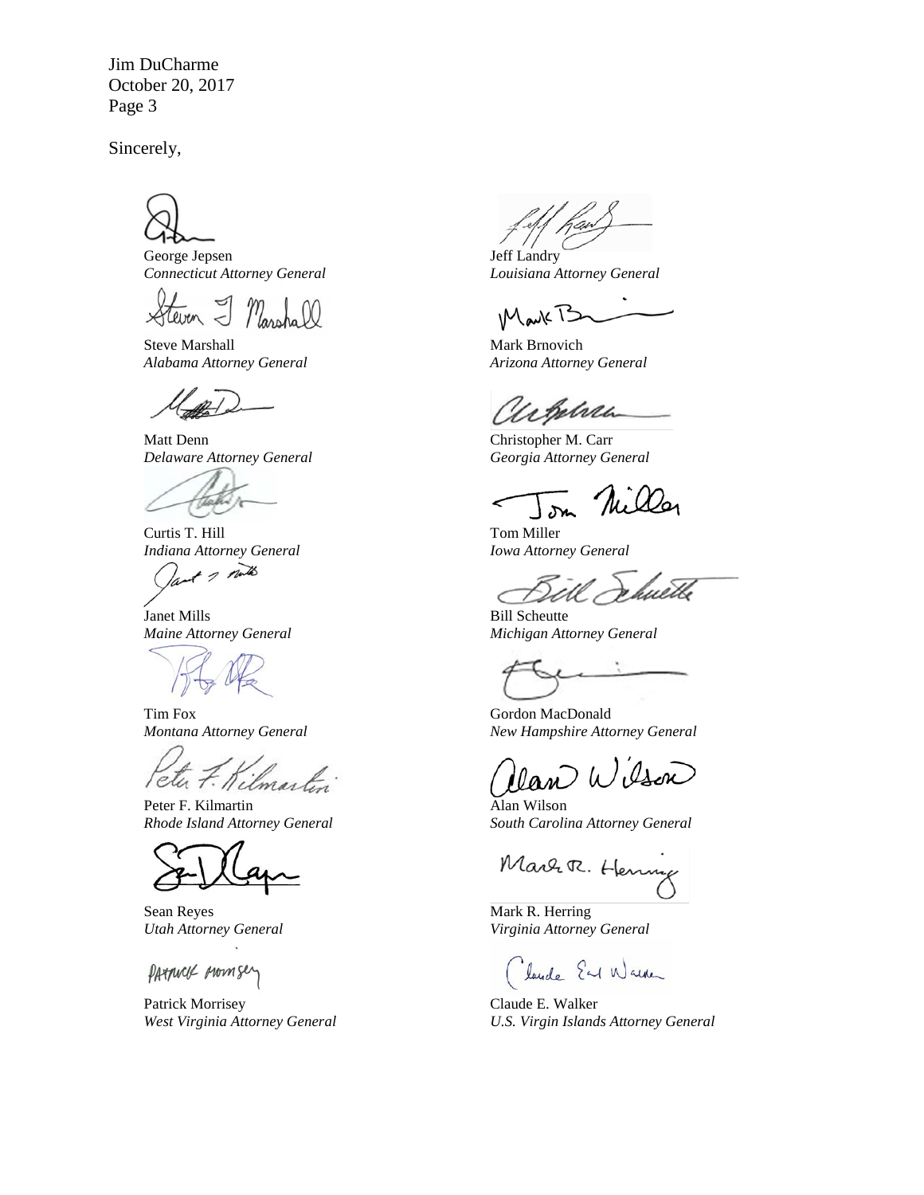Jim DuCharme
October 20, 2017
Page 3

Sincerely,

George Jepsen
*Connecticut Attorney General*

Jeff Landry
*Louisiana Attorney General*

Steve Marshall
*Alabama Attorney General*

Mark Brnovich
*Arizona Attorney General*

Matt Denn
*Delaware Attorney General*

Christopher M. Carr
*Georgia Attorney General*

Curtis T. Hill
*Indiana Attorney General*

Tom Miller
*Iowa Attorney General*

Janet Mills
*Maine Attorney General*

Bill Scheutte
*Michigan Attorney General*

Tim Fox
*Montana Attorney General*

Gordon MacDonald
*New Hampshire Attorney General*

Peter F. Kilmartin
*Rhode Island Attorney General*

Alan Wilson
*South Carolina Attorney General*

Sean Reyes
*Utah Attorney General*

Mark R. Herring
*Virginia Attorney General*

Patrick Morrisey
*West Virginia Attorney General*

Claude E. Walker
*U.S. Virgin Islands Attorney General*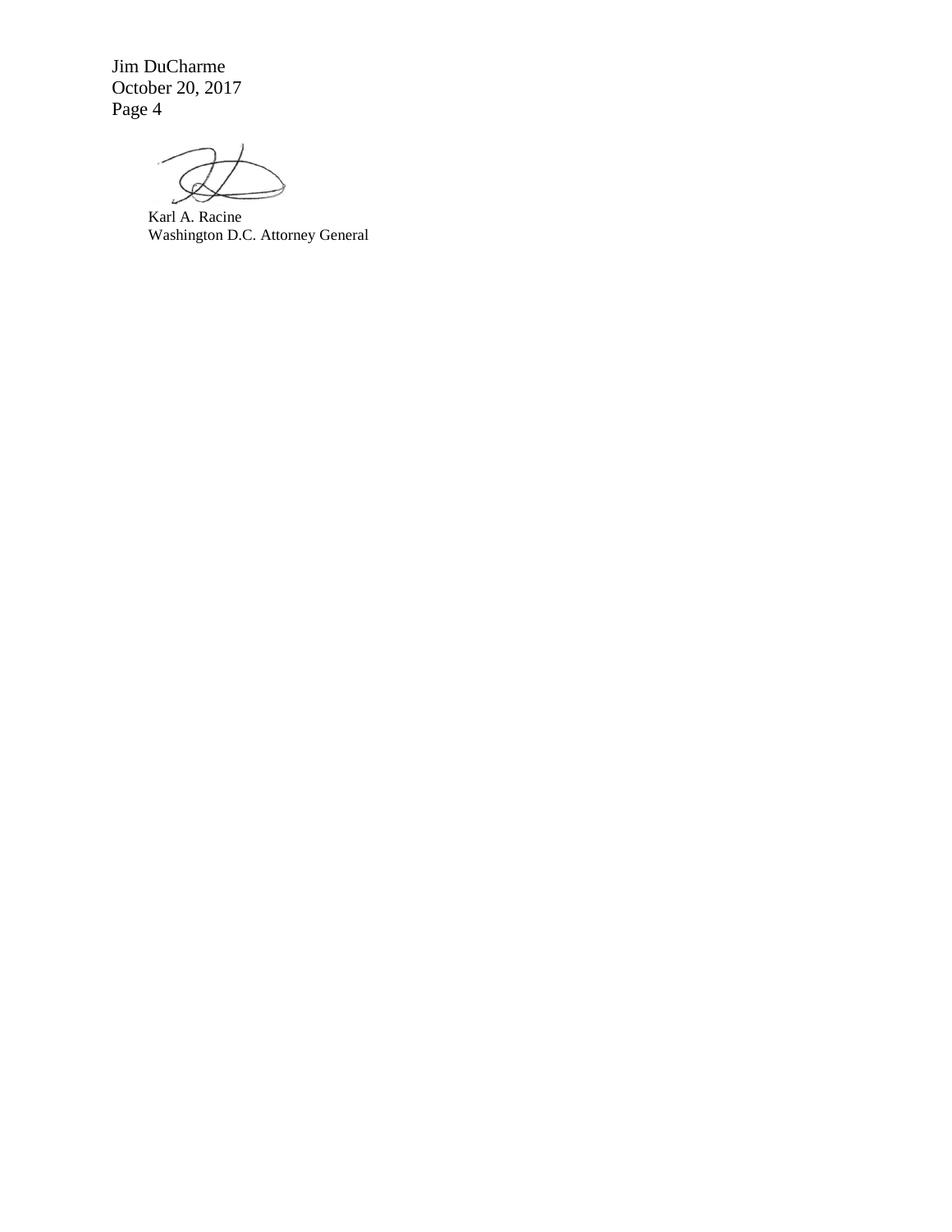Karl A. Racine
Washington D.C. Attorney General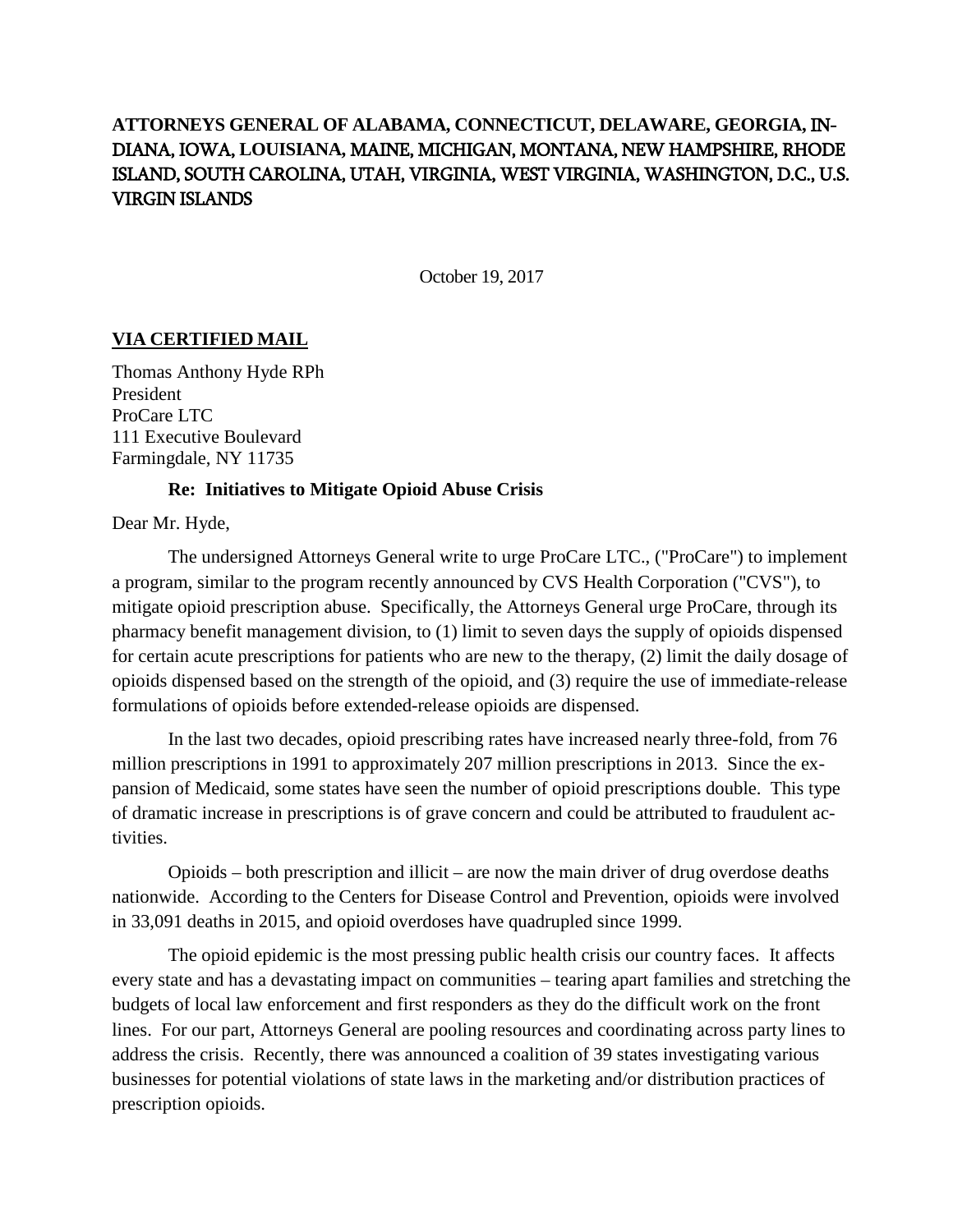**ATTORNEYS GENERAL OF ALABAMA, CONNECTICUT, DELAWARE, GEORGIA, INDIANA, IOWA, LOUISIANA, MAINE, MICHIGAN, MONTANA, NEW HAMPSHIRE, RHODE ISLAND, SOUTH CAROLINA, UTAH, VIRGINIA, WEST VIRGINIA, WASHINGTON, D.C., U.S. VIRGIN ISLANDS**

October 19, 2017

**VIA CERTIFIED MAIL**

Thomas Anthony Hyde RPh
President
ProCare LTC
111 Executive Boulevard
Farmingdale, NY 11735

**Re: Initiatives to Mitigate Opioid Abuse Crisis**

Dear Mr. Hyde,

The undersigned Attorneys General write to urge ProCare LTC., ("ProCare") to implement a program, similar to the program recently announced by CVS Health Corporation ("CVS"), to mitigate opioid prescription abuse. Specifically, the Attorneys General urge ProCare, through its pharmacy benefit management division, to (1) limit to seven days the supply of opioids dispensed for certain acute prescriptions for patients who are new to the therapy, (2) limit the daily dosage of opioids dispensed based on the strength of the opioid, and (3) require the use of immediate-release formulations of opioids before extended-release opioids are dispensed.

In the last two decades, opioid prescribing rates have increased nearly three-fold, from 76 million prescriptions in 1991 to approximately 207 million prescriptions in 2013. Since the expansion of Medicaid, some states have seen the number of opioid prescriptions double. This type of dramatic increase in prescriptions is of grave concern and could be attributed to fraudulent activities.

Opioids – both prescription and illicit – are now the main driver of drug overdose deaths nationwide. According to the Centers for Disease Control and Prevention, opioids were involved in 33,091 deaths in 2015, and opioid overdoses have quadrupled since 1999.

The opioid epidemic is the most pressing public health crisis our country faces. It affects every state and has a devastating impact on communities – tearing apart families and stretching the budgets of local law enforcement and first responders as they do the difficult work on the front lines. For our part, Attorneys General are pooling resources and coordinating across party lines to address the crisis. Recently, there was announced a coalition of 39 states investigating various businesses for potential violations of state laws in the marketing and/or distribution practices of prescription opioids.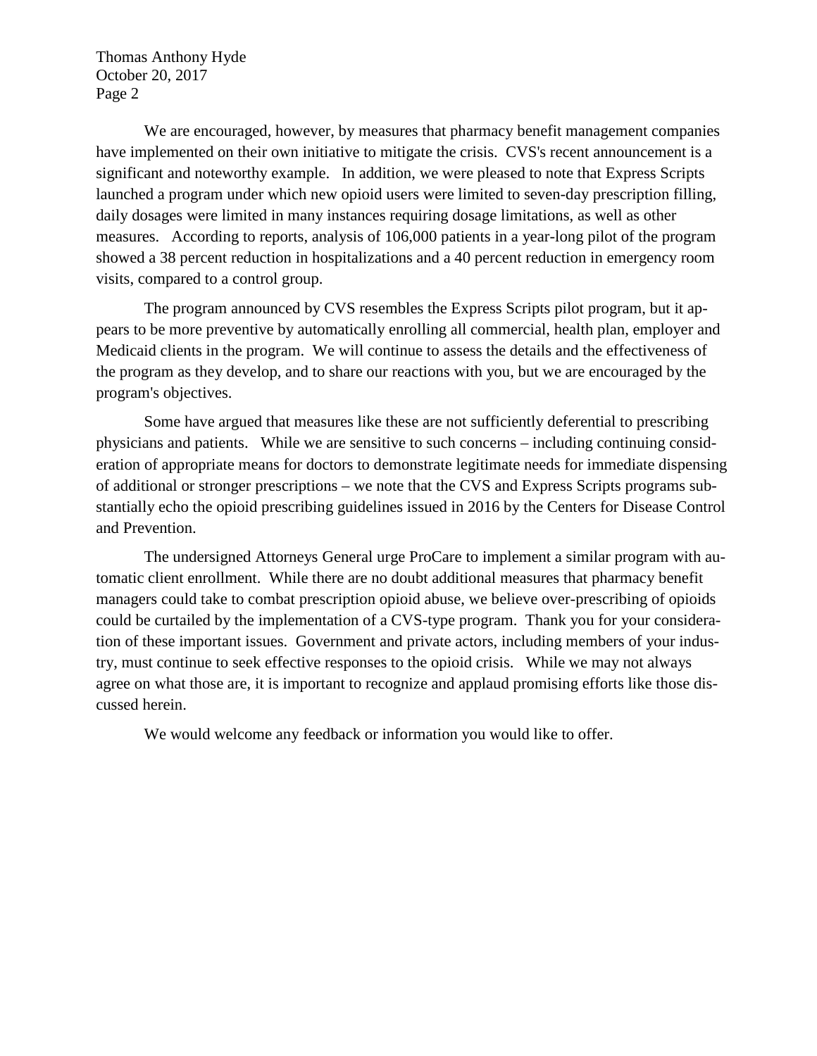We are encouraged, however, by measures that pharmacy benefit management companies have implemented on their own initiative to mitigate the crisis. CVS's recent announcement is a significant and noteworthy example. In addition, we were pleased to note that Express Scripts launched a program under which new opioid users were limited to seven-day prescription filling, daily dosages were limited in many instances requiring dosage limitations, as well as other measures. According to reports, analysis of 106,000 patients in a year-long pilot of the program showed a 38 percent reduction in hospitalizations and a 40 percent reduction in emergency room visits, compared to a control group.

The program announced by CVS resembles the Express Scripts pilot program, but it appears to be more preventive by automatically enrolling all commercial, health plan, employer and Medicaid clients in the program. We will continue to assess the details and the effectiveness of the program as they develop, and to share our reactions with you, but we are encouraged by the program's objectives.

Some have argued that measures like these are not sufficiently deferential to prescribing physicians and patients. While we are sensitive to such concerns – including continuing consideration of appropriate means for doctors to demonstrate legitimate needs for immediate dispensing of additional or stronger prescriptions – we note that the CVS and Express Scripts programs substantially echo the opioid prescribing guidelines issued in 2016 by the Centers for Disease Control and Prevention.

The undersigned Attorneys General urge ProCare to implement a similar program with automatic client enrollment. While there are no doubt additional measures that pharmacy benefit managers could take to combat prescription opioid abuse, we believe over-prescribing of opioids could be curtailed by the implementation of a CVS-type program. Thank you for your consideration of these important issues. Government and private actors, including members of your industry, must continue to seek effective responses to the opioid crisis. While we may not always agree on what those are, it is important to recognize and applaud promising efforts like those discussed herein.

We would welcome any feedback or information you would like to offer.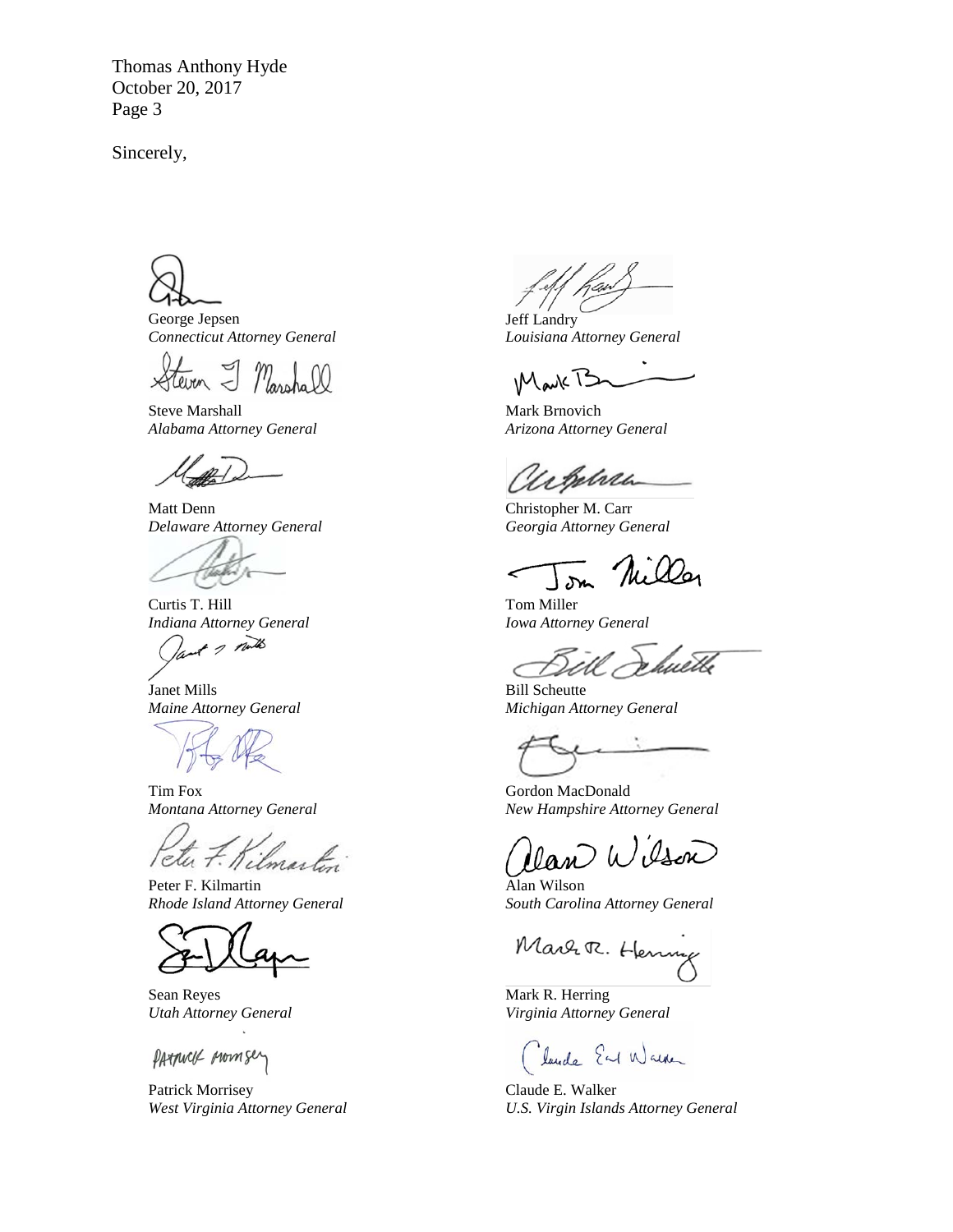Thomas Anthony Hyde
October 20, 2017
Page 3

Sincerely,

George Jepsen
*Connecticut Attorney General*

Jeff Landry
*Louisiana Attorney General*

Steve Marshall
*Alabama Attorney General*

Mark Brnovich
*Arizona Attorney General*

Matt Denn
*Delaware Attorney General*

Christopher M. Carr
*Georgia Attorney General*

Curtis T. Hill
*Indiana Attorney General*

Tom Miller
*Iowa Attorney General*

Janet Mills
*Maine Attorney General*

Bill Scheutte
*Michigan Attorney General*

Tim Fox
*Montana Attorney General*

Gordon MacDonald
*New Hampshire Attorney General*

Peter F. Kilmartin
*Rhode Island Attorney General*

Alan Wilson
*South Carolina Attorney General*

Sean Reyes
*Utah Attorney General*

Mark R. Herring
*Virginia Attorney General*

Patrick Morrisey
*West Virginia Attorney General*

Claude E. Walker
*U.S. Virgin Islands Attorney General*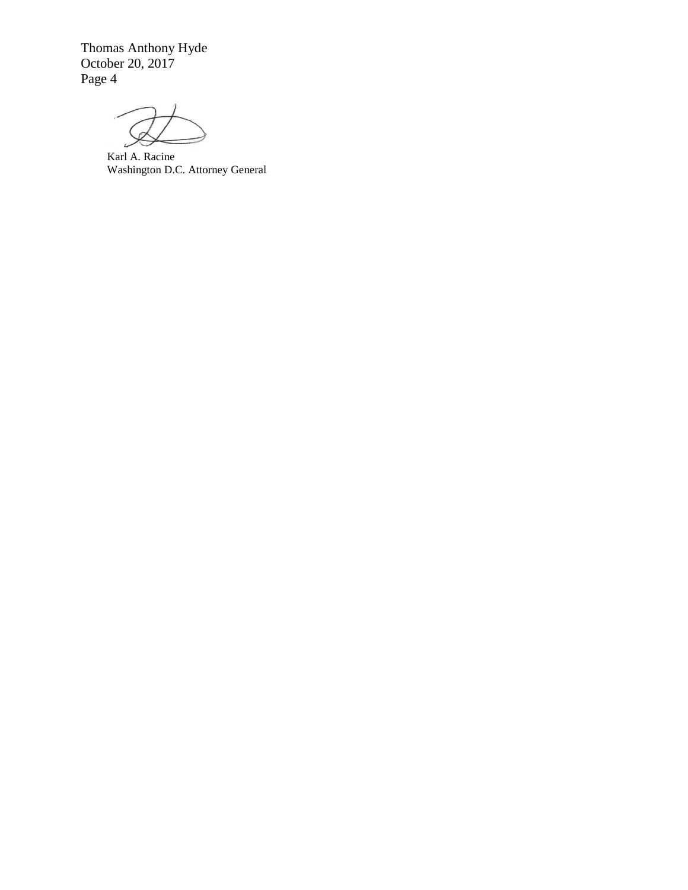Karl A. Racine
Washington D.C. Attorney General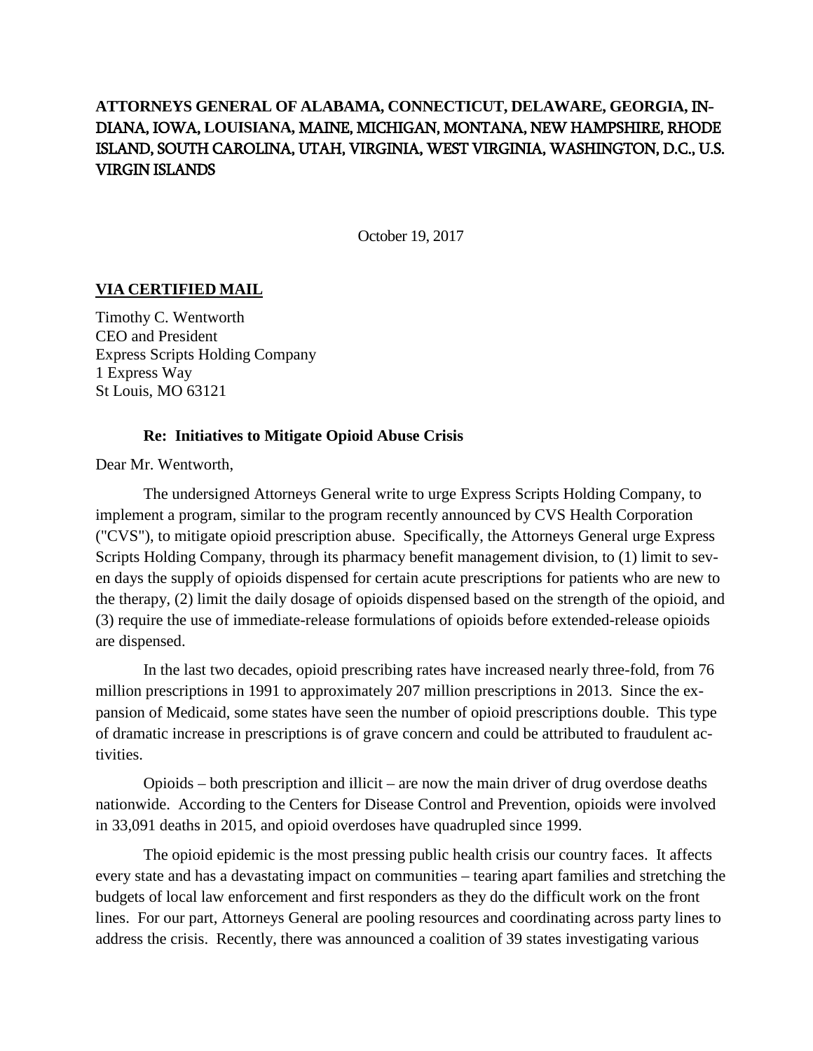**ATTORNEYS GENERAL OF ALABAMA, CONNECTICUT, DELAWARE, GEORGIA, INDIANA, IOWA, LOUISIANA, MAINE, MICHIGAN, MONTANA, NEW HAMPSHIRE, RHODE ISLAND, SOUTH CAROLINA, UTAH, VIRGINIA, WEST VIRGINIA, WASHINGTON, D.C., U.S. VIRGIN ISLANDS**

October 19, 2017

**VIA CERTIFIED MAIL**

Timothy C. Wentworth
CEO and President
Express Scripts Holding Company
1 Express Way
St Louis, MO 63121

**Re: Initiatives to Mitigate Opioid Abuse Crisis**

Dear Mr. Wentworth,

The undersigned Attorneys General write to urge Express Scripts Holding Company, to implement a program, similar to the program recently announced by CVS Health Corporation ("CVS"), to mitigate opioid prescription abuse. Specifically, the Attorneys General urge Express Scripts Holding Company, through its pharmacy benefit management division, to (1) limit to seven days the supply of opioids dispensed for certain acute prescriptions for patients who are new to the therapy, (2) limit the daily dosage of opioids dispensed based on the strength of the opioid, and (3) require the use of immediate-release formulations of opioids before extended-release opioids are dispensed.

In the last two decades, opioid prescribing rates have increased nearly three-fold, from 76 million prescriptions in 1991 to approximately 207 million prescriptions in 2013. Since the expansion of Medicaid, some states have seen the number of opioid prescriptions double. This type of dramatic increase in prescriptions is of grave concern and could be attributed to fraudulent activities.

Opioids – both prescription and illicit – are now the main driver of drug overdose deaths nationwide. According to the Centers for Disease Control and Prevention, opioids were involved in 33,091 deaths in 2015, and opioid overdoses have quadrupled since 1999.

The opioid epidemic is the most pressing public health crisis our country faces. It affects every state and has a devastating impact on communities – tearing apart families and stretching the budgets of local law enforcement and first responders as they do the difficult work on the front lines. For our part, Attorneys General are pooling resources and coordinating across party lines to address the crisis. Recently, there was announced a coalition of 39 states investigating various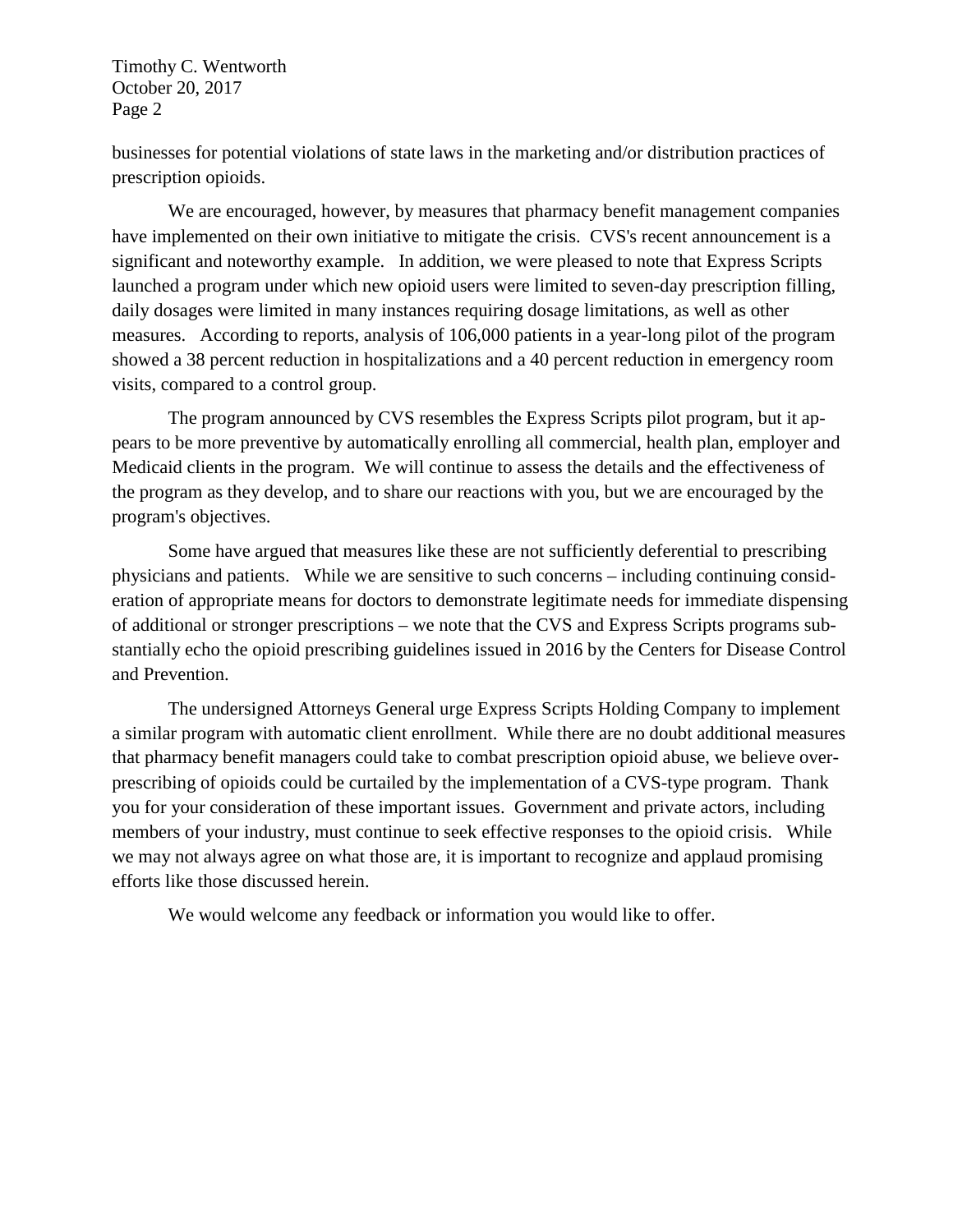businesses for potential violations of state laws in the marketing and/or distribution practices of prescription opioids.

We are encouraged, however, by measures that pharmacy benefit management companies have implemented on their own initiative to mitigate the crisis. CVS's recent announcement is a significant and noteworthy example. In addition, we were pleased to note that Express Scripts launched a program under which new opioid users were limited to seven-day prescription filling, daily dosages were limited in many instances requiring dosage limitations, as well as other measures. According to reports, analysis of 106,000 patients in a year-long pilot of the program showed a 38 percent reduction in hospitalizations and a 40 percent reduction in emergency room visits, compared to a control group.

The program announced by CVS resembles the Express Scripts pilot program, but it appears to be more preventive by automatically enrolling all commercial, health plan, employer and Medicaid clients in the program. We will continue to assess the details and the effectiveness of the program as they develop, and to share our reactions with you, but we are encouraged by the program's objectives.

Some have argued that measures like these are not sufficiently deferential to prescribing physicians and patients. While we are sensitive to such concerns – including continuing consideration of appropriate means for doctors to demonstrate legitimate needs for immediate dispensing of additional or stronger prescriptions – we note that the CVS and Express Scripts programs substantially echo the opioid prescribing guidelines issued in 2016 by the Centers for Disease Control and Prevention.

The undersigned Attorneys General urge Express Scripts Holding Company to implement a similar program with automatic client enrollment. While there are no doubt additional measures that pharmacy benefit managers could take to combat prescription opioid abuse, we believe over-prescribing of opioids could be curtailed by the implementation of a CVS-type program. Thank you for your consideration of these important issues. Government and private actors, including members of your industry, must continue to seek effective responses to the opioid crisis. While we may not always agree on what those are, it is important to recognize and applaud promising efforts like those discussed herein.

We would welcome any feedback or information you would like to offer.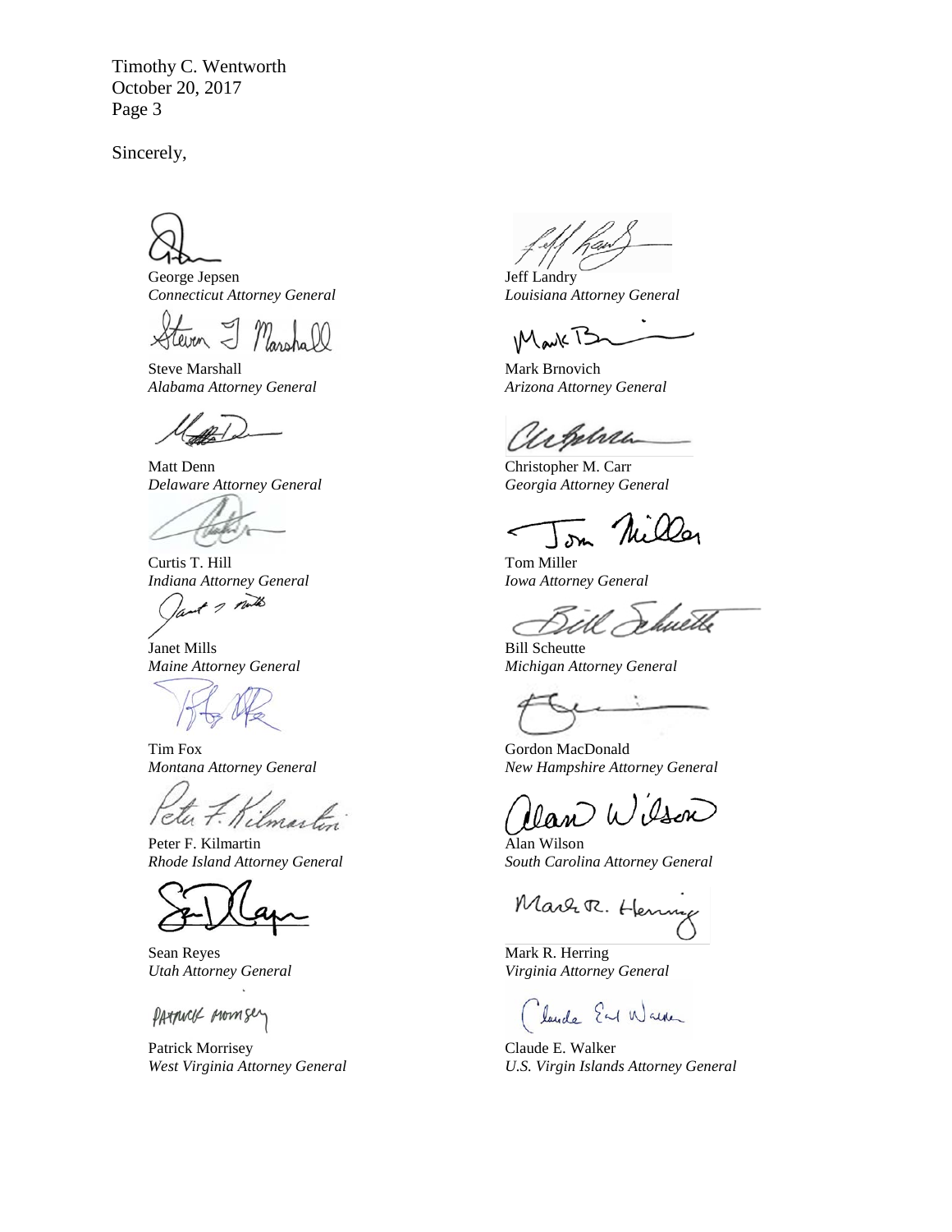Timothy C. Wentworth
October 20, 2017
Page 3

Sincerely,

George Jepsen
*Connecticut Attorney General*

Jeff Landry
*Louisiana Attorney General*

Steve Marshall
*Alabama Attorney General*

Mark Brnovich
*Arizona Attorney General*

Matt Denn
*Delaware Attorney General*

Christopher M. Carr
*Georgia Attorney General*

Curtis T. Hill
*Indiana Attorney General*

Tom Miller
*Iowa Attorney General*

Janet Mills
*Maine Attorney General*

Bill Scheutte
*Michigan Attorney General*

Tim Fox
*Montana Attorney General*

Gordon MacDonald
*New Hampshire Attorney General*

Peter F. Kilmartin
*Rhode Island Attorney General*

Alan Wilson
*South Carolina Attorney General*

Sean Reyes
*Utah Attorney General*

Mark R. Herring
*Virginia Attorney General*

Patrick Morrisey
*West Virginia Attorney General*

Claude E. Walker
*U.S. Virgin Islands Attorney General*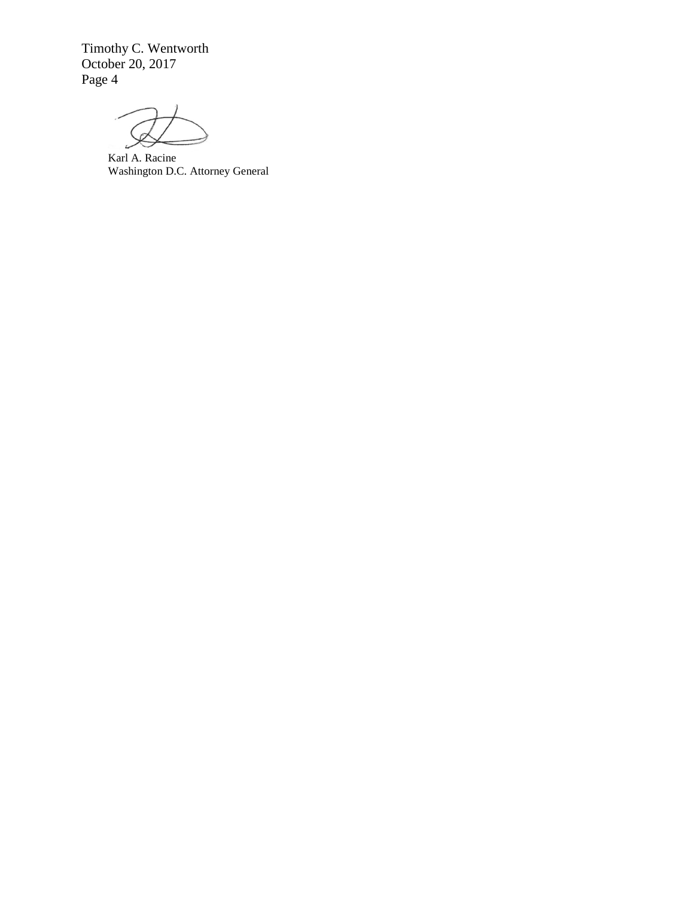Karl A. Racine
Washington D.C. Attorney General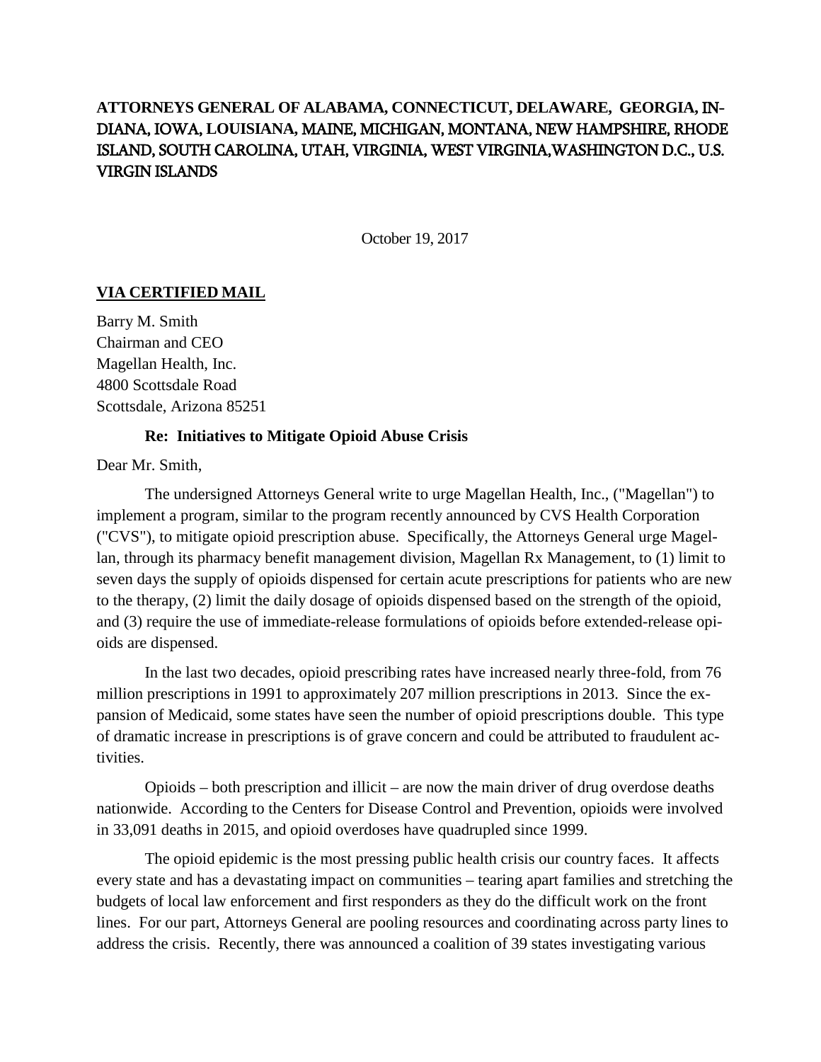**ATTORNEYS GENERAL OF ALABAMA, CONNECTICUT, DELAWARE, GEORGIA, INDIANA, IOWA, LOUISIANA, MAINE, MICHIGAN, MONTANA, NEW HAMPSHIRE, RHODE ISLAND, SOUTH CAROLINA, UTAH, VIRGINIA, WEST VIRGINIA, WASHINGTON D.C., U.S. VIRGIN ISLANDS**

October 19, 2017

**VIA CERTIFIED MAIL**

Barry M. Smith
Chairman and CEO
Magellan Health, Inc.
4800 Scottsdale Road
Scottsdale, Arizona 85251

**Re: Initiatives to Mitigate Opioid Abuse Crisis**

Dear Mr. Smith,

The undersigned Attorneys General write to urge Magellan Health, Inc., ("Magellan") to implement a program, similar to the program recently announced by CVS Health Corporation ("CVS"), to mitigate opioid prescription abuse. Specifically, the Attorneys General urge Magellan, through its pharmacy benefit management division, Magellan Rx Management, to (1) limit to seven days the supply of opioids dispensed for certain acute prescriptions for patients who are new to the therapy, (2) limit the daily dosage of opioids dispensed based on the strength of the opioid, and (3) require the use of immediate-release formulations of opioids before extended-release opioids are dispensed.

In the last two decades, opioid prescribing rates have increased nearly three-fold, from 76 million prescriptions in 1991 to approximately 207 million prescriptions in 2013. Since the expansion of Medicaid, some states have seen the number of opioid prescriptions double. This type of dramatic increase in prescriptions is of grave concern and could be attributed to fraudulent activities.

Opioids – both prescription and illicit – are now the main driver of drug overdose deaths nationwide. According to the Centers for Disease Control and Prevention, opioids were involved in 33,091 deaths in 2015, and opioid overdoses have quadrupled since 1999.

The opioid epidemic is the most pressing public health crisis our country faces. It affects every state and has a devastating impact on communities – tearing apart families and stretching the budgets of local law enforcement and first responders as they do the difficult work on the front lines. For our part, Attorneys General are pooling resources and coordinating across party lines to address the crisis. Recently, there was announced a coalition of 39 states investigating various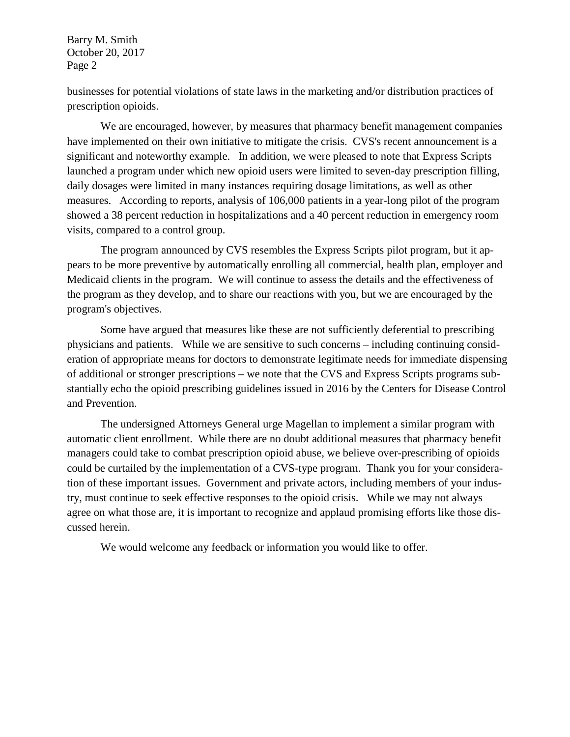businesses for potential violations of state laws in the marketing and/or distribution practices of prescription opioids.

We are encouraged, however, by measures that pharmacy benefit management companies have implemented on their own initiative to mitigate the crisis. CVS's recent announcement is a significant and noteworthy example. In addition, we were pleased to note that Express Scripts launched a program under which new opioid users were limited to seven-day prescription filling, daily dosages were limited in many instances requiring dosage limitations, as well as other measures. According to reports, analysis of 106,000 patients in a year-long pilot of the program showed a 38 percent reduction in hospitalizations and a 40 percent reduction in emergency room visits, compared to a control group.

The program announced by CVS resembles the Express Scripts pilot program, but it appears to be more preventive by automatically enrolling all commercial, health plan, employer and Medicaid clients in the program. We will continue to assess the details and the effectiveness of the program as they develop, and to share our reactions with you, but we are encouraged by the program's objectives.

Some have argued that measures like these are not sufficiently deferential to prescribing physicians and patients. While we are sensitive to such concerns – including continuing consideration of appropriate means for doctors to demonstrate legitimate needs for immediate dispensing of additional or stronger prescriptions – we note that the CVS and Express Scripts programs substantially echo the opioid prescribing guidelines issued in 2016 by the Centers for Disease Control and Prevention.

The undersigned Attorneys General urge Magellan to implement a similar program with automatic client enrollment. While there are no doubt additional measures that pharmacy benefit managers could take to combat prescription opioid abuse, we believe over-prescribing of opioids could be curtailed by the implementation of a CVS-type program. Thank you for your consideration of these important issues. Government and private actors, including members of your industry, must continue to seek effective responses to the opioid crisis. While we may not always agree on what those are, it is important to recognize and applaud promising efforts like those discussed herein.

We would welcome any feedback or information you would like to offer.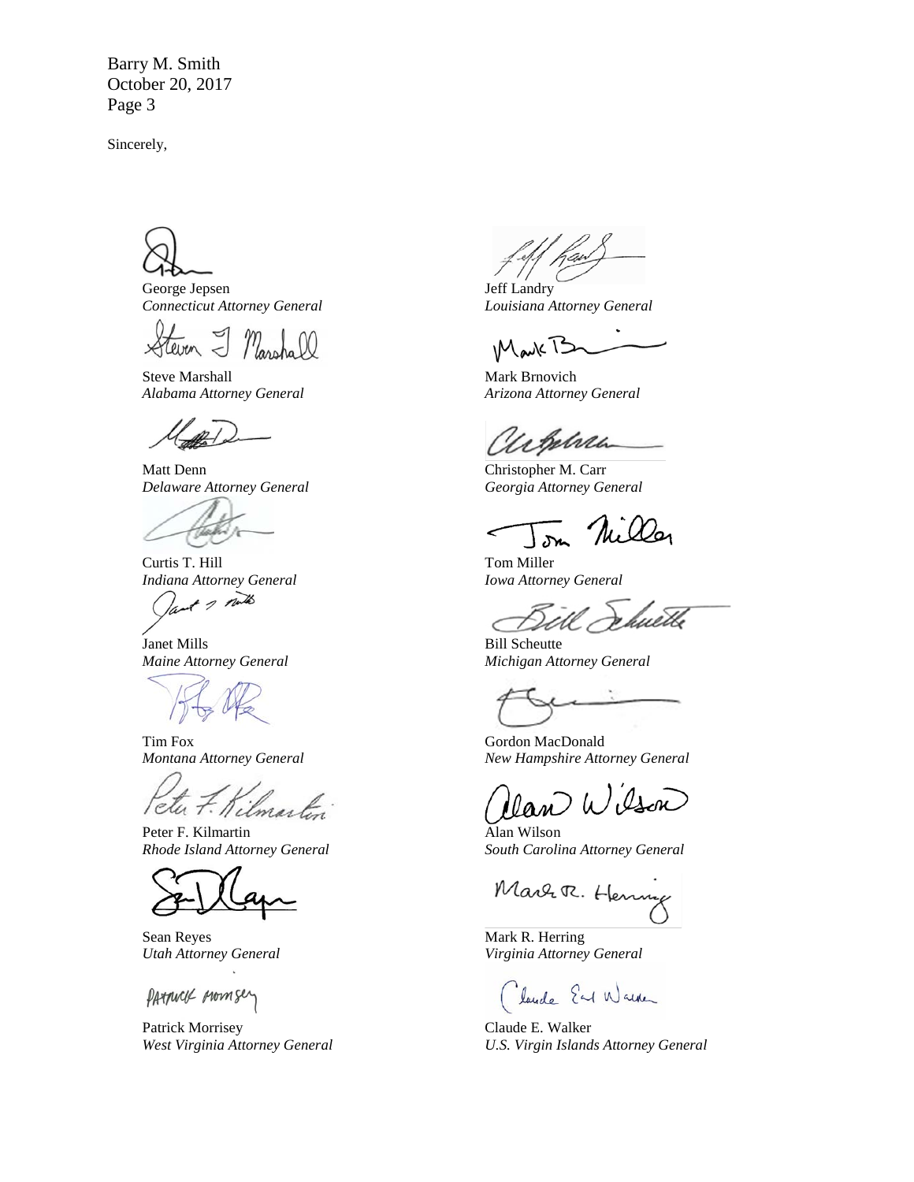Barry M. Smith
October 20, 2017
Page 3

Sincerely,

George Jepsen
*Connecticut Attorney General*

Jeff Landry
*Louisiana Attorney General*

Steve Marshall
*Alabama Attorney General*

Mark Brnovich
*Arizona Attorney General*

Matt Denn
*Delaware Attorney General*

Christopher M. Carr
*Georgia Attorney General*

Curtis T. Hill
*Indiana Attorney General*

Tom Miller
*Iowa Attorney General*

Janet Mills
*Maine Attorney General*

Bill Scheutte
*Michigan Attorney General*

Tim Fox
*Montana Attorney General*

Gordon MacDonald
*New Hampshire Attorney General*

Peter F. Kilmartin
*Rhode Island Attorney General*

Alan Wilson
*South Carolina Attorney General*

Sean Reyes
*Utah Attorney General*

Mark R. Herring
*Virginia Attorney General*

Patrick Morrisey
*West Virginia Attorney General*

Claude E. Walker
*U.S. Virgin Islands Attorney General*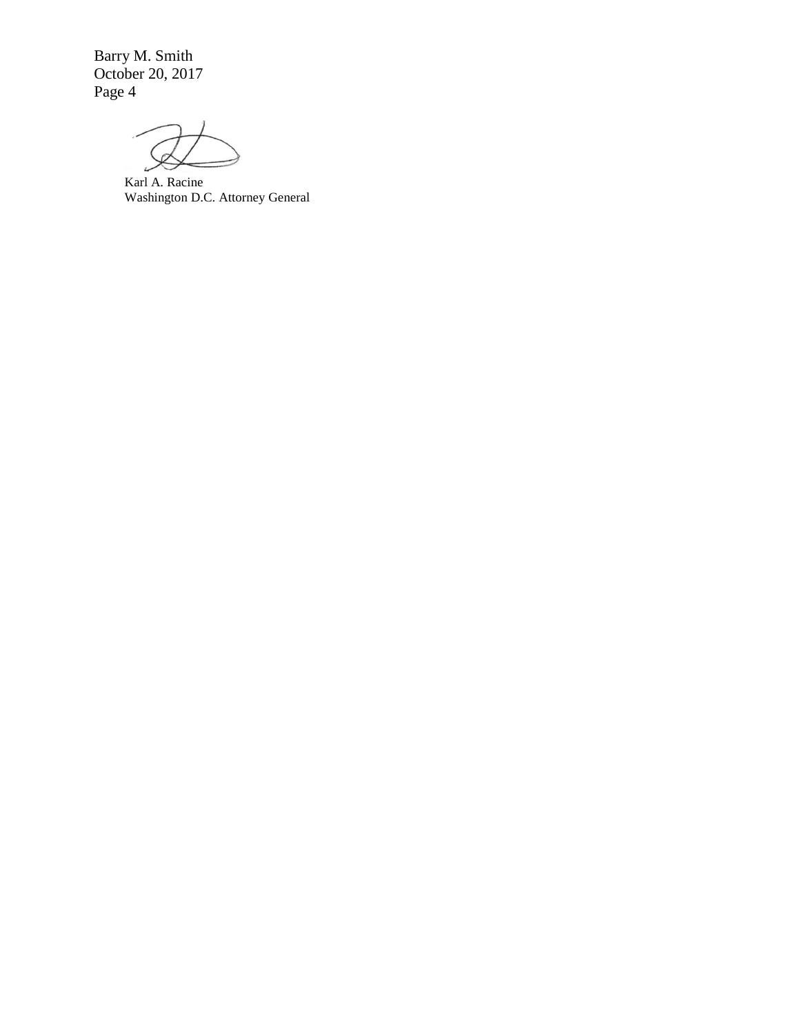Karl A. Racine
Washington D.C. Attorney General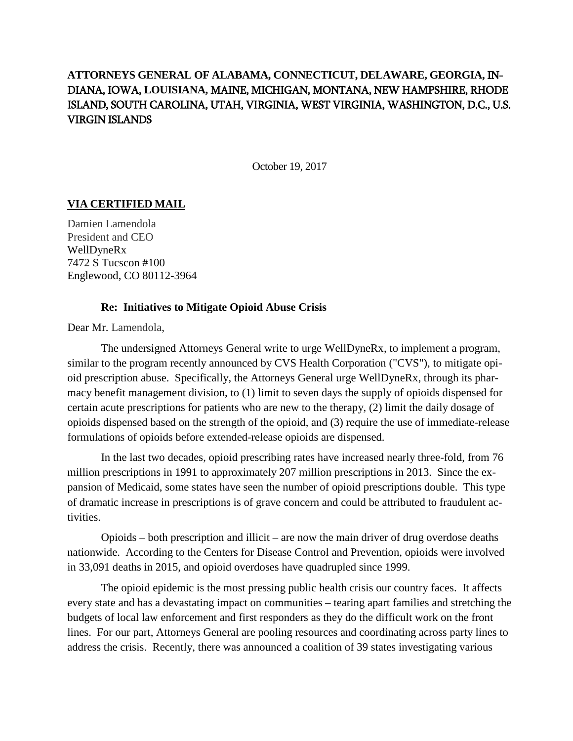**ATTORNEYS GENERAL OF ALABAMA, CONNECTICUT, DELAWARE, GEORGIA, INDIANA, IOWA, LOUISIANA, MAINE, MICHIGAN, MONTANA, NEW HAMPSHIRE, RHODE ISLAND, SOUTH CAROLINA, UTAH, VIRGINIA, WEST VIRGINIA, WASHINGTON, D.C., U.S. VIRGIN ISLANDS**

October 19, 2017

**VIA CERTIFIED MAIL**

Damien Lamendola
President and CEO
WellDyneRx
7472 S Tucscon #100
Englewood, CO 80112-3964

**Re: Initiatives to Mitigate Opioid Abuse Crisis**

Dear Mr. Lamendola,

The undersigned Attorneys General write to urge WellDyneRx, to implement a program, similar to the program recently announced by CVS Health Corporation ("CVS"), to mitigate opioid prescription abuse. Specifically, the Attorneys General urge WellDyneRx, through its pharmacy benefit management division, to (1) limit to seven days the supply of opioids dispensed for certain acute prescriptions for patients who are new to the therapy, (2) limit the daily dosage of opioids dispensed based on the strength of the opioid, and (3) require the use of immediate-release formulations of opioids before extended-release opioids are dispensed.

In the last two decades, opioid prescribing rates have increased nearly three-fold, from 76 million prescriptions in 1991 to approximately 207 million prescriptions in 2013. Since the expansion of Medicaid, some states have seen the number of opioid prescriptions double. This type of dramatic increase in prescriptions is of grave concern and could be attributed to fraudulent activities.

Opioids – both prescription and illicit – are now the main driver of drug overdose deaths nationwide. According to the Centers for Disease Control and Prevention, opioids were involved in 33,091 deaths in 2015, and opioid overdoses have quadrupled since 1999.

The opioid epidemic is the most pressing public health crisis our country faces. It affects every state and has a devastating impact on communities – tearing apart families and stretching the budgets of local law enforcement and first responders as they do the difficult work on the front lines. For our part, Attorneys General are pooling resources and coordinating across party lines to address the crisis. Recently, there was announced a coalition of 39 states investigating various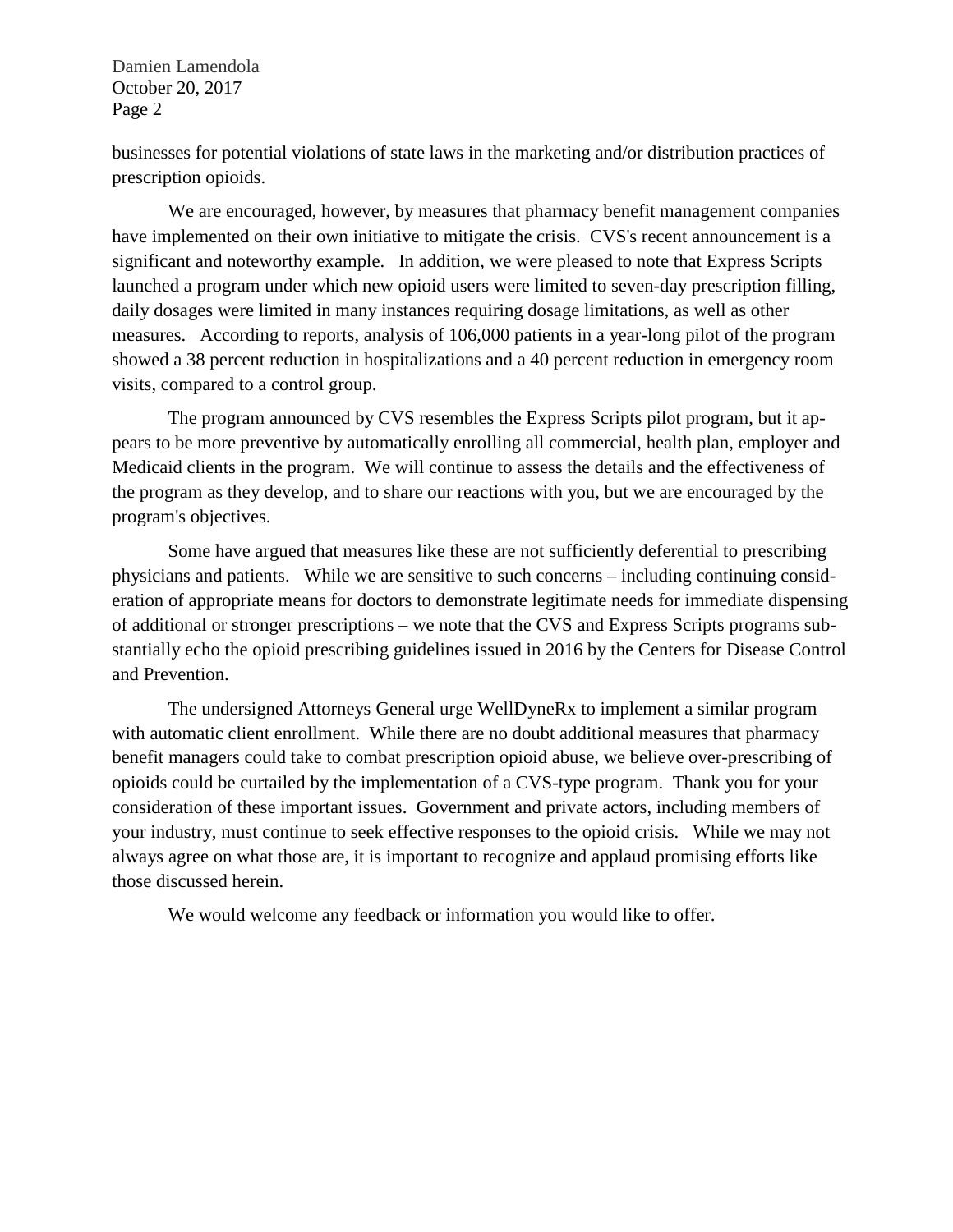businesses for potential violations of state laws in the marketing and/or distribution practices of prescription opioids.

We are encouraged, however, by measures that pharmacy benefit management companies have implemented on their own initiative to mitigate the crisis. CVS's recent announcement is a significant and noteworthy example. In addition, we were pleased to note that Express Scripts launched a program under which new opioid users were limited to seven-day prescription filling, daily dosages were limited in many instances requiring dosage limitations, as well as other measures. According to reports, analysis of 106,000 patients in a year-long pilot of the program showed a 38 percent reduction in hospitalizations and a 40 percent reduction in emergency room visits, compared to a control group.

The program announced by CVS resembles the Express Scripts pilot program, but it appears to be more preventive by automatically enrolling all commercial, health plan, employer and Medicaid clients in the program. We will continue to assess the details and the effectiveness of the program as they develop, and to share our reactions with you, but we are encouraged by the program's objectives.

Some have argued that measures like these are not sufficiently deferential to prescribing physicians and patients. While we are sensitive to such concerns – including continuing consideration of appropriate means for doctors to demonstrate legitimate needs for immediate dispensing of additional or stronger prescriptions – we note that the CVS and Express Scripts programs substantially echo the opioid prescribing guidelines issued in 2016 by the Centers for Disease Control and Prevention.

The undersigned Attorneys General urge WellDyneRx to implement a similar program with automatic client enrollment. While there are no doubt additional measures that pharmacy benefit managers could take to combat prescription opioid abuse, we believe over-prescribing of opioids could be curtailed by the implementation of a CVS-type program. Thank you for your consideration of these important issues. Government and private actors, including members of your industry, must continue to seek effective responses to the opioid crisis. While we may not always agree on what those are, it is important to recognize and applaud promising efforts like those discussed herein.

We would welcome any feedback or information you would like to offer.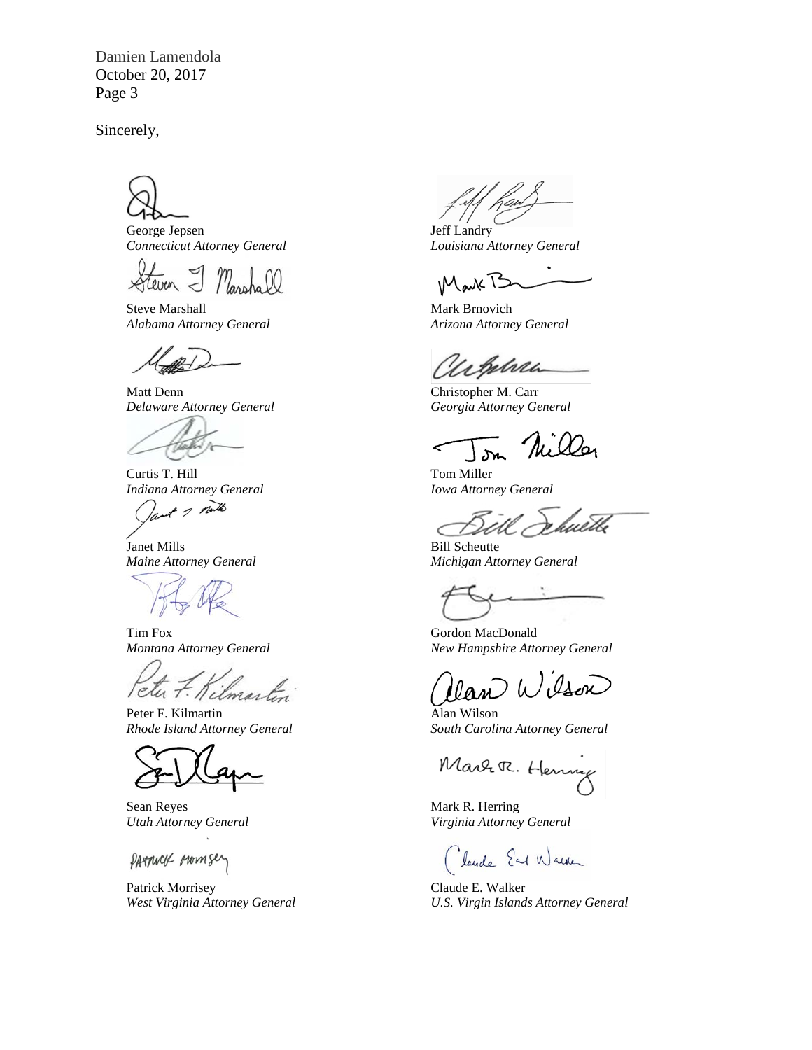Damien Lamendola
October 20, 2017
Page 3

Sincerely,

George Jepsen
*Connecticut Attorney General*

Jeff Landry
*Louisiana Attorney General*

Steve Marshall
*Alabama Attorney General*

Mark Brnovich
*Arizona Attorney General*

Matt Denn
*Delaware Attorney General*

Christopher M. Carr
*Georgia Attorney General*

Curtis T. Hill
*Indiana Attorney General*

Tom Miller
*Iowa Attorney General*

Janet Mills
*Maine Attorney General*

Bill Scheutte
*Michigan Attorney General*

Tim Fox
*Montana Attorney General*

Gordon MacDonald
*New Hampshire Attorney General*

Peter F. Kilmartin
*Rhode Island Attorney General*

Alan Wilson
*South Carolina Attorney General*

Sean Reyes
*Utah Attorney General*

Mark R. Herring
*Virginia Attorney General*

Patrick Morrisey
*West Virginia Attorney General*

Claude E. Walker
*U.S. Virgin Islands Attorney General*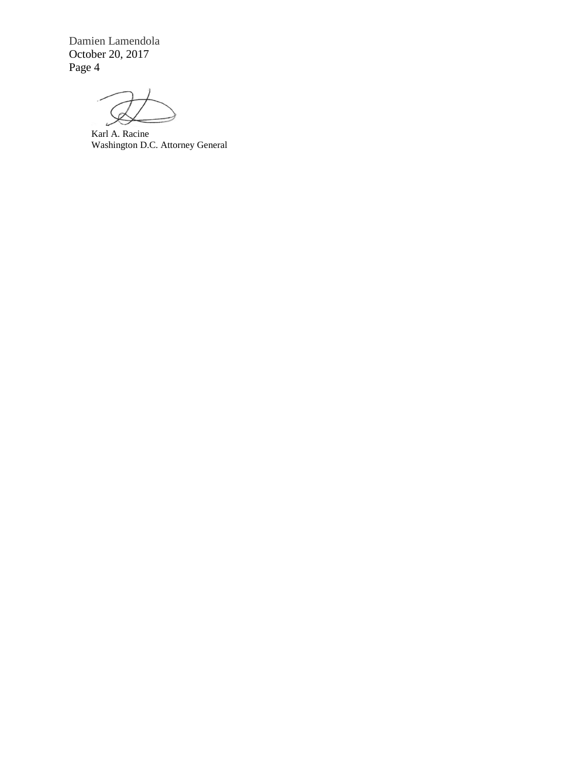Karl A. Racine
Washington D.C. Attorney General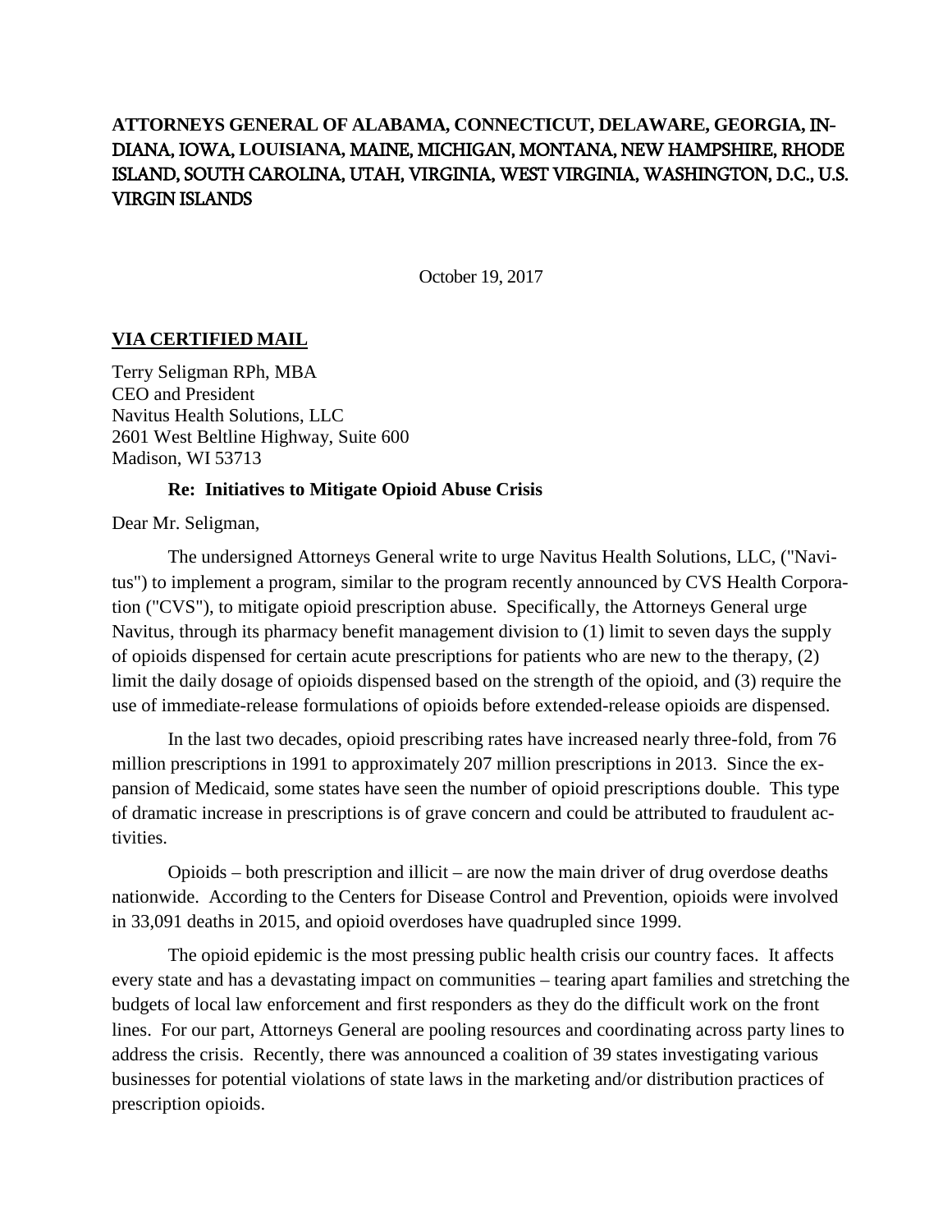**ATTORNEYS GENERAL OF ALABAMA, CONNECTICUT, DELAWARE, GEORGIA, INDIANA, IOWA, LOUISIANA, MAINE, MICHIGAN, MONTANA, NEW HAMPSHIRE, RHODE ISLAND, SOUTH CAROLINA, UTAH, VIRGINIA, WEST VIRGINIA, WASHINGTON, D.C., U.S. VIRGIN ISLANDS**

October 19, 2017

**VIA CERTIFIED MAIL**

Terry Seligman RPh, MBA
CEO and President
Navitus Health Solutions, LLC
2601 West Beltline Highway, Suite 600
Madison, WI 53713

**Re: Initiatives to Mitigate Opioid Abuse Crisis**

Dear Mr. Seligman,

The undersigned Attorneys General write to urge Navitus Health Solutions, LLC, ("Navitus") to implement a program, similar to the program recently announced by CVS Health Corporation ("CVS"), to mitigate opioid prescription abuse. Specifically, the Attorneys General urge Navitus, through its pharmacy benefit management division to (1) limit to seven days the supply of opioids dispensed for certain acute prescriptions for patients who are new to the therapy, (2) limit the daily dosage of opioids dispensed based on the strength of the opioid, and (3) require the use of immediate-release formulations of opioids before extended-release opioids are dispensed.

In the last two decades, opioid prescribing rates have increased nearly three-fold, from 76 million prescriptions in 1991 to approximately 207 million prescriptions in 2013. Since the expansion of Medicaid, some states have seen the number of opioid prescriptions double. This type of dramatic increase in prescriptions is of grave concern and could be attributed to fraudulent activities.

Opioids – both prescription and illicit – are now the main driver of drug overdose deaths nationwide. According to the Centers for Disease Control and Prevention, opioids were involved in 33,091 deaths in 2015, and opioid overdoses have quadrupled since 1999.

The opioid epidemic is the most pressing public health crisis our country faces. It affects every state and has a devastating impact on communities – tearing apart families and stretching the budgets of local law enforcement and first responders as they do the difficult work on the front lines. For our part, Attorneys General are pooling resources and coordinating across party lines to address the crisis. Recently, there was announced a coalition of 39 states investigating various businesses for potential violations of state laws in the marketing and/or distribution practices of prescription opioids.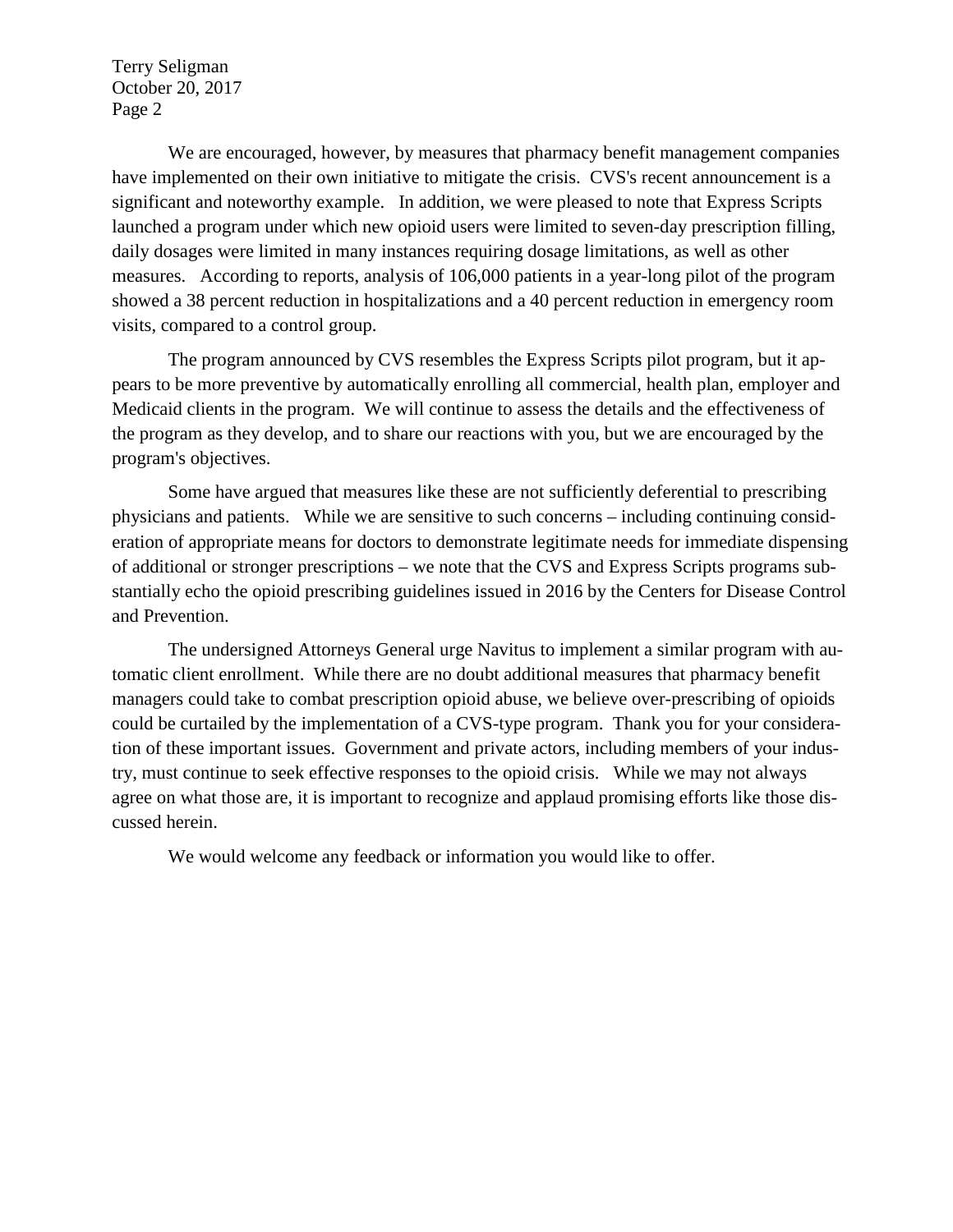We are encouraged, however, by measures that pharmacy benefit management companies have implemented on their own initiative to mitigate the crisis. CVS's recent announcement is a significant and noteworthy example. In addition, we were pleased to note that Express Scripts launched a program under which new opioid users were limited to seven-day prescription filling, daily dosages were limited in many instances requiring dosage limitations, as well as other measures. According to reports, analysis of 106,000 patients in a year-long pilot of the program showed a 38 percent reduction in hospitalizations and a 40 percent reduction in emergency room visits, compared to a control group.

The program announced by CVS resembles the Express Scripts pilot program, but it appears to be more preventive by automatically enrolling all commercial, health plan, employer and Medicaid clients in the program. We will continue to assess the details and the effectiveness of the program as they develop, and to share our reactions with you, but we are encouraged by the program's objectives.

Some have argued that measures like these are not sufficiently deferential to prescribing physicians and patients. While we are sensitive to such concerns – including continuing consideration of appropriate means for doctors to demonstrate legitimate needs for immediate dispensing of additional or stronger prescriptions – we note that the CVS and Express Scripts programs substantially echo the opioid prescribing guidelines issued in 2016 by the Centers for Disease Control and Prevention.

The undersigned Attorneys General urge Navitus to implement a similar program with automatic client enrollment. While there are no doubt additional measures that pharmacy benefit managers could take to combat prescription opioid abuse, we believe over-prescribing of opioids could be curtailed by the implementation of a CVS-type program. Thank you for your consideration of these important issues. Government and private actors, including members of your industry, must continue to seek effective responses to the opioid crisis. While we may not always agree on what those are, it is important to recognize and applaud promising efforts like those discussed herein.

We would welcome any feedback or information you would like to offer.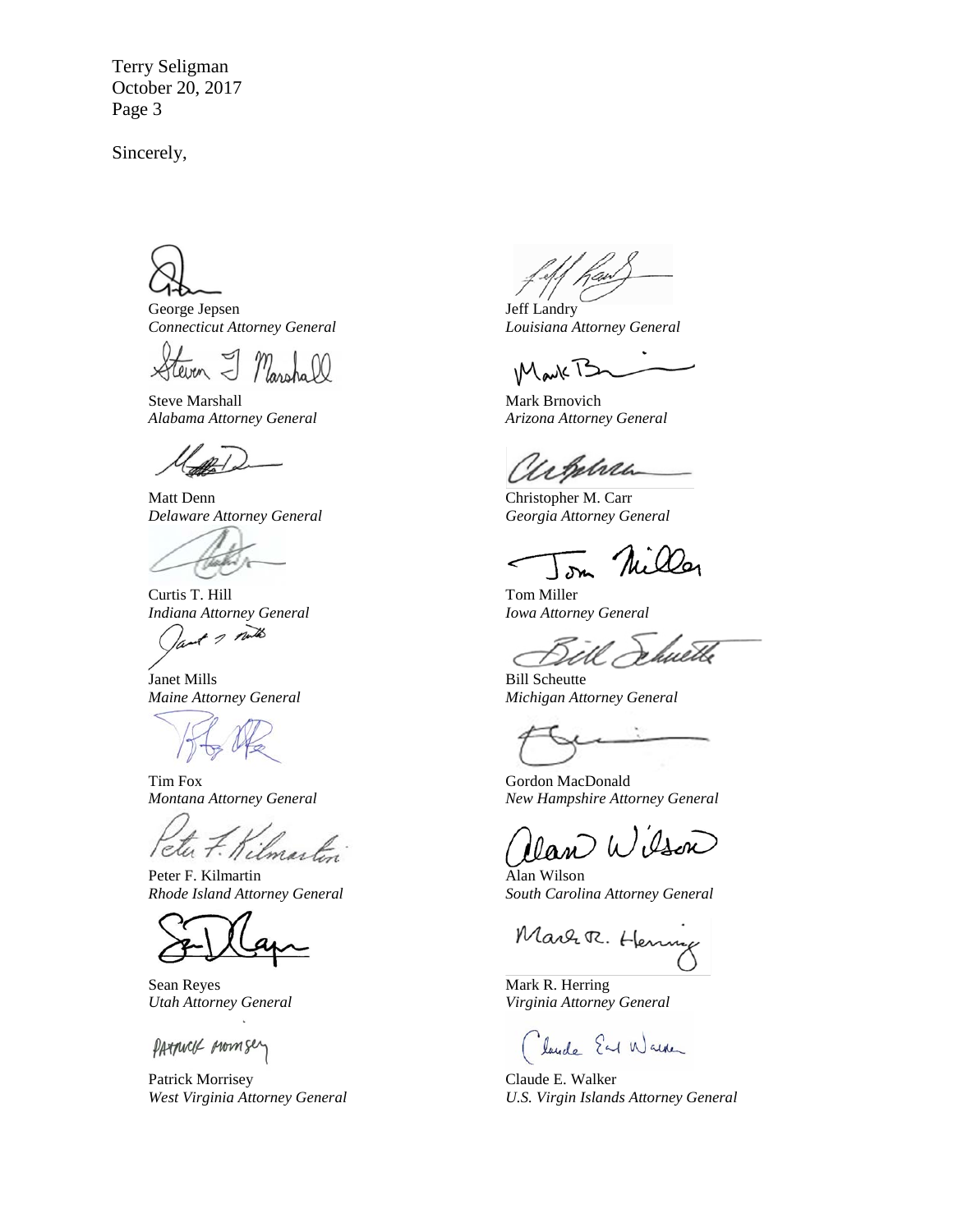Terry Seligman
October 20, 2017
Page 3

Sincerely,

George Jepsen
*Connecticut Attorney General*

Jeff Landry
*Louisiana Attorney General*

Steve Marshall
*Alabama Attorney General*

Mark Brnovich
*Arizona Attorney General*

Matt Denn
*Delaware Attorney General*

Christopher M. Carr
*Georgia Attorney General*

Curtis T. Hill
*Indiana Attorney General*

Tom Miller
*Iowa Attorney General*

Janet Mills
*Maine Attorney General*

Bill Scheutte
*Michigan Attorney General*

Tim Fox
*Montana Attorney General*

Gordon MacDonald
*New Hampshire Attorney General*

Peter F. Kilmartin
*Rhode Island Attorney General*

Alan Wilson
*South Carolina Attorney General*

Sean Reyes
*Utah Attorney General*

Mark R. Herring
*Virginia Attorney General*

Patrick Morrisey
*West Virginia Attorney General*

Claude E. Walker
*U.S. Virgin Islands Attorney General*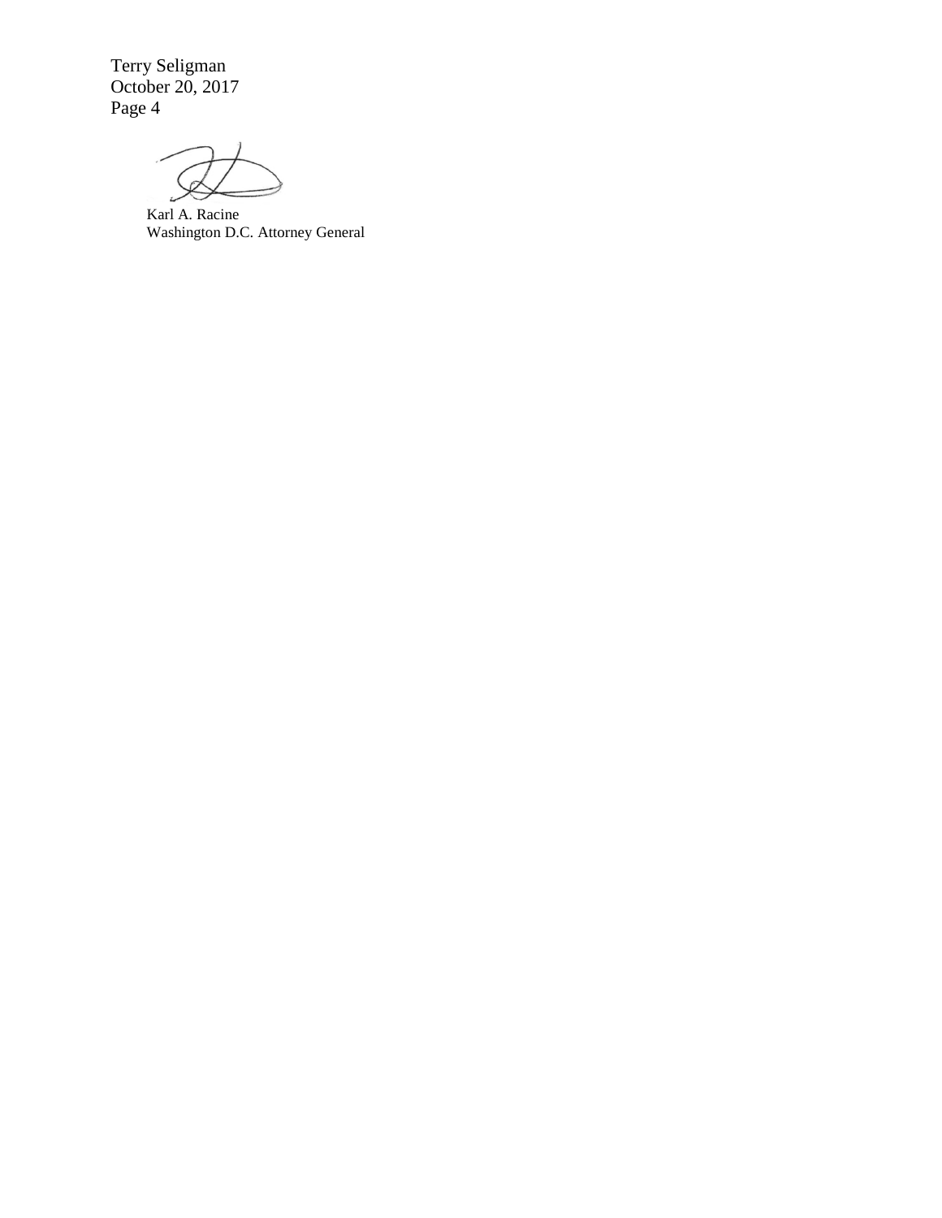Karl A. Racine
Washington D.C. Attorney General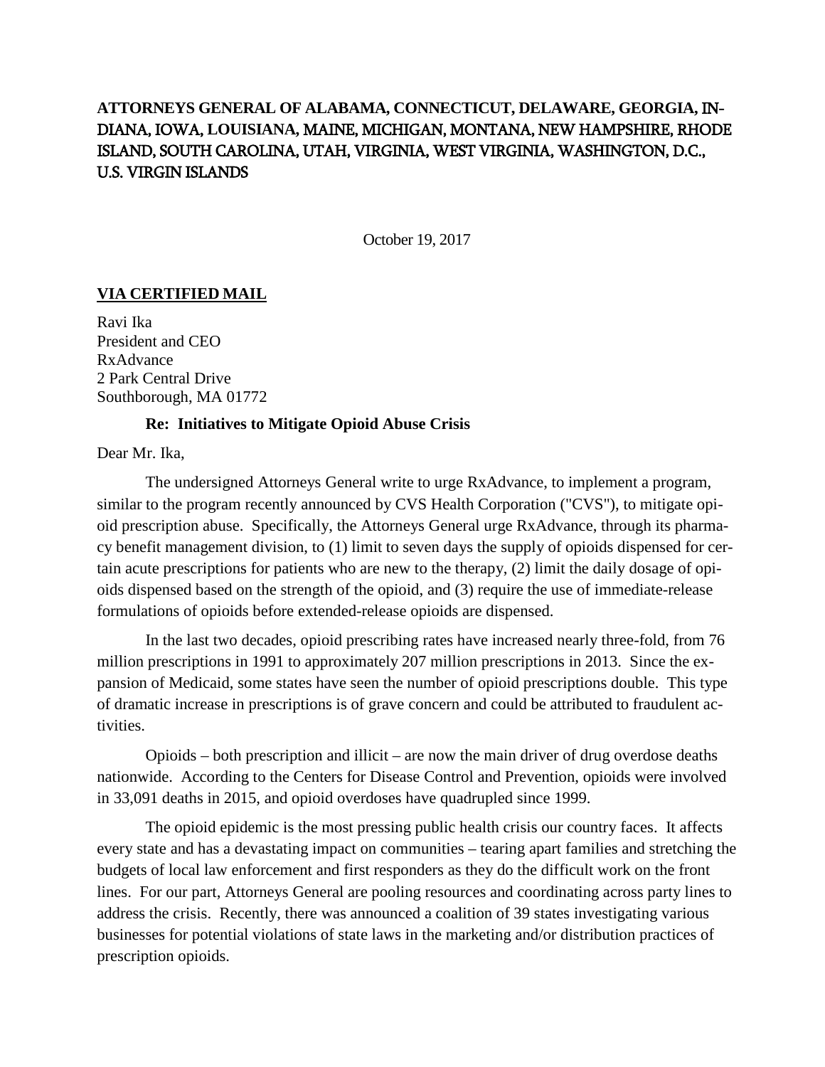**ATTORNEYS GENERAL OF ALABAMA, CONNECTICUT, DELAWARE, GEORGIA, INDIANA, IOWA, LOUISIANA, MAINE, MICHIGAN, MONTANA, NEW HAMPSHIRE, RHODE ISLAND, SOUTH CAROLINA, UTAH, VIRGINIA, WEST VIRGINIA, WASHINGTON, D.C., U.S. VIRGIN ISLANDS**

October 19, 2017

**VIA CERTIFIED MAIL**

Ravi Ika
President and CEO
RxAdvance
2 Park Central Drive
Southborough, MA 01772

**Re: Initiatives to Mitigate Opioid Abuse Crisis**

Dear Mr. Ika,

The undersigned Attorneys General write to urge RxAdvance, to implement a program, similar to the program recently announced by CVS Health Corporation ("CVS"), to mitigate opioid prescription abuse. Specifically, the Attorneys General urge RxAdvance, through its pharmacy benefit management division, to (1) limit to seven days the supply of opioids dispensed for certain acute prescriptions for patients who are new to the therapy, (2) limit the daily dosage of opioids dispensed based on the strength of the opioid, and (3) require the use of immediate-release formulations of opioids before extended-release opioids are dispensed.

In the last two decades, opioid prescribing rates have increased nearly three-fold, from 76 million prescriptions in 1991 to approximately 207 million prescriptions in 2013. Since the expansion of Medicaid, some states have seen the number of opioid prescriptions double. This type of dramatic increase in prescriptions is of grave concern and could be attributed to fraudulent activities.

Opioids – both prescription and illicit – are now the main driver of drug overdose deaths nationwide. According to the Centers for Disease Control and Prevention, opioids were involved in 33,091 deaths in 2015, and opioid overdoses have quadrupled since 1999.

The opioid epidemic is the most pressing public health crisis our country faces. It affects every state and has a devastating impact on communities – tearing apart families and stretching the budgets of local law enforcement and first responders as they do the difficult work on the front lines. For our part, Attorneys General are pooling resources and coordinating across party lines to address the crisis. Recently, there was announced a coalition of 39 states investigating various businesses for potential violations of state laws in the marketing and/or distribution practices of prescription opioids.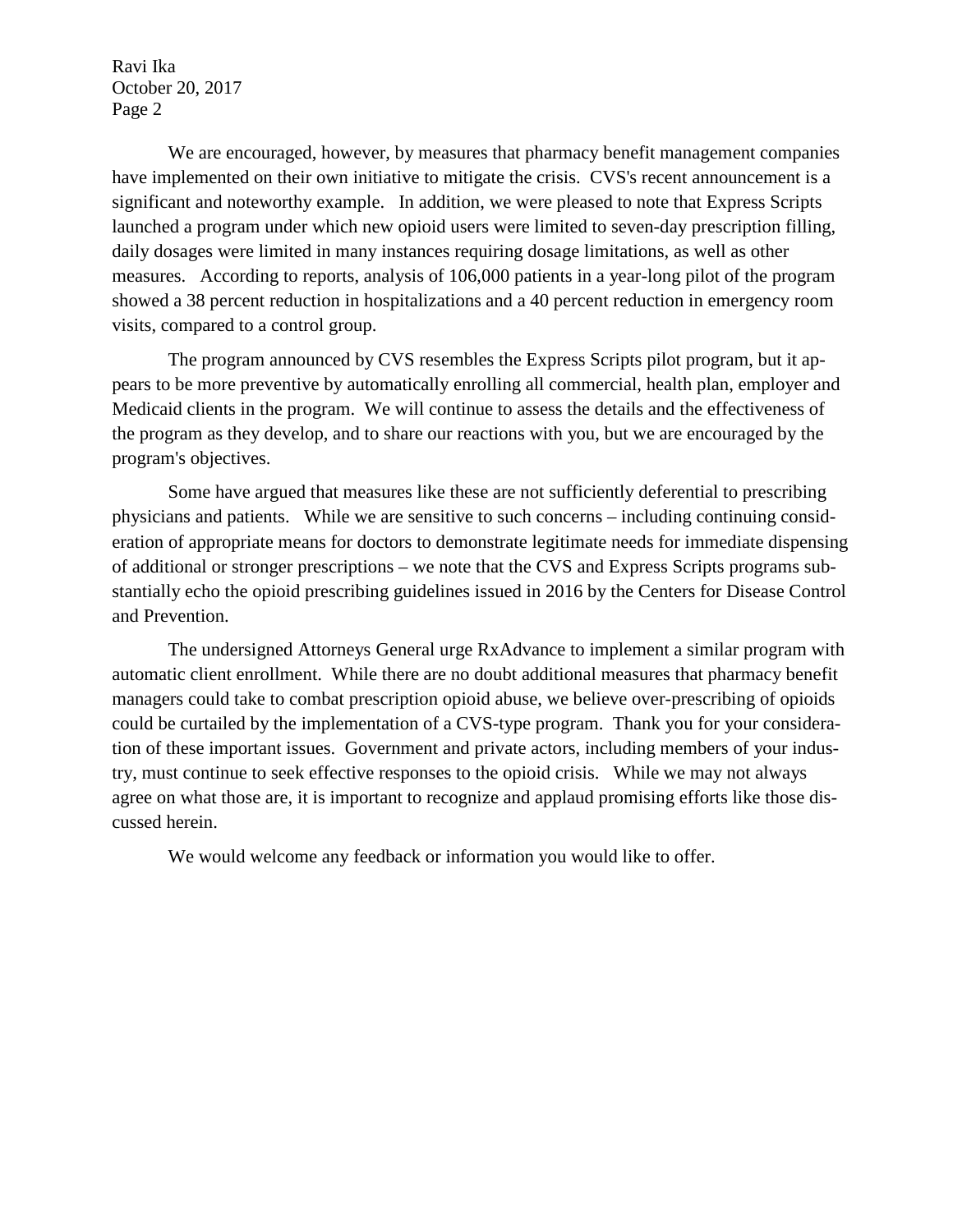We are encouraged, however, by measures that pharmacy benefit management companies have implemented on their own initiative to mitigate the crisis. CVS's recent announcement is a significant and noteworthy example. In addition, we were pleased to note that Express Scripts launched a program under which new opioid users were limited to seven-day prescription filling, daily dosages were limited in many instances requiring dosage limitations, as well as other measures. According to reports, analysis of 106,000 patients in a year-long pilot of the program showed a 38 percent reduction in hospitalizations and a 40 percent reduction in emergency room visits, compared to a control group.

The program announced by CVS resembles the Express Scripts pilot program, but it appears to be more preventive by automatically enrolling all commercial, health plan, employer and Medicaid clients in the program. We will continue to assess the details and the effectiveness of the program as they develop, and to share our reactions with you, but we are encouraged by the program's objectives.

Some have argued that measures like these are not sufficiently deferential to prescribing physicians and patients. While we are sensitive to such concerns – including continuing consideration of appropriate means for doctors to demonstrate legitimate needs for immediate dispensing of additional or stronger prescriptions – we note that the CVS and Express Scripts programs substantially echo the opioid prescribing guidelines issued in 2016 by the Centers for Disease Control and Prevention.

The undersigned Attorneys General urge RxAdvance to implement a similar program with automatic client enrollment. While there are no doubt additional measures that pharmacy benefit managers could take to combat prescription opioid abuse, we believe over-prescribing of opioids could be curtailed by the implementation of a CVS-type program. Thank you for your consideration of these important issues. Government and private actors, including members of your industry, must continue to seek effective responses to the opioid crisis. While we may not always agree on what those are, it is important to recognize and applaud promising efforts like those discussed herein.

We would welcome any feedback or information you would like to offer.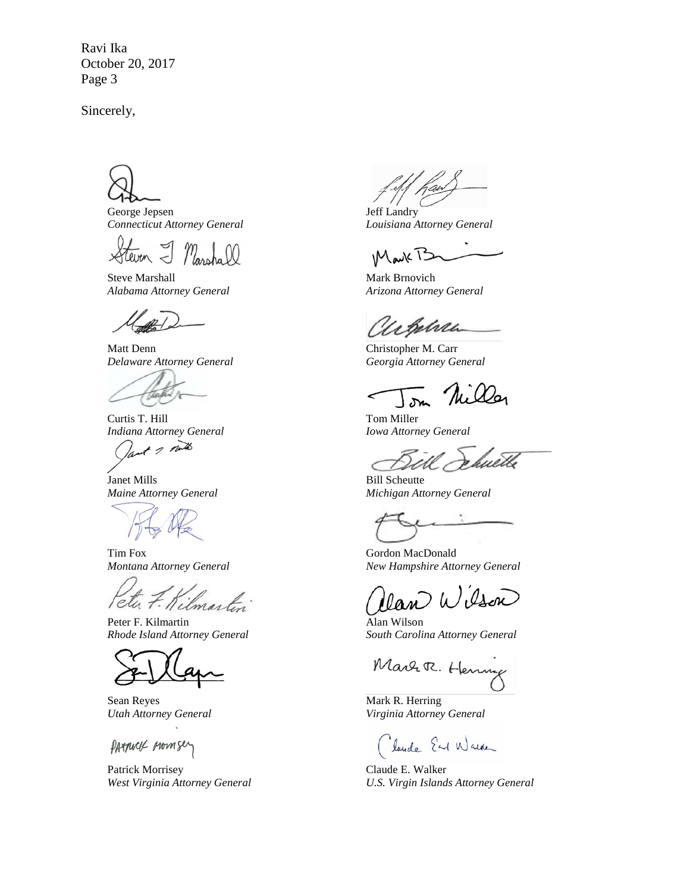Ravi Ika
October 20, 2017
Page 3

Sincerely,

George Jepsen
*Connecticut Attorney General*

Jeff Landry
*Louisiana Attorney General*

Steve Marshall
*Alabama Attorney General*

Mark Brnovich
*Arizona Attorney General*

Matt Denn
*Delaware Attorney General*

Christopher M. Carr
*Georgia Attorney General*

Curtis T. Hill
*Indiana Attorney General*

Tom Miller
*Iowa Attorney General*

Janet Mills
*Maine Attorney General*

Bill Scheutte
*Michigan Attorney General*

Tim Fox
*Montana Attorney General*

Gordon MacDonald
*New Hampshire Attorney General*

Peter F. Kilmartin
*Rhode Island Attorney General*

Alan Wilson
*South Carolina Attorney General*

Sean Reyes
*Utah Attorney General*

Mark R. Herring
*Virginia Attorney General*

Patrick Morrisey
*West Virginia Attorney General*

Claude E. Walker
*U.S. Virgin Islands Attorney General*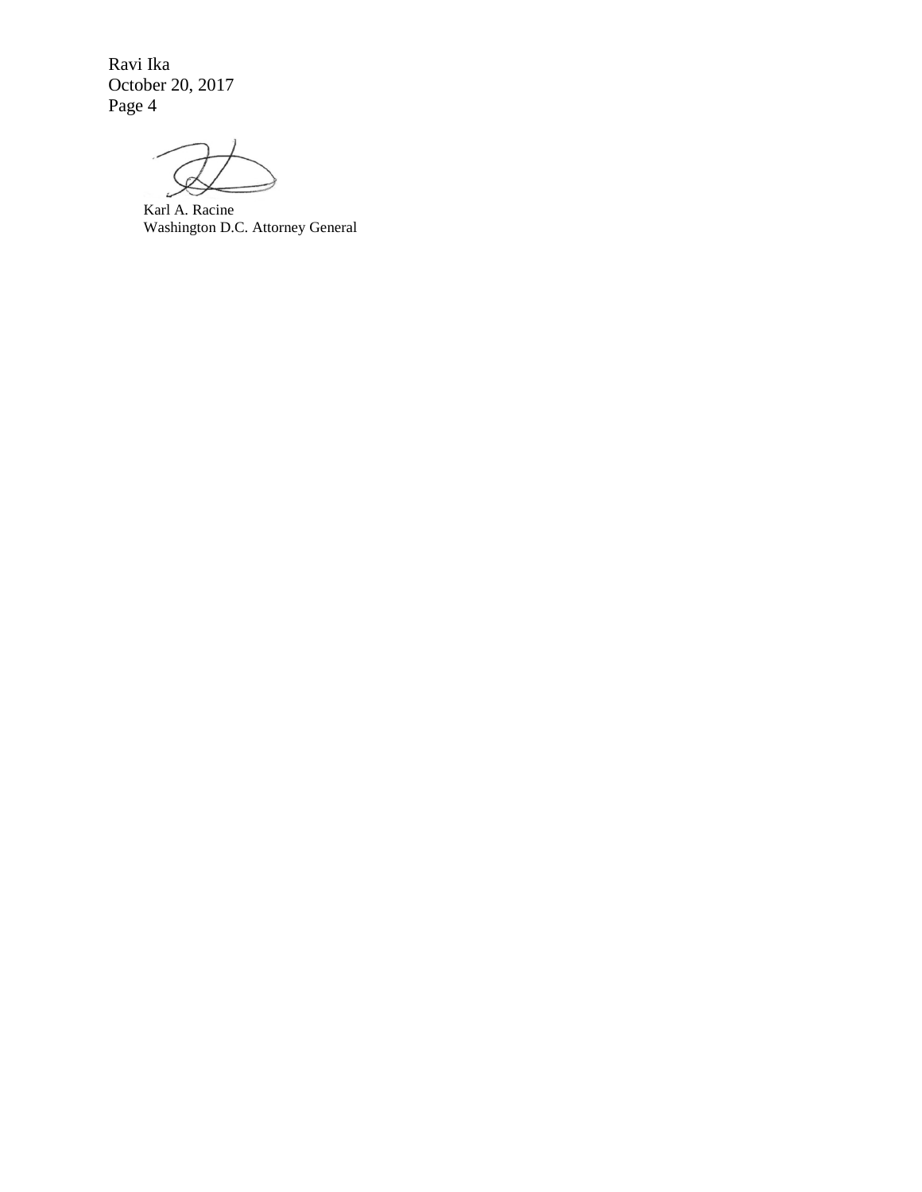Karl A. Racine
Washington D.C. Attorney General